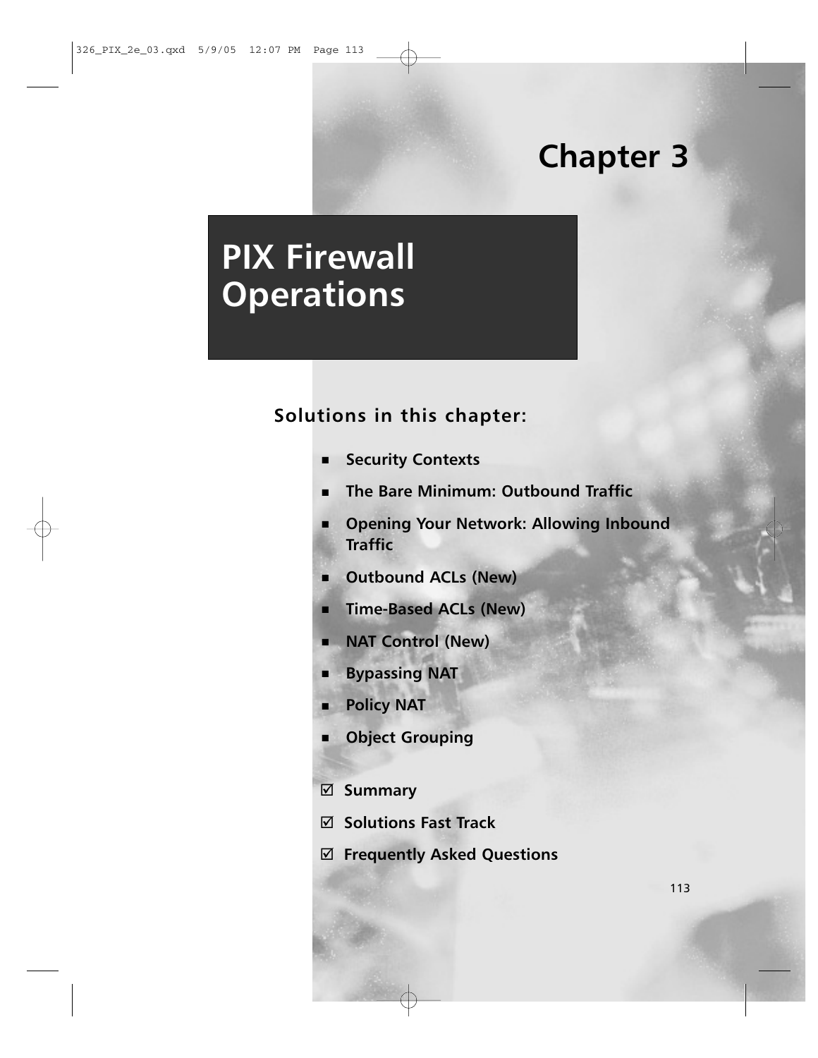# Chapter 3

# PIX Firewall Operations

## Solutions in this chapter:

- **Security Contexts**
- **The Bare Minimum: Outbound Traffic**
- **Opening Your Network: Allowing Inbound Traffic**
- **Outbound ACLs (New)**
- **Time-Based ACLs (New)**
- **NAT Control (New)**
- **Bypassing NAT**
- **Policy NAT**
- **Object Grouping**

☑ **Summary**

☑ **Solutions Fast Track**

☑ **Frequently Asked Questions**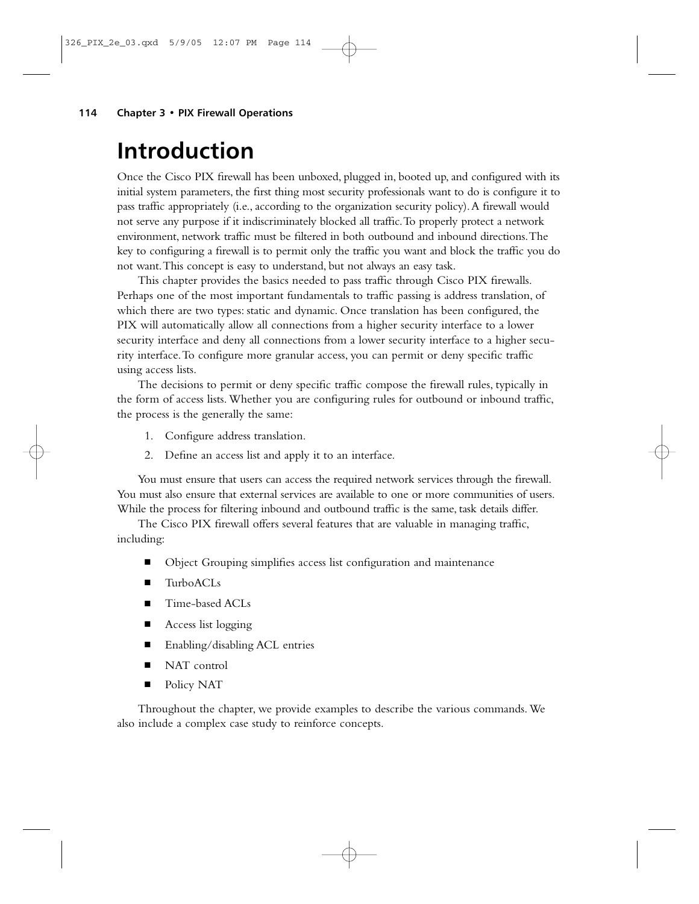# Introduction

Once the Cisco PIX firewall has been unboxed, plugged in, booted up, and configured with its initial system parameters, the first thing most security professionals want to do is configure it to pass traffic appropriately (i.e., according to the organization security policy). A firewall would not serve any purpose if it indiscriminately blocked all traffic. To properly protect a network environment, network traffic must be filtered in both outbound and inbound directions. The key to configuring a firewall is to permit only the traffic you want and block the traffic you do not want. This concept is easy to understand, but not always an easy task.

This chapter provides the basics needed to pass traffic through Cisco PIX firewalls. Perhaps one of the most important fundamentals to traffic passing is address translation, of which there are two types: static and dynamic. Once translation has been configured, the PIX will automatically allow all connections from a higher security interface to a lower security interface and deny all connections from a lower security interface to a higher security interface. To configure more granular access, you can permit or deny specific traffic using access lists.

The decisions to permit or deny specific traffic compose the firewall rules, typically in the form of access lists. Whether you are configuring rules for outbound or inbound traffic, the process is the generally the same:

1. Configure address translation.
2. Define an access list and apply it to an interface.

You must ensure that users can access the required network services through the firewall. You must also ensure that external services are available to one or more communities of users. While the process for filtering inbound and outbound traffic is the same, task details differ.

The Cisco PIX firewall offers several features that are valuable in managing traffic, including:

- Object Grouping simplifies access list configuration and maintenance
- TurboACLs
- Time-based ACLs
- Access list logging
- Enabling/disabling ACL entries
- NAT control
- Policy NAT

Throughout the chapter, we provide examples to describe the various commands. We also include a complex case study to reinforce concepts.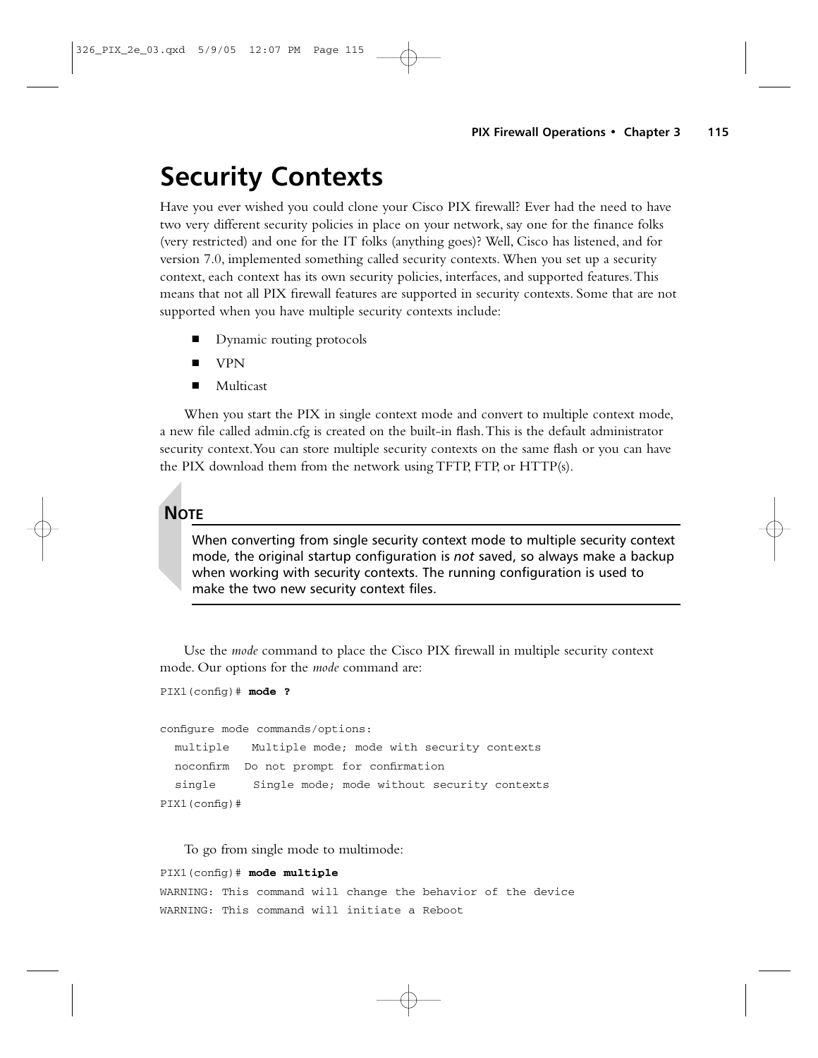# Security Contexts

Have you ever wished you could clone your Cisco PIX firewall? Ever had the need to have two very different security policies in place on your network, say one for the finance folks (very restricted) and one for the IT folks (anything goes)? Well, Cisco has listened, and for version 7.0, implemented something called security contexts. When you set up a security context, each context has its own security policies, interfaces, and supported features. This means that not all PIX firewall features are supported in security contexts. Some that are not supported when you have multiple security contexts include:

- Dynamic routing protocols
- VPN
- Multicast

When you start the PIX in single context mode and convert to multiple context mode, a new file called admin.cfg is created on the built-in flash. This is the default administrator security context. You can store multiple security contexts on the same flash or you can have the PIX download them from the network using TFTP, FTP, or HTTP(s).

**NOTE**

When converting from single security context mode to multiple security context mode, the original startup configuration is *not* saved, so always make a backup when working with security contexts. The running configuration is used to make the two new security context files.

Use the *mode* command to place the Cisco PIX firewall in multiple security context mode. Our options for the *mode* command are:

```
PIX1(config)# mode ?

configure mode commands/options:
  multiple   Multiple mode; mode with security contexts
  noconfirm  Do not prompt for confirmation
  single     Single mode; mode without security contexts
PIX1(config)#
```

To go from single mode to multimode:

```
PIX1(config)# mode multiple
WARNING: This command will change the behavior of the device
WARNING: This command will initiate a Reboot
```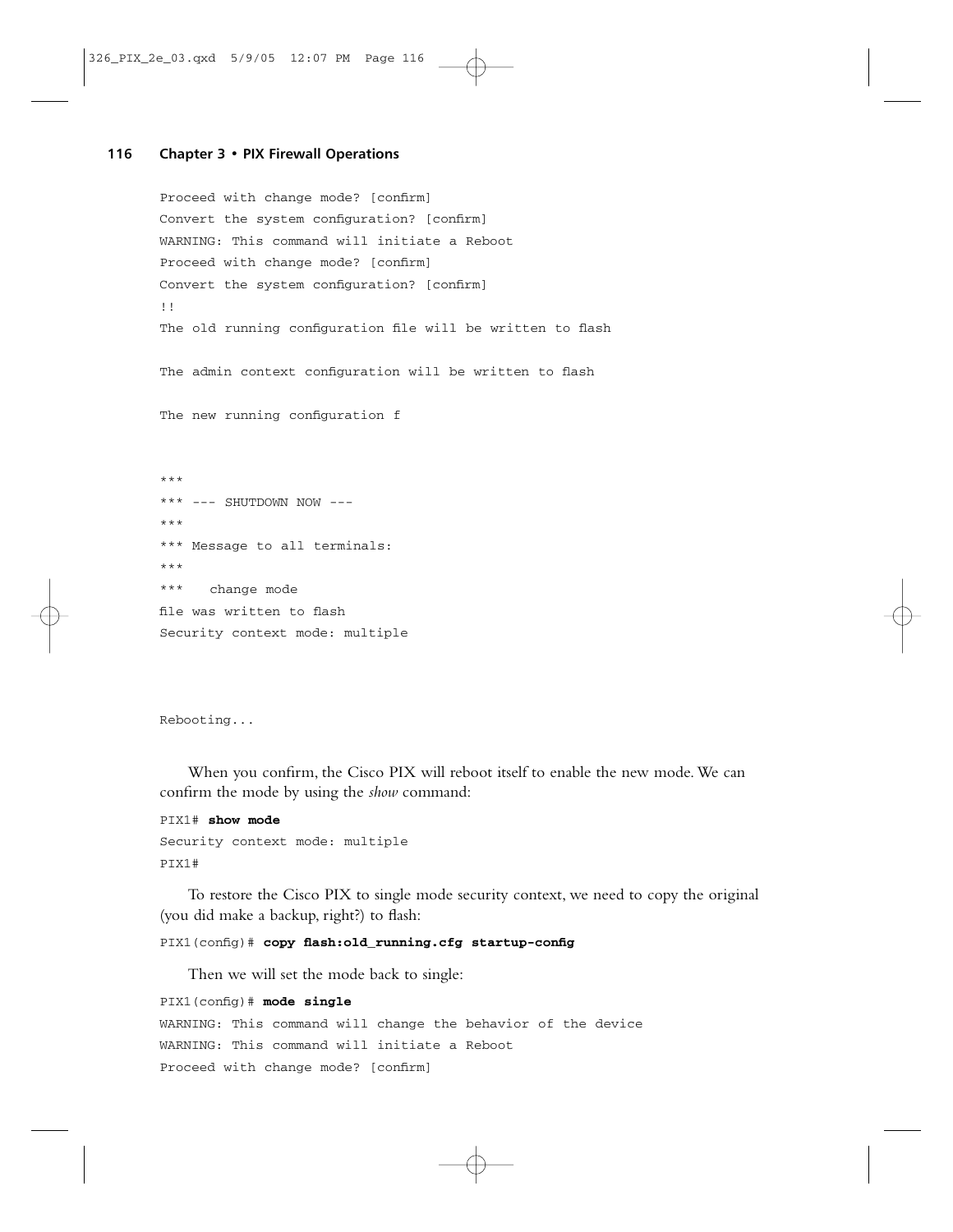```
Proceed with change mode? [confirm]
Convert the system configuration? [confirm]
WARNING: This command will initiate a Reboot
Proceed with change mode? [confirm]
Convert the system configuration? [confirm]
!!
The old running configuration file will be written to flash

The admin context configuration will be written to flash

The new running configuration f


***
*** --- SHUTDOWN NOW ---
***
*** Message to all terminals:
***
***   change mode
file was written to flash
Security context mode: multiple



Rebooting...
```

When you confirm, the Cisco PIX will reboot itself to enable the new mode. We can confirm the mode by using the *show* command:

```
PIX1# show mode
Security context mode: multiple
PIX1#
```

To restore the Cisco PIX to single mode security context, we need to copy the original (you did make a backup, right?) to flash:

```
PIX1(config)# copy flash:old_running.cfg startup-config
```

Then we will set the mode back to single:

```
PIX1(config)# mode single
WARNING: This command will change the behavior of the device
WARNING: This command will initiate a Reboot
Proceed with change mode? [confirm]
```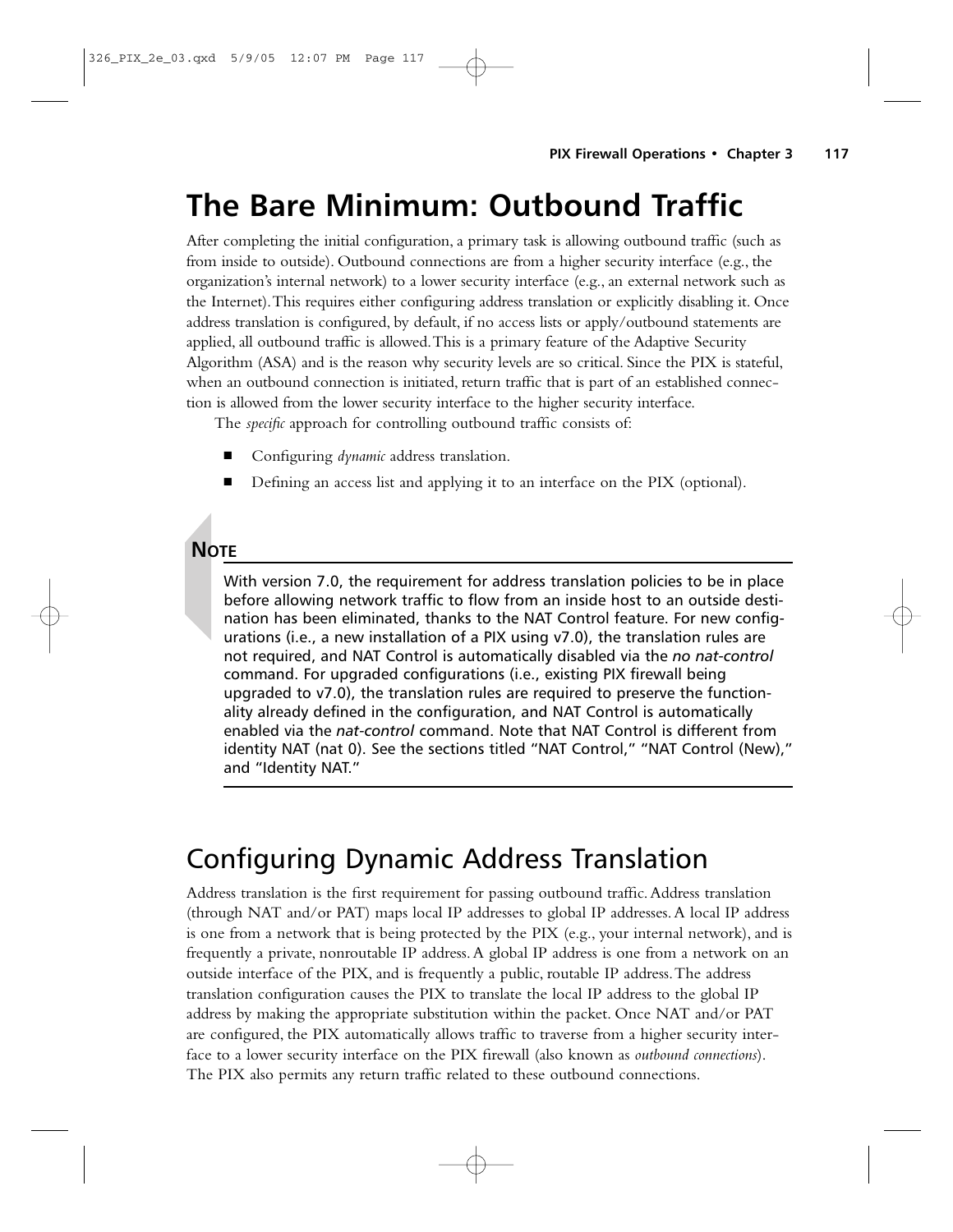# The Bare Minimum: Outbound Traffic

After completing the initial configuration, a primary task is allowing outbound traffic (such as from inside to outside). Outbound connections are from a higher security interface (e.g., the organization's internal network) to a lower security interface (e.g., an external network such as the Internet). This requires either configuring address translation or explicitly disabling it. Once address translation is configured, by default, if no access lists or apply/outbound statements are applied, all outbound traffic is allowed. This is a primary feature of the Adaptive Security Algorithm (ASA) and is the reason why security levels are so critical. Since the PIX is stateful, when an outbound connection is initiated, return traffic that is part of an established connection is allowed from the lower security interface to the higher security interface.

The *specific* approach for controlling outbound traffic consists of:

- Configuring *dynamic* address translation.
- Defining an access list and applying it to an interface on the PIX (optional).

**NOTE**

With version 7.0, the requirement for address translation policies to be in place before allowing network traffic to flow from an inside host to an outside destination has been eliminated, thanks to the NAT Control feature. For new configurations (i.e., a new installation of a PIX using v7.0), the translation rules are not required, and NAT Control is automatically disabled via the *no nat-control* command. For upgraded configurations (i.e., existing PIX firewall being upgraded to v7.0), the translation rules are required to preserve the functionality already defined in the configuration, and NAT Control is automatically enabled via the *nat-control* command. Note that NAT Control is different from identity NAT (nat 0). See the sections titled "NAT Control," "NAT Control (New)," and "Identity NAT."

## Configuring Dynamic Address Translation

Address translation is the first requirement for passing outbound traffic. Address translation (through NAT and/or PAT) maps local IP addresses to global IP addresses. A local IP address is one from a network that is being protected by the PIX (e.g., your internal network), and is frequently a private, nonroutable IP address. A global IP address is one from a network on an outside interface of the PIX, and is frequently a public, routable IP address. The address translation configuration causes the PIX to translate the local IP address to the global IP address by making the appropriate substitution within the packet. Once NAT and/or PAT are configured, the PIX automatically allows traffic to traverse from a higher security interface to a lower security interface on the PIX firewall (also known as *outbound connections*). The PIX also permits any return traffic related to these outbound connections.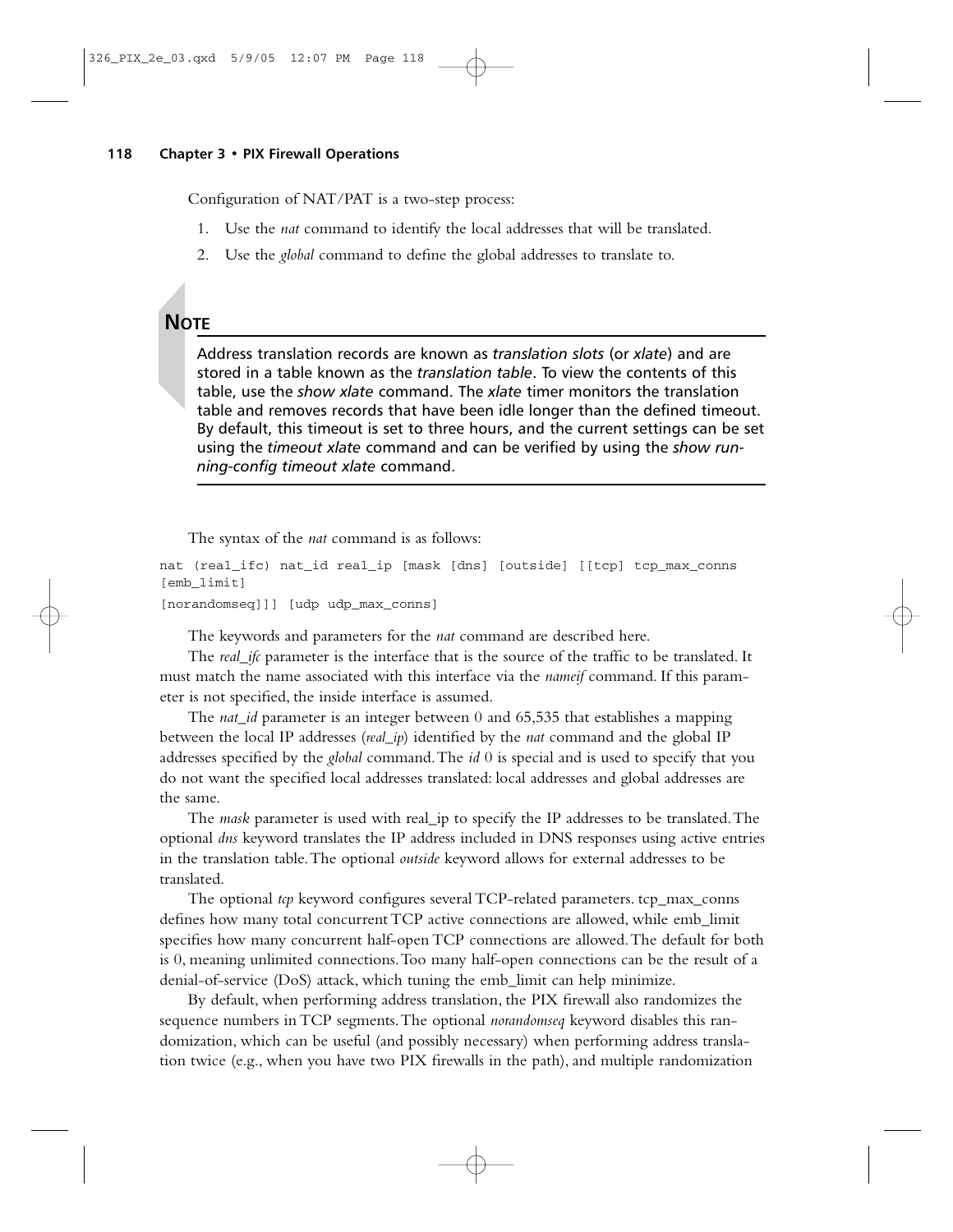Configuration of NAT/PAT is a two-step process:

1. Use the *nat* command to identify the local addresses that will be translated.
2. Use the *global* command to define the global addresses to translate to.

**NOTE**

Address translation records are known as *translation slots* (or *xlate*) and are stored in a table known as the *translation table*. To view the contents of this table, use the *show xlate* command. The *xlate* timer monitors the translation table and removes records that have been idle longer than the defined timeout. By default, this timeout is set to three hours, and the current settings can be set using the *timeout xlate* command and can be verified by using the *show running-config timeout xlate* command.

The syntax of the *nat* command is as follows:

```
nat (real_ifc) nat_id real_ip [mask [dns] [outside] [[tcp] tcp_max_conns
[emb_limit]
[norandomseq]]] [udp udp_max_conns]
```

The keywords and parameters for the *nat* command are described here.

The *real_ifc* parameter is the interface that is the source of the traffic to be translated. It must match the name associated with this interface via the *nameif* command. If this parameter is not specified, the inside interface is assumed.

The *nat_id* parameter is an integer between 0 and 65,535 that establishes a mapping between the local IP addresses (*real_ip*) identified by the *nat* command and the global IP addresses specified by the *global* command. The *id* 0 is special and is used to specify that you do not want the specified local addresses translated: local addresses and global addresses are the same.

The *mask* parameter is used with real_ip to specify the IP addresses to be translated. The optional *dns* keyword translates the IP address included in DNS responses using active entries in the translation table. The optional *outside* keyword allows for external addresses to be translated.

The optional *tcp* keyword configures several TCP-related parameters. tcp_max_conns defines how many total concurrent TCP active connections are allowed, while emb_limit specifies how many concurrent half-open TCP connections are allowed. The default for both is 0, meaning unlimited connections. Too many half-open connections can be the result of a denial-of-service (DoS) attack, which tuning the emb_limit can help minimize.

By default, when performing address translation, the PIX firewall also randomizes the sequence numbers in TCP segments. The optional *norandomseq* keyword disables this randomization, which can be useful (and possibly necessary) when performing address translation twice (e.g., when you have two PIX firewalls in the path), and multiple randomization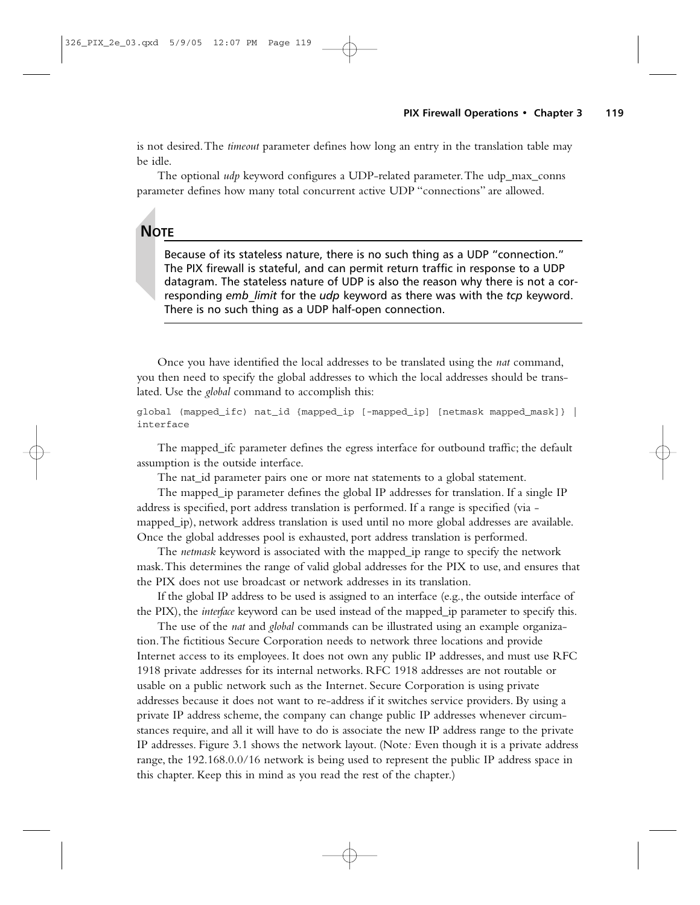is not desired. The *timeout* parameter defines how long an entry in the translation table may be idle.

The optional *udp* keyword configures a UDP-related parameter. The udp_max_conns parameter defines how many total concurrent active UDP "connections" are allowed.

**NOTE**

Because of its stateless nature, there is no such thing as a UDP "connection." The PIX firewall is stateful, and can permit return traffic in response to a UDP datagram. The stateless nature of UDP is also the reason why there is not a corresponding *emb_limit* for the *udp* keyword as there was with the *tcp* keyword. There is no such thing as a UDP half-open connection.

Once you have identified the local addresses to be translated using the *nat* command, you then need to specify the global addresses to which the local addresses should be translated. Use the *global* command to accomplish this:

```
global (mapped_ifc) nat_id {mapped_ip [-mapped_ip] [netmask mapped_mask]} |
interface
```

The mapped_ifc parameter defines the egress interface for outbound traffic; the default assumption is the outside interface.

The nat_id parameter pairs one or more nat statements to a global statement.

The mapped_ip parameter defines the global IP addresses for translation. If a single IP address is specified, port address translation is performed. If a range is specified (via -mapped_ip), network address translation is used until no more global addresses are available. Once the global addresses pool is exhausted, port address translation is performed.

The *netmask* keyword is associated with the mapped_ip range to specify the network mask. This determines the range of valid global addresses for the PIX to use, and ensures that the PIX does not use broadcast or network addresses in its translation.

If the global IP address to be used is assigned to an interface (e.g., the outside interface of the PIX), the *interface* keyword can be used instead of the mapped_ip parameter to specify this.

The use of the *nat* and *global* commands can be illustrated using an example organization. The fictitious Secure Corporation needs to network three locations and provide Internet access to its employees. It does not own any public IP addresses, and must use RFC 1918 private addresses for its internal networks. RFC 1918 addresses are not routable or usable on a public network such as the Internet. Secure Corporation is using private addresses because it does not want to re-address if it switches service providers. By using a private IP address scheme, the company can change public IP addresses whenever circumstances require, and all it will have to do is associate the new IP address range to the private IP addresses. Figure 3.1 shows the network layout. (Note*:* Even though it is a private address range, the 192.168.0.0/16 network is being used to represent the public IP address space in this chapter. Keep this in mind as you read the rest of the chapter.)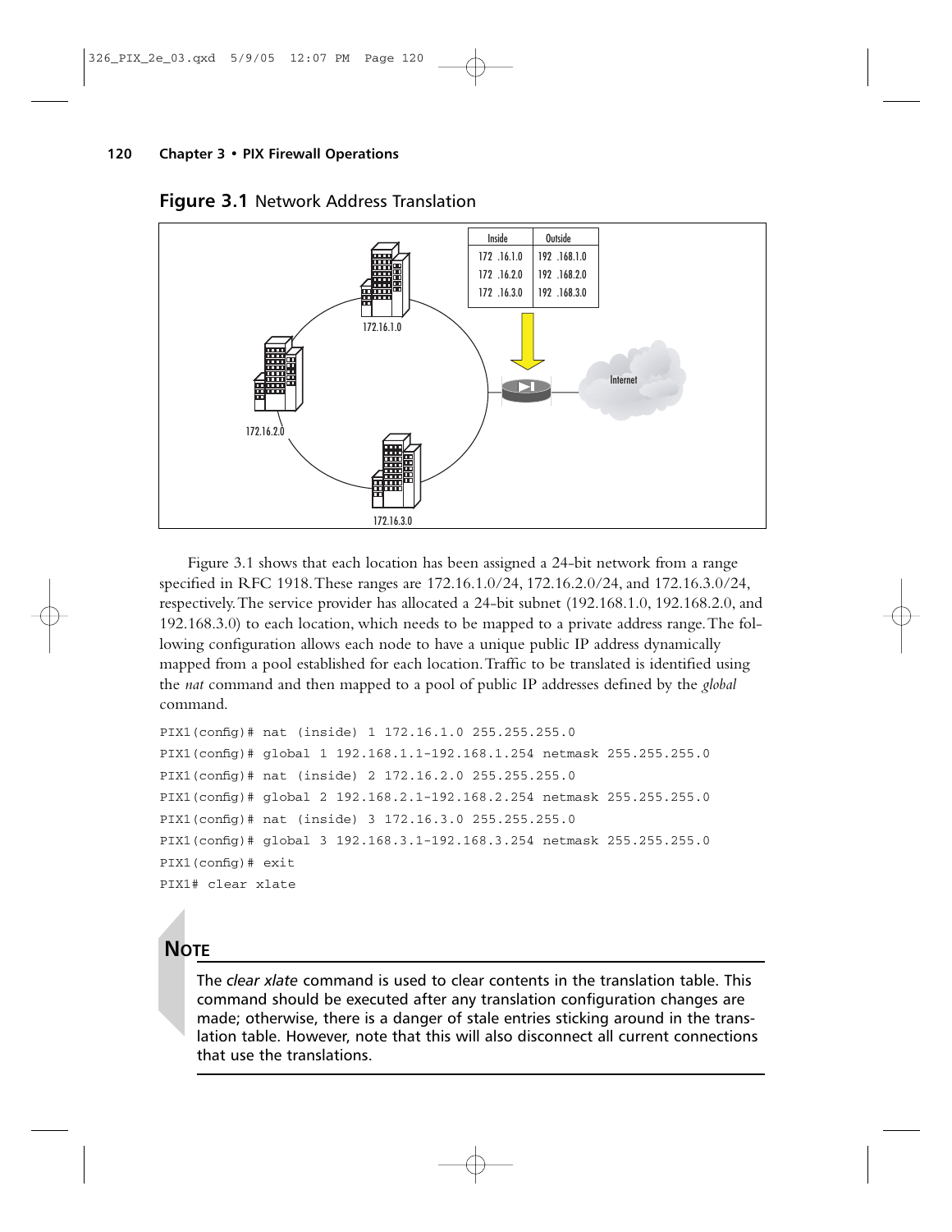**Figure 3.1** Network Address Translation

| Inside | Outside |
| --- | --- |
| 172 .16.1.0 | 192 .168.1.0 |
| 172 .16.2.0 | 192 .168.2.0 |
| 172 .16.3.0 | 192 .168.3.0 |

Figure 3.1 shows that each location has been assigned a 24-bit network from a range specified in RFC 1918. These ranges are 172.16.1.0/24, 172.16.2.0/24, and 172.16.3.0/24, respectively. The service provider has allocated a 24-bit subnet (192.168.1.0, 192.168.2.0, and 192.168.3.0) to each location, which needs to be mapped to a private address range. The following configuration allows each node to have a unique public IP address dynamically mapped from a pool established for each location. Traffic to be translated is identified using the *nat* command and then mapped to a pool of public IP addresses defined by the *global* command.

```
PIX1(config)# nat (inside) 1 172.16.1.0 255.255.255.0
PIX1(config)# global 1 192.168.1.1-192.168.1.254 netmask 255.255.255.0
PIX1(config)# nat (inside) 2 172.16.2.0 255.255.255.0
PIX1(config)# global 2 192.168.2.1-192.168.2.254 netmask 255.255.255.0
PIX1(config)# nat (inside) 3 172.16.3.0 255.255.255.0
PIX1(config)# global 3 192.168.3.1-192.168.3.254 netmask 255.255.255.0
PIX1(config)# exit
PIX1# clear xlate
```

**NOTE**

The *clear xlate* command is used to clear contents in the translation table. This command should be executed after any translation configuration changes are made; otherwise, there is a danger of stale entries sticking around in the translation table. However, note that this will also disconnect all current connections that use the translations.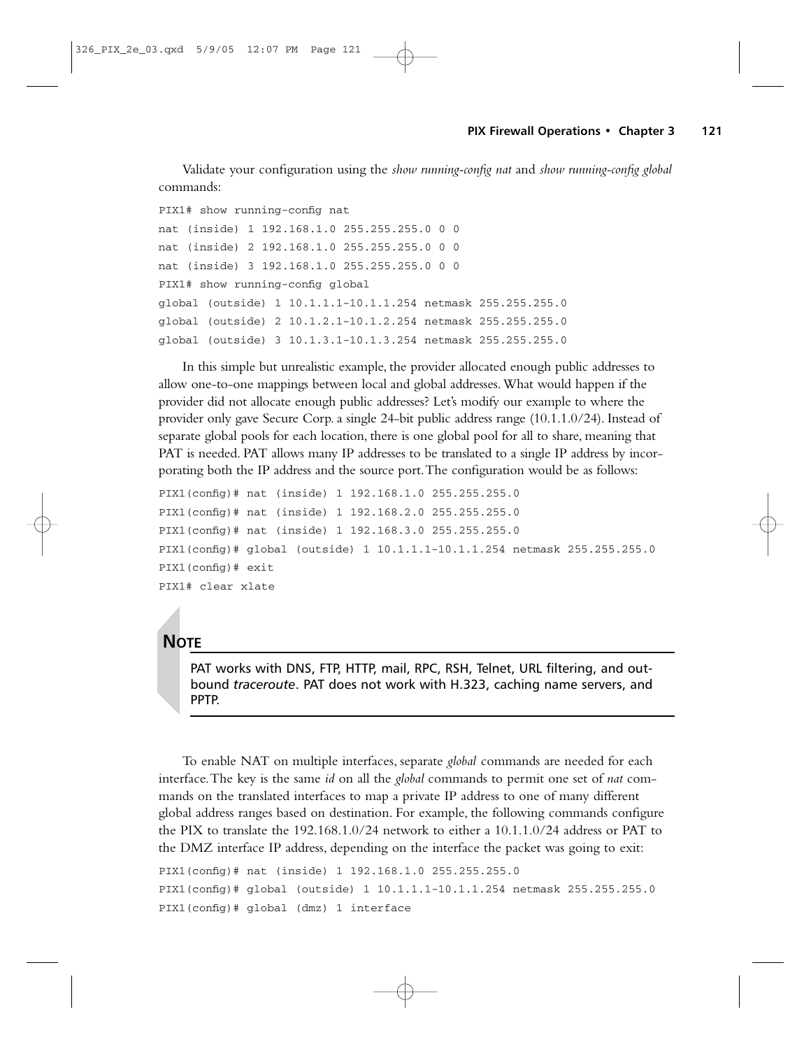Validate your configuration using the *show running-config nat* and *show running-config global* commands:

```
PIX1# show running-config nat
nat (inside) 1 192.168.1.0 255.255.255.0 0 0
nat (inside) 2 192.168.1.0 255.255.255.0 0 0
nat (inside) 3 192.168.1.0 255.255.255.0 0 0
PIX1# show running-config global
global (outside) 1 10.1.1.1-10.1.1.254 netmask 255.255.255.0
global (outside) 2 10.1.2.1-10.1.2.254 netmask 255.255.255.0
global (outside) 3 10.1.3.1-10.1.3.254 netmask 255.255.255.0
```

In this simple but unrealistic example, the provider allocated enough public addresses to allow one-to-one mappings between local and global addresses. What would happen if the provider did not allocate enough public addresses? Let's modify our example to where the provider only gave Secure Corp. a single 24-bit public address range (10.1.1.0/24). Instead of separate global pools for each location, there is one global pool for all to share, meaning that PAT is needed. PAT allows many IP addresses to be translated to a single IP address by incorporating both the IP address and the source port. The configuration would be as follows:

```
PIX1(config)# nat (inside) 1 192.168.1.0 255.255.255.0
PIX1(config)# nat (inside) 1 192.168.2.0 255.255.255.0
PIX1(config)# nat (inside) 1 192.168.3.0 255.255.255.0
PIX1(config)# global (outside) 1 10.1.1.1-10.1.1.254 netmask 255.255.255.0
PIX1(config)# exit
PIX1# clear xlate
```

**NOTE**

PAT works with DNS, FTP, HTTP, mail, RPC, RSH, Telnet, URL filtering, and outbound *traceroute*. PAT does not work with H.323, caching name servers, and PPTP.

To enable NAT on multiple interfaces, separate *global* commands are needed for each interface. The key is the same *id* on all the *global* commands to permit one set of *nat* commands on the translated interfaces to map a private IP address to one of many different global address ranges based on destination. For example, the following commands configure the PIX to translate the 192.168.1.0/24 network to either a 10.1.1.0/24 address or PAT to the DMZ interface IP address, depending on the interface the packet was going to exit:

```
PIX1(config)# nat (inside) 1 192.168.1.0 255.255.255.0
PIX1(config)# global (outside) 1 10.1.1.1-10.1.1.254 netmask 255.255.255.0
PIX1(config)# global (dmz) 1 interface
```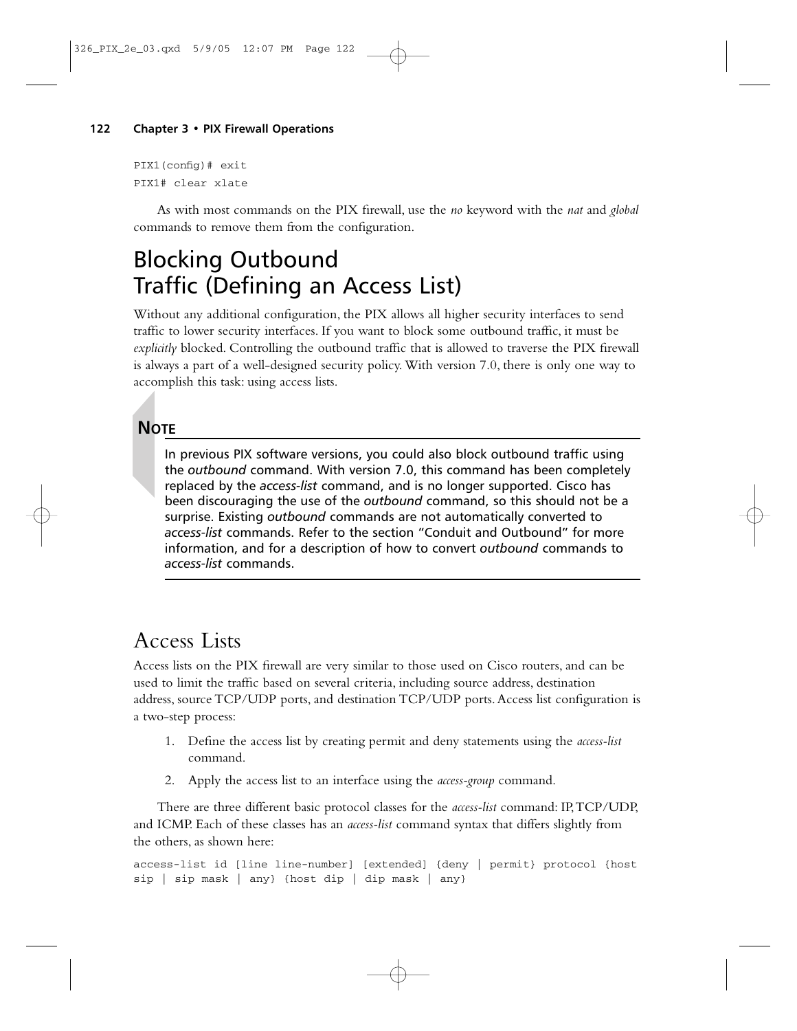```
PIX1(config)# exit
PIX1# clear xlate
```

As with most commands on the PIX firewall, use the *no* keyword with the *nat* and *global* commands to remove them from the configuration.

# Blocking Outbound Traffic (Defining an Access List)

Without any additional configuration, the PIX allows all higher security interfaces to send traffic to lower security interfaces. If you want to block some outbound traffic, it must be *explicitly* blocked. Controlling the outbound traffic that is allowed to traverse the PIX firewall is always a part of a well-designed security policy. With version 7.0, there is only one way to accomplish this task: using access lists.

**NOTE**

In previous PIX software versions, you could also block outbound traffic using the *outbound* command. With version 7.0, this command has been completely replaced by the *access-list* command, and is no longer supported. Cisco has been discouraging the use of the *outbound* command, so this should not be a surprise. Existing *outbound* commands are not automatically converted to *access-list* commands. Refer to the section "Conduit and Outbound" for more information, and for a description of how to convert *outbound* commands to *access-list* commands.

## Access Lists

Access lists on the PIX firewall are very similar to those used on Cisco routers, and can be used to limit the traffic based on several criteria, including source address, destination address, source TCP/UDP ports, and destination TCP/UDP ports. Access list configuration is a two-step process:

1. Define the access list by creating permit and deny statements using the *access-list* command.
2. Apply the access list to an interface using the *access-group* command.

There are three different basic protocol classes for the *access-list* command: IP, TCP/UDP, and ICMP. Each of these classes has an *access-list* command syntax that differs slightly from the others, as shown here:

```
access-list id [line line-number] [extended] {deny | permit} protocol {host
sip | sip mask | any} {host dip | dip mask | any}
```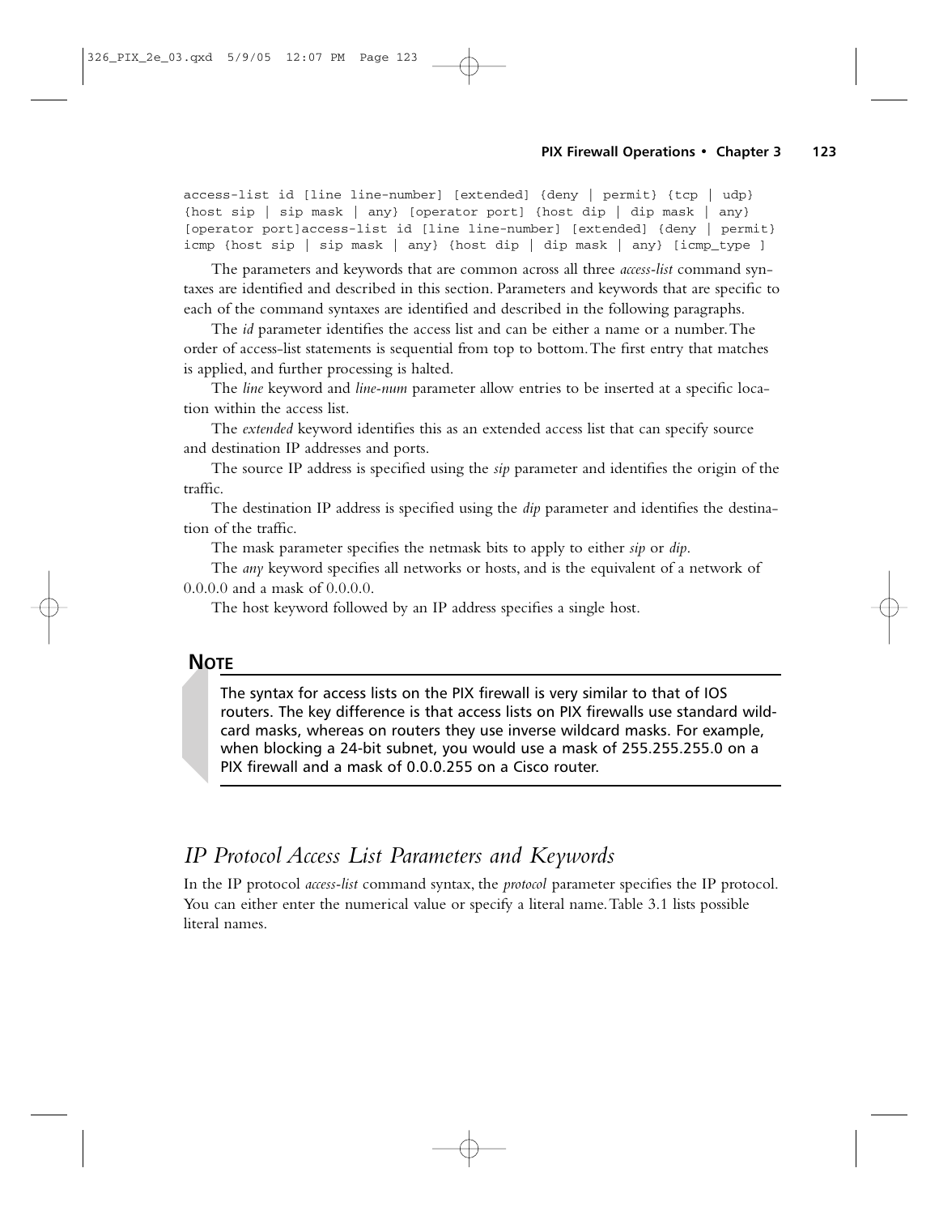```
access-list id [line line-number] [extended] {deny | permit} {tcp | udp}
{host sip | sip mask | any} [operator port] {host dip | dip mask | any}
[operator port]access-list id [line line-number] [extended] {deny | permit}
icmp {host sip | sip mask | any} {host dip | dip mask | any} [icmp_type ]
```

The parameters and keywords that are common across all three *access-list* command syntaxes are identified and described in this section. Parameters and keywords that are specific to each of the command syntaxes are identified and described in the following paragraphs.

The *id* parameter identifies the access list and can be either a name or a number. The order of access-list statements is sequential from top to bottom. The first entry that matches is applied, and further processing is halted.

The *line* keyword and *line-num* parameter allow entries to be inserted at a specific location within the access list.

The *extended* keyword identifies this as an extended access list that can specify source and destination IP addresses and ports.

The source IP address is specified using the *sip* parameter and identifies the origin of the traffic.

The destination IP address is specified using the *dip* parameter and identifies the destination of the traffic.

The mask parameter specifies the netmask bits to apply to either *sip* or *dip*.

The *any* keyword specifies all networks or hosts, and is the equivalent of a network of 0.0.0.0 and a mask of 0.0.0.0.

The host keyword followed by an IP address specifies a single host.

**NOTE**

The syntax for access lists on the PIX firewall is very similar to that of IOS routers. The key difference is that access lists on PIX firewalls use standard wildcard masks, whereas on routers they use inverse wildcard masks. For example, when blocking a 24-bit subnet, you would use a mask of 255.255.255.0 on a PIX firewall and a mask of 0.0.0.255 on a Cisco router.

## *IP Protocol Access List Parameters and Keywords*

In the IP protocol *access-list* command syntax, the *protocol* parameter specifies the IP protocol. You can either enter the numerical value or specify a literal name. Table 3.1 lists possible literal names.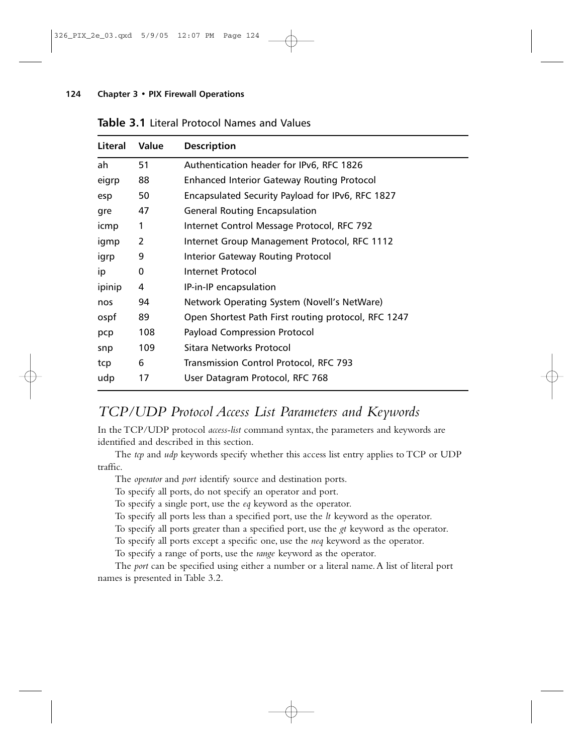**Table 3.1** Literal Protocol Names and Values

| Literal | Value | Description |
|---|---|---|
| ah | 51 | Authentication header for IPv6, RFC 1826 |
| eigrp | 88 | Enhanced Interior Gateway Routing Protocol |
| esp | 50 | Encapsulated Security Payload for IPv6, RFC 1827 |
| gre | 47 | General Routing Encapsulation |
| icmp | 1 | Internet Control Message Protocol, RFC 792 |
| igmp | 2 | Internet Group Management Protocol, RFC 1112 |
| igrp | 9 | Interior Gateway Routing Protocol |
| ip | 0 | Internet Protocol |
| ipinip | 4 | IP-in-IP encapsulation |
| nos | 94 | Network Operating System (Novell's NetWare) |
| ospf | 89 | Open Shortest Path First routing protocol, RFC 1247 |
| pcp | 108 | Payload Compression Protocol |
| snp | 109 | Sitara Networks Protocol |
| tcp | 6 | Transmission Control Protocol, RFC 793 |
| udp | 17 | User Datagram Protocol, RFC 768 |

## *TCP/UDP Protocol Access List Parameters and Keywords*

In the TCP/UDP protocol *access-list* command syntax, the parameters and keywords are identified and described in this section.

The *tcp* and *udp* keywords specify whether this access list entry applies to TCP or UDP traffic.

The *operator* and *port* identify source and destination ports.

To specify all ports, do not specify an operator and port.

To specify a single port, use the *eq* keyword as the operator.

To specify all ports less than a specified port, use the *lt* keyword as the operator.

To specify all ports greater than a specified port, use the *gt* keyword as the operator.

To specify all ports except a specific one, use the *neq* keyword as the operator.

To specify a range of ports, use the *range* keyword as the operator.

The *port* can be specified using either a number or a literal name. A list of literal port names is presented in Table 3.2.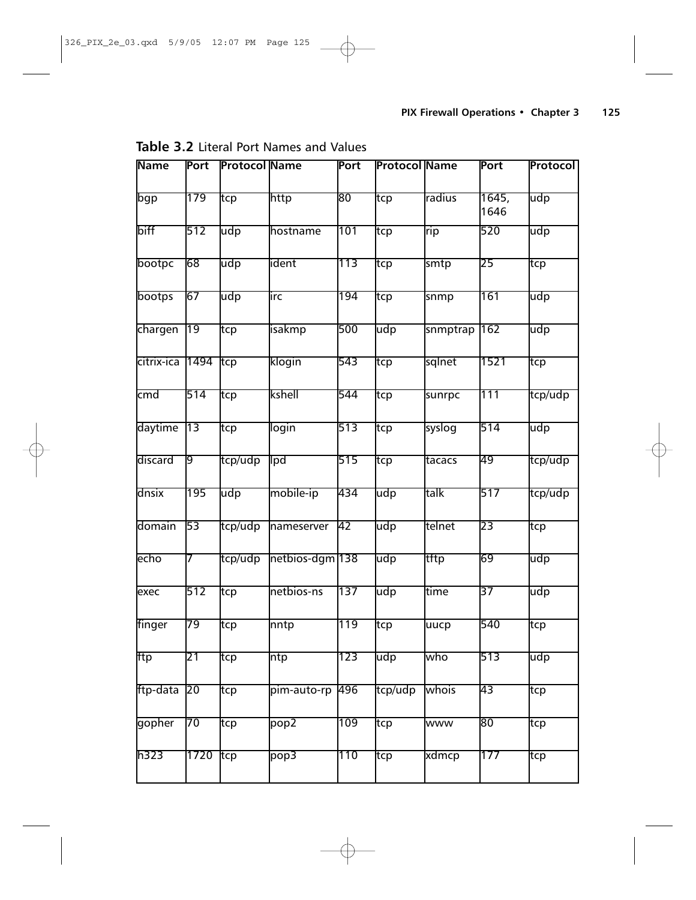**Table 3.2** Literal Port Names and Values

| Name | Port | Protocol | Name | Port | Protocol | Name | Port | Protocol |
|---|---|---|---|---|---|---|---|---|
| bgp | 179 | tcp | http | 80 | tcp | radius | 1645, 1646 | udp |
| biff | 512 | udp | hostname | 101 | tcp | rip | 520 | udp |
| bootpc | 68 | udp | ident | 113 | tcp | smtp | 25 | tcp |
| bootps | 67 | udp | irc | 194 | tcp | snmp | 161 | udp |
| chargen | 19 | tcp | isakmp | 500 | udp | snmptrap | 162 | udp |
| citrix-ica | 1494 | tcp | klogin | 543 | tcp | sqlnet | 1521 | tcp |
| cmd | 514 | tcp | kshell | 544 | tcp | sunrpc | 111 | tcp/udp |
| daytime | 13 | tcp | login | 513 | tcp | syslog | 514 | udp |
| discard | 9 | tcp/udp | lpd | 515 | tcp | tacacs | 49 | tcp/udp |
| dnsix | 195 | udp | mobile-ip | 434 | udp | talk | 517 | tcp/udp |
| domain | 53 | tcp/udp | nameserver | 42 | udp | telnet | 23 | tcp |
| echo | 7 | tcp/udp | netbios-dgm | 138 | udp | tftp | 69 | udp |
| exec | 512 | tcp | netbios-ns | 137 | udp | time | 37 | udp |
| finger | 79 | tcp | nntp | 119 | tcp | uucp | 540 | tcp |
| ftp | 21 | tcp | ntp | 123 | udp | who | 513 | udp |
| ftp-data | 20 | tcp | pim-auto-rp | 496 | tcp/udp | whois | 43 | tcp |
| gopher | 70 | tcp | pop2 | 109 | tcp | www | 80 | tcp |
| h323 | 1720 | tcp | pop3 | 110 | tcp | xdmcp | 177 | tcp |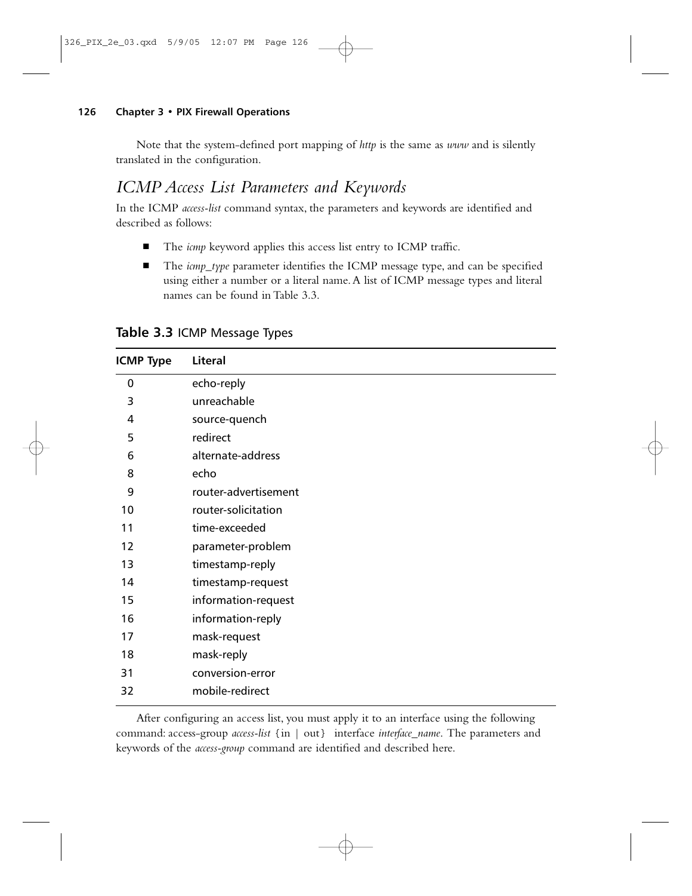Note that the system-defined port mapping of *http* is the same as *www* and is silently translated in the configuration.

## ICMP Access List Parameters and Keywords

In the ICMP *access-list* command syntax, the parameters and keywords are identified and described as follows:

- The *icmp* keyword applies this access list entry to ICMP traffic.
- The *icmp_type* parameter identifies the ICMP message type, and can be specified using either a number or a literal name. A list of ICMP message types and literal names can be found in Table 3.3.

**Table 3.3** ICMP Message Types

| ICMP Type | Literal |
|---|---|
| 0 | echo-reply |
| 3 | unreachable |
| 4 | source-quench |
| 5 | redirect |
| 6 | alternate-address |
| 8 | echo |
| 9 | router-advertisement |
| 10 | router-solicitation |
| 11 | time-exceeded |
| 12 | parameter-problem |
| 13 | timestamp-reply |
| 14 | timestamp-request |
| 15 | information-request |
| 16 | information-reply |
| 17 | mask-request |
| 18 | mask-reply |
| 31 | conversion-error |
| 32 | mobile-redirect |

After configuring an access list, you must apply it to an interface using the following command: access-group *access-list* {in | out} interface *interface_name*. The parameters and keywords of the *access-group* command are identified and described here.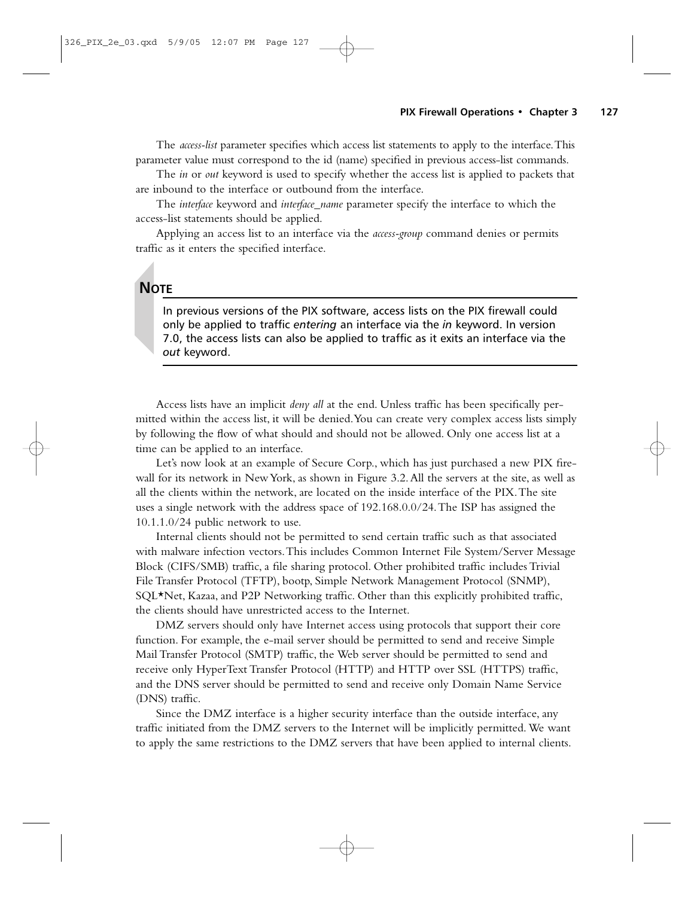The *access-list* parameter specifies which access list statements to apply to the interface. This parameter value must correspond to the id (name) specified in previous access-list commands.

The *in* or *out* keyword is used to specify whether the access list is applied to packets that are inbound to the interface or outbound from the interface.

The *interface* keyword and *interface_name* parameter specify the interface to which the access-list statements should be applied.

Applying an access list to an interface via the *access-group* command denies or permits traffic as it enters the specified interface.

**NOTE**

In previous versions of the PIX software, access lists on the PIX firewall could only be applied to traffic *entering* an interface via the *in* keyword. In version 7.0, the access lists can also be applied to traffic as it exits an interface via the *out* keyword.

Access lists have an implicit *deny all* at the end. Unless traffic has been specifically permitted within the access list, it will be denied. You can create very complex access lists simply by following the flow of what should and should not be allowed. Only one access list at a time can be applied to an interface.

Let's now look at an example of Secure Corp., which has just purchased a new PIX firewall for its network in New York, as shown in Figure 3.2. All the servers at the site, as well as all the clients within the network, are located on the inside interface of the PIX. The site uses a single network with the address space of 192.168.0.0/24. The ISP has assigned the 10.1.1.0/24 public network to use.

Internal clients should not be permitted to send certain traffic such as that associated with malware infection vectors. This includes Common Internet File System/Server Message Block (CIFS/SMB) traffic, a file sharing protocol. Other prohibited traffic includes Trivial File Transfer Protocol (TFTP), bootp, Simple Network Management Protocol (SNMP), SQL*Net, Kazaa, and P2P Networking traffic. Other than this explicitly prohibited traffic, the clients should have unrestricted access to the Internet.

DMZ servers should only have Internet access using protocols that support their core function. For example, the e-mail server should be permitted to send and receive Simple Mail Transfer Protocol (SMTP) traffic, the Web server should be permitted to send and receive only HyperText Transfer Protocol (HTTP) and HTTP over SSL (HTTPS) traffic, and the DNS server should be permitted to send and receive only Domain Name Service (DNS) traffic.

Since the DMZ interface is a higher security interface than the outside interface, any traffic initiated from the DMZ servers to the Internet will be implicitly permitted. We want to apply the same restrictions to the DMZ servers that have been applied to internal clients.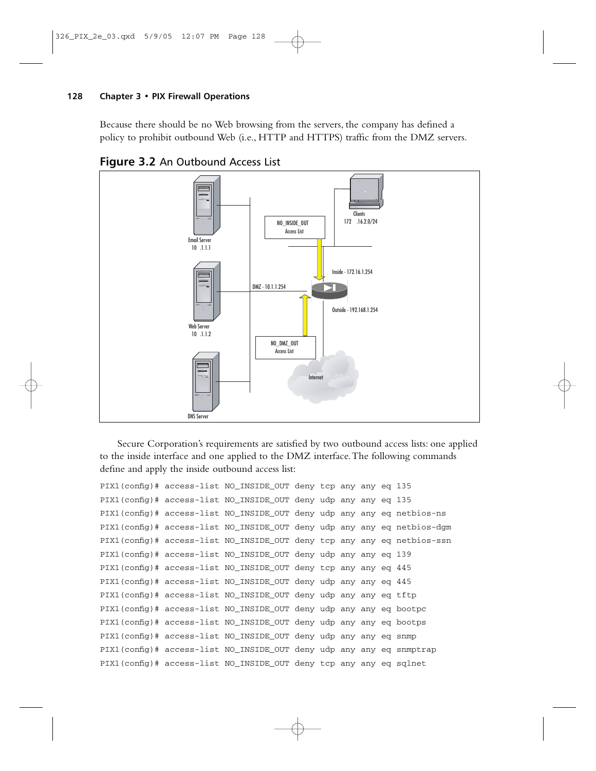Because there should be no Web browsing from the servers, the company has defined a policy to prohibit outbound Web (i.e., HTTP and HTTPS) traffic from the DMZ servers.

**Figure 3.2** An Outbound Access List

Secure Corporation's requirements are satisfied by two outbound access lists: one applied to the inside interface and one applied to the DMZ interface. The following commands define and apply the inside outbound access list:

```
PIX1(config)# access-list NO_INSIDE_OUT deny tcp any any eq 135
PIX1(config)# access-list NO_INSIDE_OUT deny udp any any eq 135
PIX1(config)# access-list NO_INSIDE_OUT deny udp any any eq netbios-ns
PIX1(config)# access-list NO_INSIDE_OUT deny udp any any eq netbios-dgm
PIX1(config)# access-list NO_INSIDE_OUT deny tcp any any eq netbios-ssn
PIX1(config)# access-list NO_INSIDE_OUT deny udp any any eq 139
PIX1(config)# access-list NO_INSIDE_OUT deny tcp any any eq 445
PIX1(config)# access-list NO_INSIDE_OUT deny udp any any eq 445
PIX1(config)# access-list NO_INSIDE_OUT deny udp any any eq tftp
PIX1(config)# access-list NO_INSIDE_OUT deny udp any any eq bootpc
PIX1(config)# access-list NO_INSIDE_OUT deny udp any any eq bootps
PIX1(config)# access-list NO_INSIDE_OUT deny udp any any eq snmp
PIX1(config)# access-list NO_INSIDE_OUT deny udp any any eq snmptrap
PIX1(config)# access-list NO_INSIDE_OUT deny tcp any any eq sqlnet
```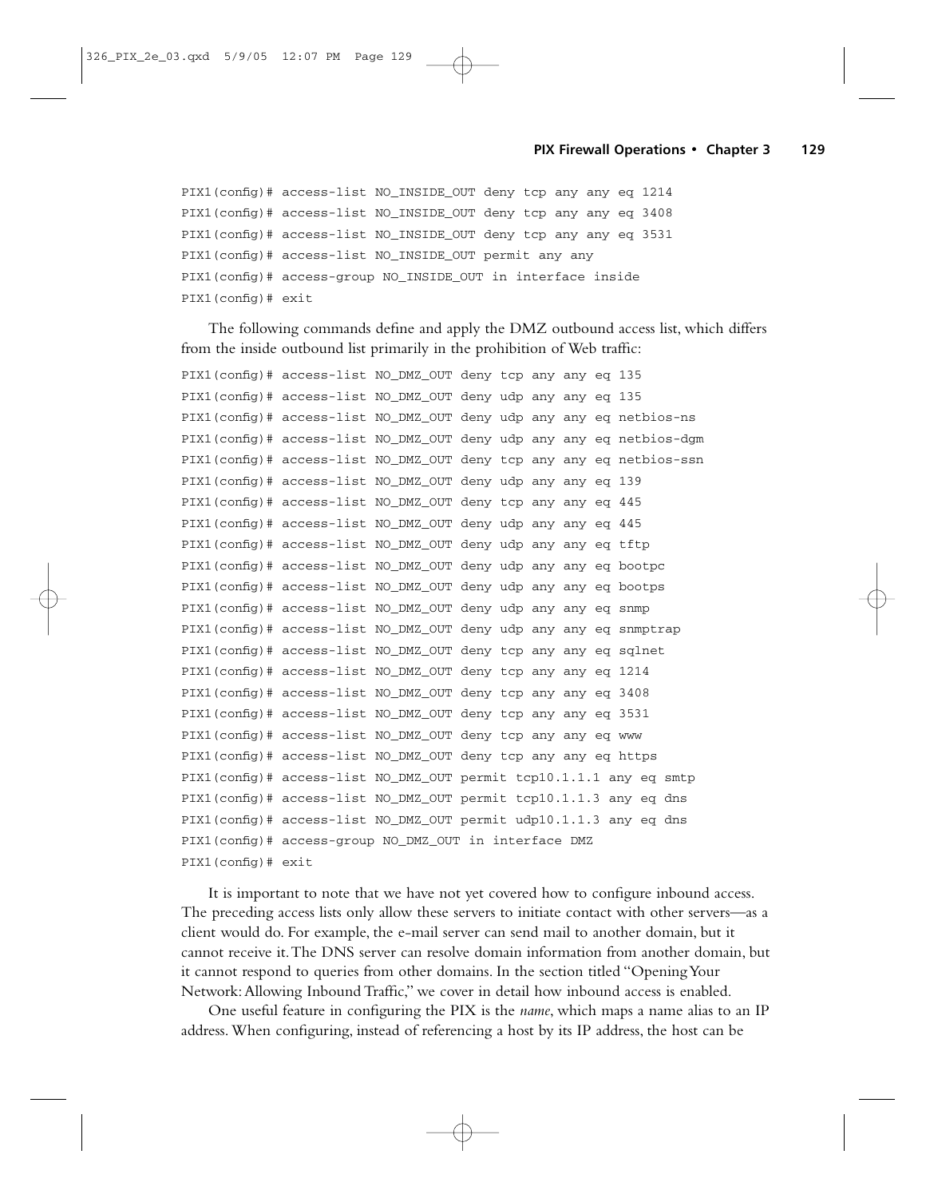```
PIX1(config)# access-list NO_INSIDE_OUT deny tcp any any eq 1214
PIX1(config)# access-list NO_INSIDE_OUT deny tcp any any eq 3408
PIX1(config)# access-list NO_INSIDE_OUT deny tcp any any eq 3531
PIX1(config)# access-list NO_INSIDE_OUT permit any any
PIX1(config)# access-group NO_INSIDE_OUT in interface inside
PIX1(config)# exit
```

The following commands define and apply the DMZ outbound access list, which differs from the inside outbound list primarily in the prohibition of Web traffic:

```
PIX1(config)# access-list NO_DMZ_OUT deny tcp any any eq 135
PIX1(config)# access-list NO_DMZ_OUT deny udp any any eq 135
PIX1(config)# access-list NO_DMZ_OUT deny udp any any eq netbios-ns
PIX1(config)# access-list NO_DMZ_OUT deny udp any any eq netbios-dgm
PIX1(config)# access-list NO_DMZ_OUT deny tcp any any eq netbios-ssn
PIX1(config)# access-list NO_DMZ_OUT deny udp any any eq 139
PIX1(config)# access-list NO_DMZ_OUT deny tcp any any eq 445
PIX1(config)# access-list NO_DMZ_OUT deny udp any any eq 445
PIX1(config)# access-list NO_DMZ_OUT deny udp any any eq tftp
PIX1(config)# access-list NO_DMZ_OUT deny udp any any eq bootpc
PIX1(config)# access-list NO_DMZ_OUT deny udp any any eq bootps
PIX1(config)# access-list NO_DMZ_OUT deny udp any any eq snmp
PIX1(config)# access-list NO_DMZ_OUT deny udp any any eq snmptrap
PIX1(config)# access-list NO_DMZ_OUT deny tcp any any eq sqlnet
PIX1(config)# access-list NO_DMZ_OUT deny tcp any any eq 1214
PIX1(config)# access-list NO_DMZ_OUT deny tcp any any eq 3408
PIX1(config)# access-list NO_DMZ_OUT deny tcp any any eq 3531
PIX1(config)# access-list NO_DMZ_OUT deny tcp any any eq www
PIX1(config)# access-list NO_DMZ_OUT deny tcp any any eq https
PIX1(config)# access-list NO_DMZ_OUT permit tcp10.1.1.1 any eq smtp
PIX1(config)# access-list NO_DMZ_OUT permit tcp10.1.1.3 any eq dns
PIX1(config)# access-list NO_DMZ_OUT permit udp10.1.1.3 any eq dns
PIX1(config)# access-group NO_DMZ_OUT in interface DMZ
PIX1(config)# exit
```

It is important to note that we have not yet covered how to configure inbound access. The preceding access lists only allow these servers to initiate contact with other servers—as a client would do. For example, the e-mail server can send mail to another domain, but it cannot receive it. The DNS server can resolve domain information from another domain, but it cannot respond to queries from other domains. In the section titled "Opening Your Network: Allowing Inbound Traffic," we cover in detail how inbound access is enabled.

One useful feature in configuring the PIX is the *name*, which maps a name alias to an IP address. When configuring, instead of referencing a host by its IP address, the host can be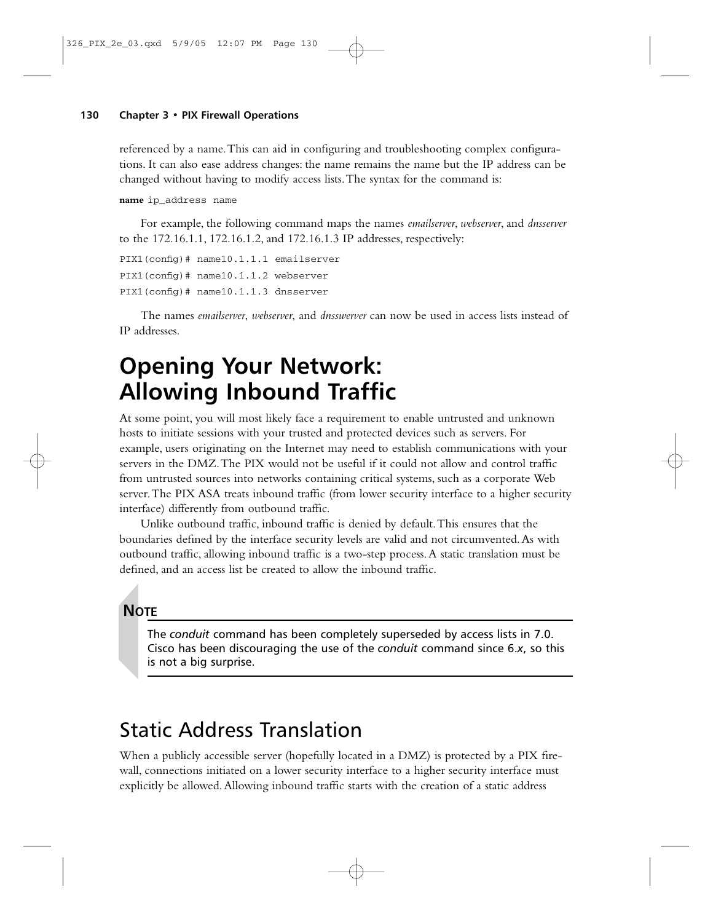referenced by a name. This can aid in configuring and troubleshooting complex configurations. It can also ease address changes: the name remains the name but the IP address can be changed without having to modify access lists. The syntax for the command is:

```
name ip_address name
```

For example, the following command maps the names *emailserver*, *webserver*, and *dnsserver* to the 172.16.1.1, 172.16.1.2, and 172.16.1.3 IP addresses, respectively:

```
PIX1(config)# name10.1.1.1 emailserver
PIX1(config)# name10.1.1.2 webserver
PIX1(config)# name10.1.1.3 dnsserver
```

The names *emailserver*, *webserver*, and *dnsswerver* can now be used in access lists instead of IP addresses.

# Opening Your Network: Allowing Inbound Traffic

At some point, you will most likely face a requirement to enable untrusted and unknown hosts to initiate sessions with your trusted and protected devices such as servers. For example, users originating on the Internet may need to establish communications with your servers in the DMZ. The PIX would not be useful if it could not allow and control traffic from untrusted sources into networks containing critical systems, such as a corporate Web server. The PIX ASA treats inbound traffic (from lower security interface to a higher security interface) differently from outbound traffic.

Unlike outbound traffic, inbound traffic is denied by default. This ensures that the boundaries defined by the interface security levels are valid and not circumvented. As with outbound traffic, allowing inbound traffic is a two-step process. A static translation must be defined, and an access list be created to allow the inbound traffic.

> **NOTE**
>
> The *conduit* command has been completely superseded by access lists in 7.0. Cisco has been discouraging the use of the *conduit* command since 6.*x*, so this is not a big surprise.

## Static Address Translation

When a publicly accessible server (hopefully located in a DMZ) is protected by a PIX firewall, connections initiated on a lower security interface to a higher security interface must explicitly be allowed. Allowing inbound traffic starts with the creation of a static address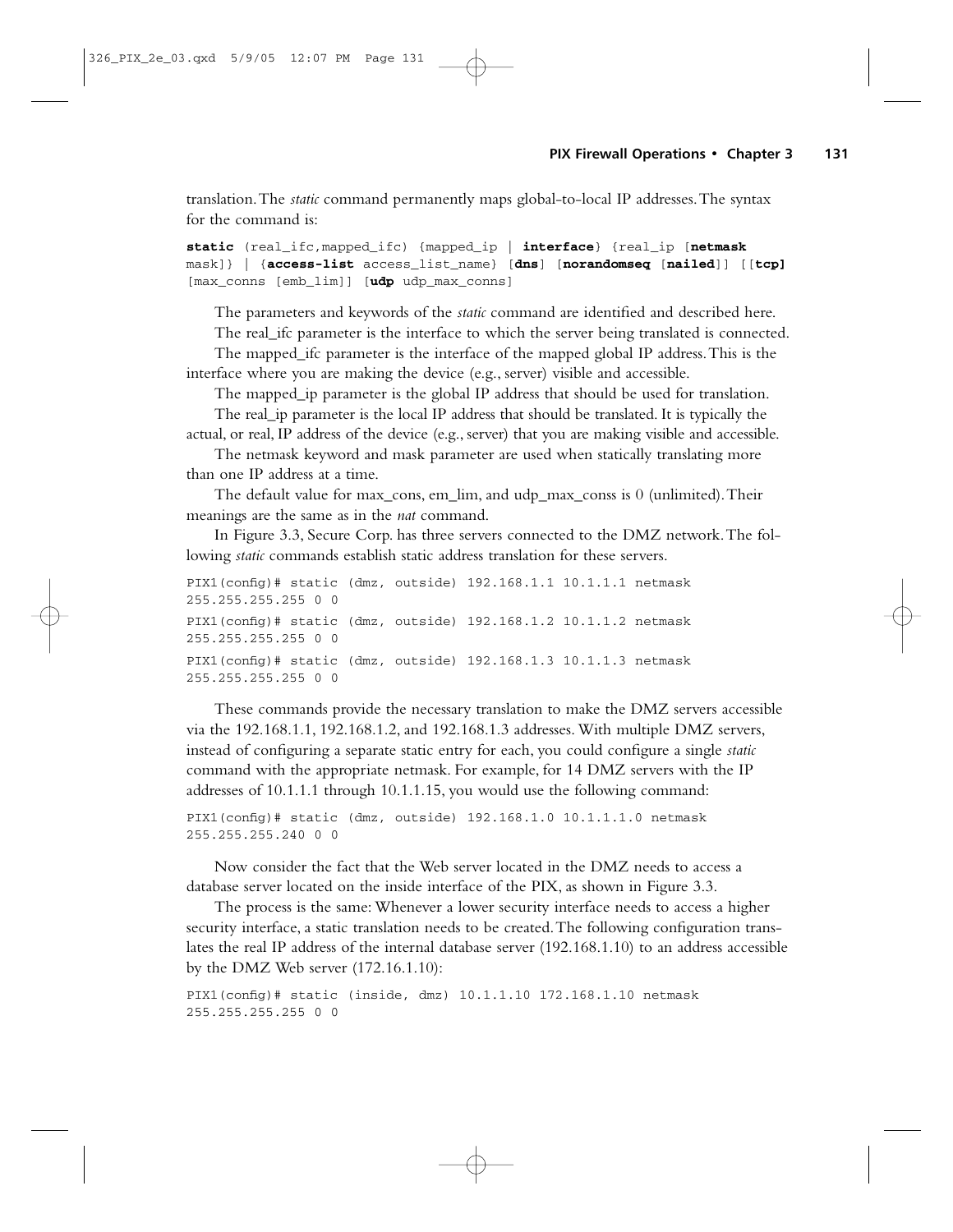translation. The *static* command permanently maps global-to-local IP addresses. The syntax for the command is:

```
static (real_ifc,mapped_ifc) {mapped_ip | interface} {real_ip [netmask
mask]} | {access-list access_list_name} [dns] [norandomseq [nailed]] [[tcp]
[max_conns [emb_lim]] [udp udp_max_conns]
```

The parameters and keywords of the *static* command are identified and described here.

The real_ifc parameter is the interface to which the server being translated is connected.

The mapped_ifc parameter is the interface of the mapped global IP address. This is the interface where you are making the device (e.g., server) visible and accessible.

The mapped_ip parameter is the global IP address that should be used for translation.

The real_ip parameter is the local IP address that should be translated. It is typically the actual, or real, IP address of the device (e.g., server) that you are making visible and accessible.

The netmask keyword and mask parameter are used when statically translating more than one IP address at a time.

The default value for max_cons, em_lim, and udp_max_conss is 0 (unlimited). Their meanings are the same as in the *nat* command.

In Figure 3.3, Secure Corp. has three servers connected to the DMZ network. The following *static* commands establish static address translation for these servers.

```
PIX1(config)# static (dmz, outside) 192.168.1.1 10.1.1.1 netmask
255.255.255.255 0 0
PIX1(config)# static (dmz, outside) 192.168.1.2 10.1.1.2 netmask
255.255.255.255 0 0
PIX1(config)# static (dmz, outside) 192.168.1.3 10.1.1.3 netmask
255.255.255.255 0 0
```

These commands provide the necessary translation to make the DMZ servers accessible via the 192.168.1.1, 192.168.1.2, and 192.168.1.3 addresses. With multiple DMZ servers, instead of configuring a separate static entry for each, you could configure a single *static* command with the appropriate netmask. For example, for 14 DMZ servers with the IP addresses of 10.1.1.1 through 10.1.1.15, you would use the following command:

```
PIX1(config)# static (dmz, outside) 192.168.1.0 10.1.1.1.0 netmask
255.255.255.240 0 0
```

Now consider the fact that the Web server located in the DMZ needs to access a database server located on the inside interface of the PIX, as shown in Figure 3.3.

The process is the same: Whenever a lower security interface needs to access a higher security interface, a static translation needs to be created. The following configuration translates the real IP address of the internal database server (192.168.1.10) to an address accessible by the DMZ Web server (172.16.1.10):

```
PIX1(config)# static (inside, dmz) 10.1.1.10 172.168.1.10 netmask
255.255.255.255 0 0
```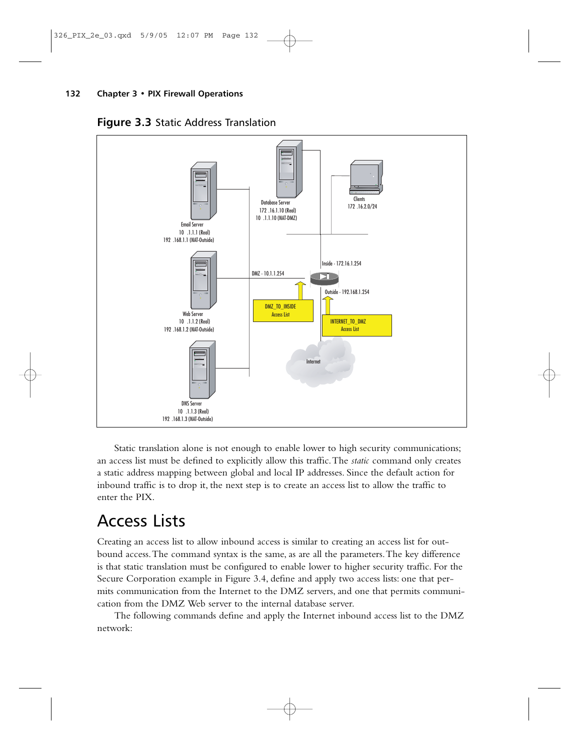**Figure 3.3** Static Address Translation

Static translation alone is not enough to enable lower to high security communications; an access list must be defined to explicitly allow this traffic. The *static* command only creates a static address mapping between global and local IP addresses. Since the default action for inbound traffic is to drop it, the next step is to create an access list to allow the traffic to enter the PIX.

# Access Lists

Creating an access list to allow inbound access is similar to creating an access list for outbound access. The command syntax is the same, as are all the parameters. The key difference is that static translation must be configured to enable lower to higher security traffic. For the Secure Corporation example in Figure 3.4, define and apply two access lists: one that permits communication from the Internet to the DMZ servers, and one that permits communication from the DMZ Web server to the internal database server.

The following commands define and apply the Internet inbound access list to the DMZ network: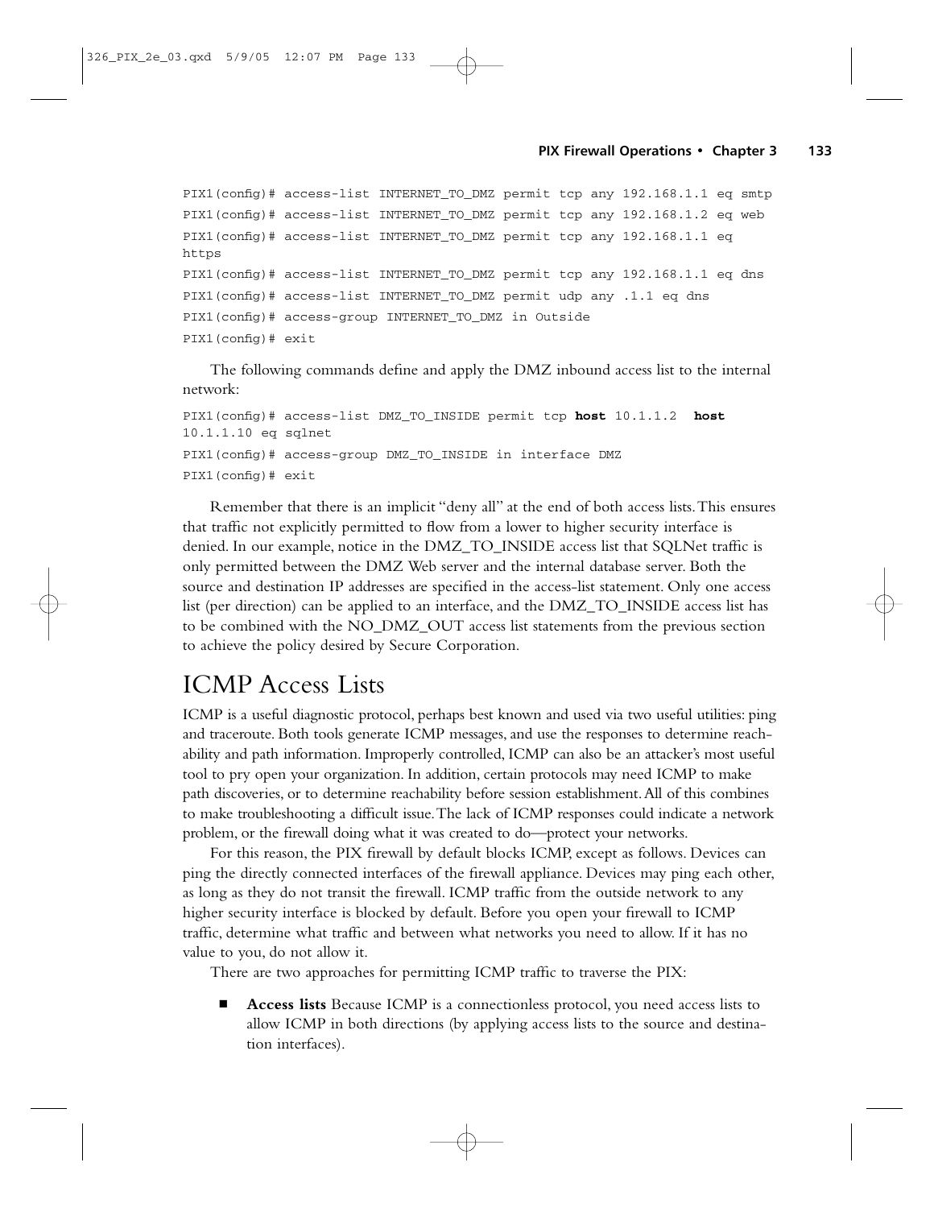```
PIX1(config)# access-list INTERNET_TO_DMZ permit tcp any 192.168.1.1 eq smtp
PIX1(config)# access-list INTERNET_TO_DMZ permit tcp any 192.168.1.2 eq web
PIX1(config)# access-list INTERNET_TO_DMZ permit tcp any 192.168.1.1 eq
https
PIX1(config)# access-list INTERNET_TO_DMZ permit tcp any 192.168.1.1 eq dns
PIX1(config)# access-list INTERNET_TO_DMZ permit udp any .1.1 eq dns
PIX1(config)# access-group INTERNET_TO_DMZ in Outside
PIX1(config)# exit
```

The following commands define and apply the DMZ inbound access list to the internal network:

```
PIX1(config)# access-list DMZ_TO_INSIDE permit tcp host 10.1.1.2  host
10.1.1.10 eq sqlnet
PIX1(config)# access-group DMZ_TO_INSIDE in interface DMZ
PIX1(config)# exit
```

Remember that there is an implicit "deny all" at the end of both access lists. This ensures that traffic not explicitly permitted to flow from a lower to higher security interface is denied. In our example, notice in the DMZ_TO_INSIDE access list that SQLNet traffic is only permitted between the DMZ Web server and the internal database server. Both the source and destination IP addresses are specified in the access-list statement. Only one access list (per direction) can be applied to an interface, and the DMZ_TO_INSIDE access list has to be combined with the NO_DMZ_OUT access list statements from the previous section to achieve the policy desired by Secure Corporation.

# ICMP Access Lists

ICMP is a useful diagnostic protocol, perhaps best known and used via two useful utilities: ping and traceroute. Both tools generate ICMP messages, and use the responses to determine reachability and path information. Improperly controlled, ICMP can also be an attacker's most useful tool to pry open your organization. In addition, certain protocols may need ICMP to make path discoveries, or to determine reachability before session establishment. All of this combines to make troubleshooting a difficult issue. The lack of ICMP responses could indicate a network problem, or the firewall doing what it was created to do—protect your networks.

For this reason, the PIX firewall by default blocks ICMP, except as follows. Devices can ping the directly connected interfaces of the firewall appliance. Devices may ping each other, as long as they do not transit the firewall. ICMP traffic from the outside network to any higher security interface is blocked by default. Before you open your firewall to ICMP traffic, determine what traffic and between what networks you need to allow. If it has no value to you, do not allow it.

There are two approaches for permitting ICMP traffic to traverse the PIX:

- **Access lists** Because ICMP is a connectionless protocol, you need access lists to allow ICMP in both directions (by applying access lists to the source and destination interfaces).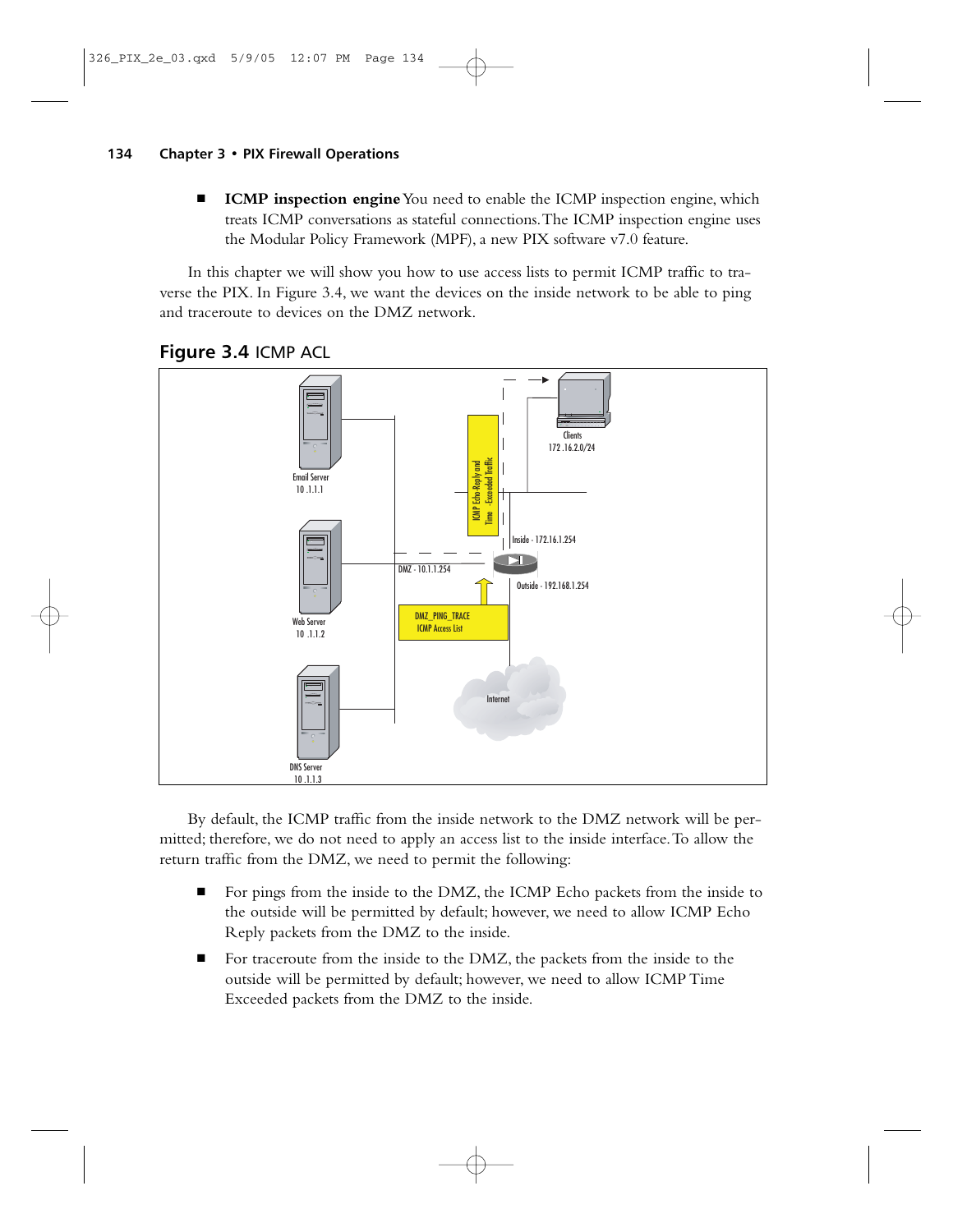- **ICMP inspection engine** You need to enable the ICMP inspection engine, which treats ICMP conversations as stateful connections. The ICMP inspection engine uses the Modular Policy Framework (MPF), a new PIX software v7.0 feature.

In this chapter we will show you how to use access lists to permit ICMP traffic to traverse the PIX. In Figure 3.4, we want the devices on the inside network to be able to ping and traceroute to devices on the DMZ network.

**Figure 3.4** ICMP ACL

By default, the ICMP traffic from the inside network to the DMZ network will be permitted; therefore, we do not need to apply an access list to the inside interface. To allow the return traffic from the DMZ, we need to permit the following:

- For pings from the inside to the DMZ, the ICMP Echo packets from the inside to the outside will be permitted by default; however, we need to allow ICMP Echo Reply packets from the DMZ to the inside.
- For traceroute from the inside to the DMZ, the packets from the inside to the outside will be permitted by default; however, we need to allow ICMP Time Exceeded packets from the DMZ to the inside.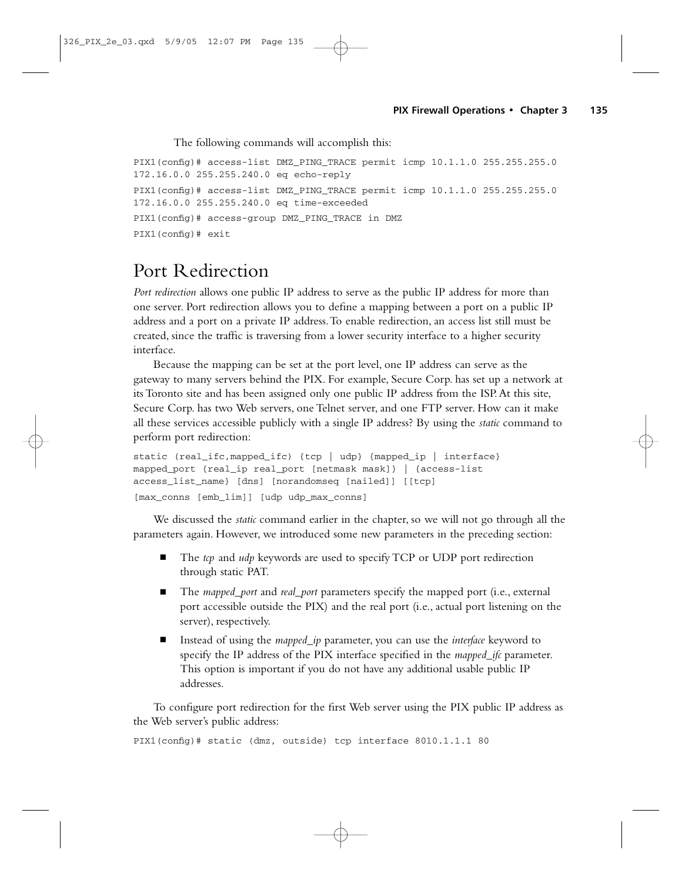The following commands will accomplish this:

```
PIX1(config)# access-list DMZ_PING_TRACE permit icmp 10.1.1.0 255.255.255.0
172.16.0.0 255.255.240.0 eq echo-reply
PIX1(config)# access-list DMZ_PING_TRACE permit icmp 10.1.1.0 255.255.255.0
172.16.0.0 255.255.240.0 eq time-exceeded
PIX1(config)# access-group DMZ_PING_TRACE in DMZ
PIX1(config)# exit
```

# Port Redirection

*Port redirection* allows one public IP address to serve as the public IP address for more than one server. Port redirection allows you to define a mapping between a port on a public IP address and a port on a private IP address. To enable redirection, an access list still must be created, since the traffic is traversing from a lower security interface to a higher security interface.

Because the mapping can be set at the port level, one IP address can serve as the gateway to many servers behind the PIX. For example, Secure Corp. has set up a network at its Toronto site and has been assigned only one public IP address from the ISP. At this site, Secure Corp. has two Web servers, one Telnet server, and one FTP server. How can it make all these services accessible publicly with a single IP address? By using the *static* command to perform port redirection:

```
static (real_ifc,mapped_ifc) {tcp | udp} {mapped_ip | interface}
mapped_port {real_ip real_port [netmask mask]} | {access-list
access_list_name} [dns] [norandomseq [nailed]] [[tcp]
[max_conns [emb_lim]] [udp udp_max_conns]
```

We discussed the *static* command earlier in the chapter, so we will not go through all the parameters again. However, we introduced some new parameters in the preceding section:

- The *tcp* and *udp* keywords are used to specify TCP or UDP port redirection through static PAT.
- The *mapped_port* and *real_port* parameters specify the mapped port (i.e., external port accessible outside the PIX) and the real port (i.e., actual port listening on the server), respectively.
- Instead of using the *mapped_ip* parameter, you can use the *interface* keyword to specify the IP address of the PIX interface specified in the *mapped_ifc* parameter. This option is important if you do not have any additional usable public IP addresses.

To configure port redirection for the first Web server using the PIX public IP address as the Web server's public address:

```
PIX1(config)# static (dmz, outside) tcp interface 8010.1.1.1 80
```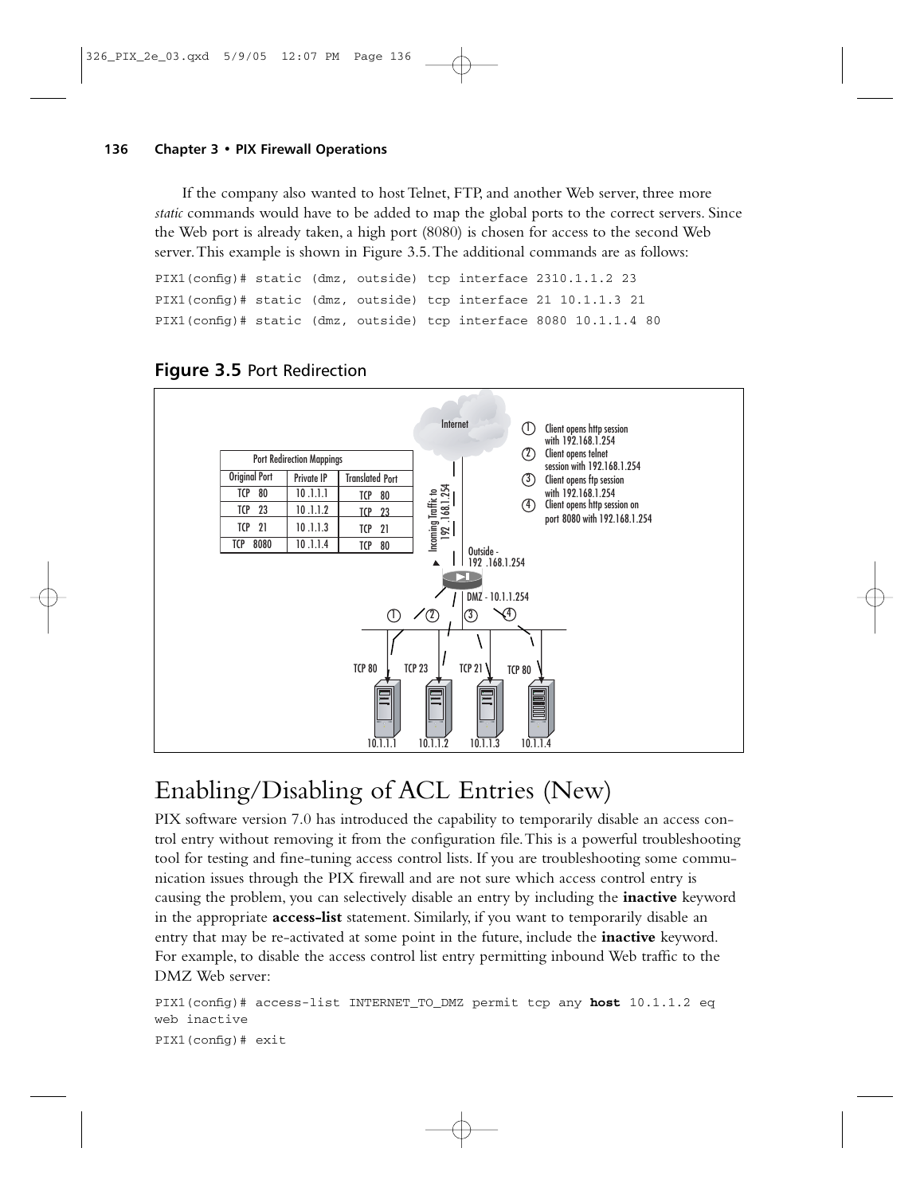If the company also wanted to host Telnet, FTP, and another Web server, three more *static* commands would have to be added to map the global ports to the correct servers. Since the Web port is already taken, a high port (8080) is chosen for access to the second Web server. This example is shown in Figure 3.5. The additional commands are as follows:

```
PIX1(config)# static (dmz, outside) tcp interface 2310.1.1.2 23
PIX1(config)# static (dmz, outside) tcp interface 21 10.1.1.3 21
PIX1(config)# static (dmz, outside) tcp interface 8080 10.1.1.4 80
```

**Figure 3.5** Port Redirection

| Port Redirection Mappings | | |
|---|---|---|
| Original Port | Private IP | Translated Port |
| TCP 80 | 10.1.1.1 | TCP 80 |
| TCP 23 | 10.1.1.2 | TCP 23 |
| TCP 21 | 10.1.1.3 | TCP 21 |
| TCP 8080 | 10.1.1.4 | TCP 80 |

1. Client opens http session with 192.168.1.254
2. Client opens telnet session with 192.168.1.254
3. Client opens ftp session with 192.168.1.254
4. Client opens http session on port 8080 with 192.168.1.254

# Enabling/Disabling of ACL Entries (New)

PIX software version 7.0 has introduced the capability to temporarily disable an access control entry without removing it from the configuration file. This is a powerful troubleshooting tool for testing and fine-tuning access control lists. If you are troubleshooting some communication issues through the PIX firewall and are not sure which access control entry is causing the problem, you can selectively disable an entry by including the **inactive** keyword in the appropriate **access-list** statement. Similarly, if you want to temporarily disable an entry that may be re-activated at some point in the future, include the **inactive** keyword. For example, to disable the access control list entry permitting inbound Web traffic to the DMZ Web server:

```
PIX1(config)# access-list INTERNET_TO_DMZ permit tcp any host 10.1.1.2 eq
web inactive
PIX1(config)# exit
```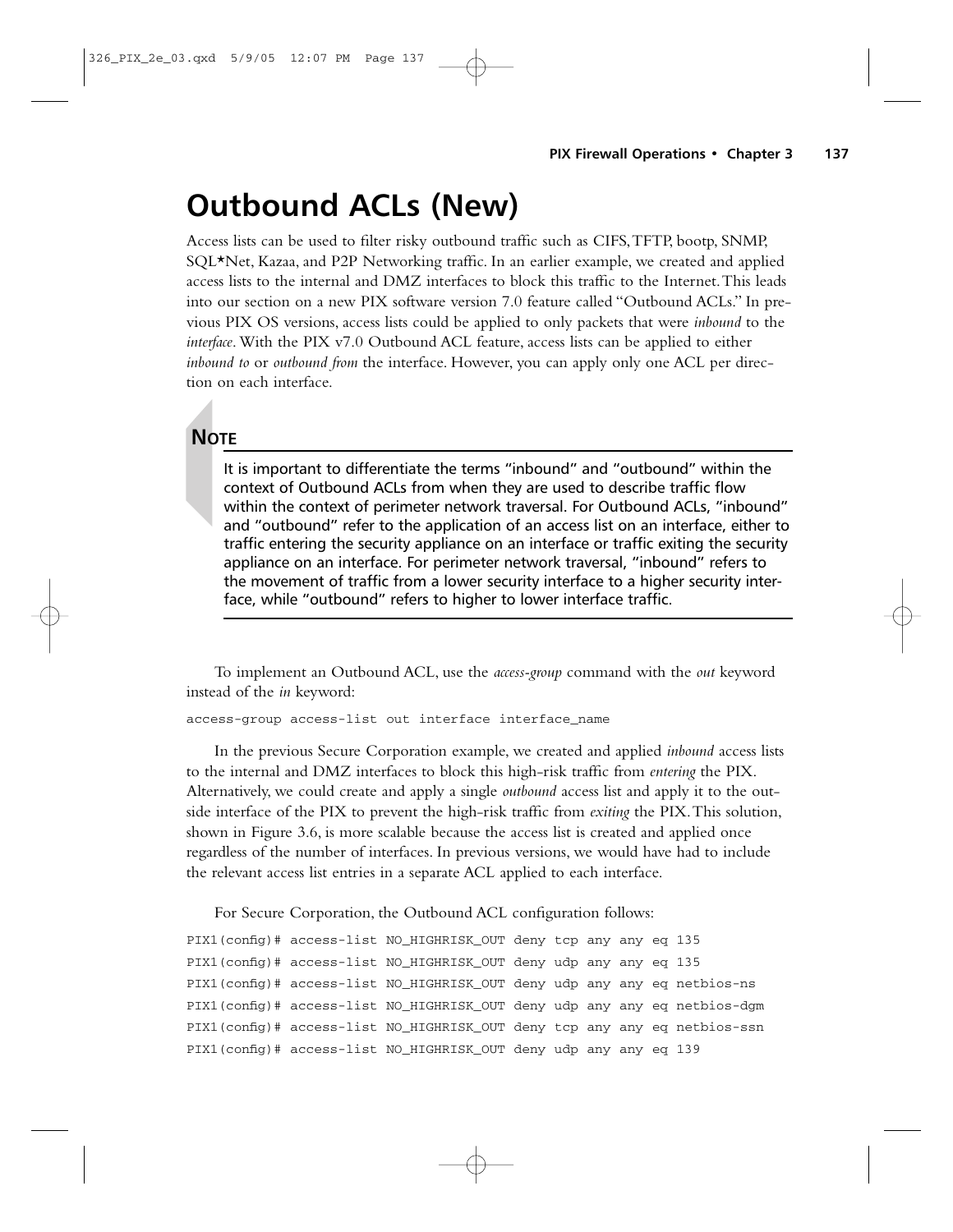# Outbound ACLs (New)

Access lists can be used to filter risky outbound traffic such as CIFS, TFTP, bootp, SNMP, SQL*Net, Kazaa, and P2P Networking traffic. In an earlier example, we created and applied access lists to the internal and DMZ interfaces to block this traffic to the Internet. This leads into our section on a new PIX software version 7.0 feature called "Outbound ACLs." In previous PIX OS versions, access lists could be applied to only packets that were *inbound* to the *interface*. With the PIX v7.0 Outbound ACL feature, access lists can be applied to either *inbound to* or *outbound from* the interface. However, you can apply only one ACL per direction on each interface.

**NOTE**

It is important to differentiate the terms "inbound" and "outbound" within the context of Outbound ACLs from when they are used to describe traffic flow within the context of perimeter network traversal. For Outbound ACLs, "inbound" and "outbound" refer to the application of an access list on an interface, either to traffic entering the security appliance on an interface or traffic exiting the security appliance on an interface. For perimeter network traversal, "inbound" refers to the movement of traffic from a lower security interface to a higher security interface, while "outbound" refers to higher to lower interface traffic.

To implement an Outbound ACL, use the *access-group* command with the *out* keyword instead of the *in* keyword:

```
access-group access-list out interface interface_name
```

In the previous Secure Corporation example, we created and applied *inbound* access lists to the internal and DMZ interfaces to block this high-risk traffic from *entering* the PIX. Alternatively, we could create and apply a single *outbound* access list and apply it to the outside interface of the PIX to prevent the high-risk traffic from *exiting* the PIX. This solution, shown in Figure 3.6, is more scalable because the access list is created and applied once regardless of the number of interfaces. In previous versions, we would have had to include the relevant access list entries in a separate ACL applied to each interface.

For Secure Corporation, the Outbound ACL configuration follows:

```
PIX1(config)# access-list NO_HIGHRISK_OUT deny tcp any any eq 135
PIX1(config)# access-list NO_HIGHRISK_OUT deny udp any any eq 135
PIX1(config)# access-list NO_HIGHRISK_OUT deny udp any any eq netbios-ns
PIX1(config)# access-list NO_HIGHRISK_OUT deny udp any any eq netbios-dgm
PIX1(config)# access-list NO_HIGHRISK_OUT deny tcp any any eq netbios-ssn
PIX1(config)# access-list NO_HIGHRISK_OUT deny udp any any eq 139
```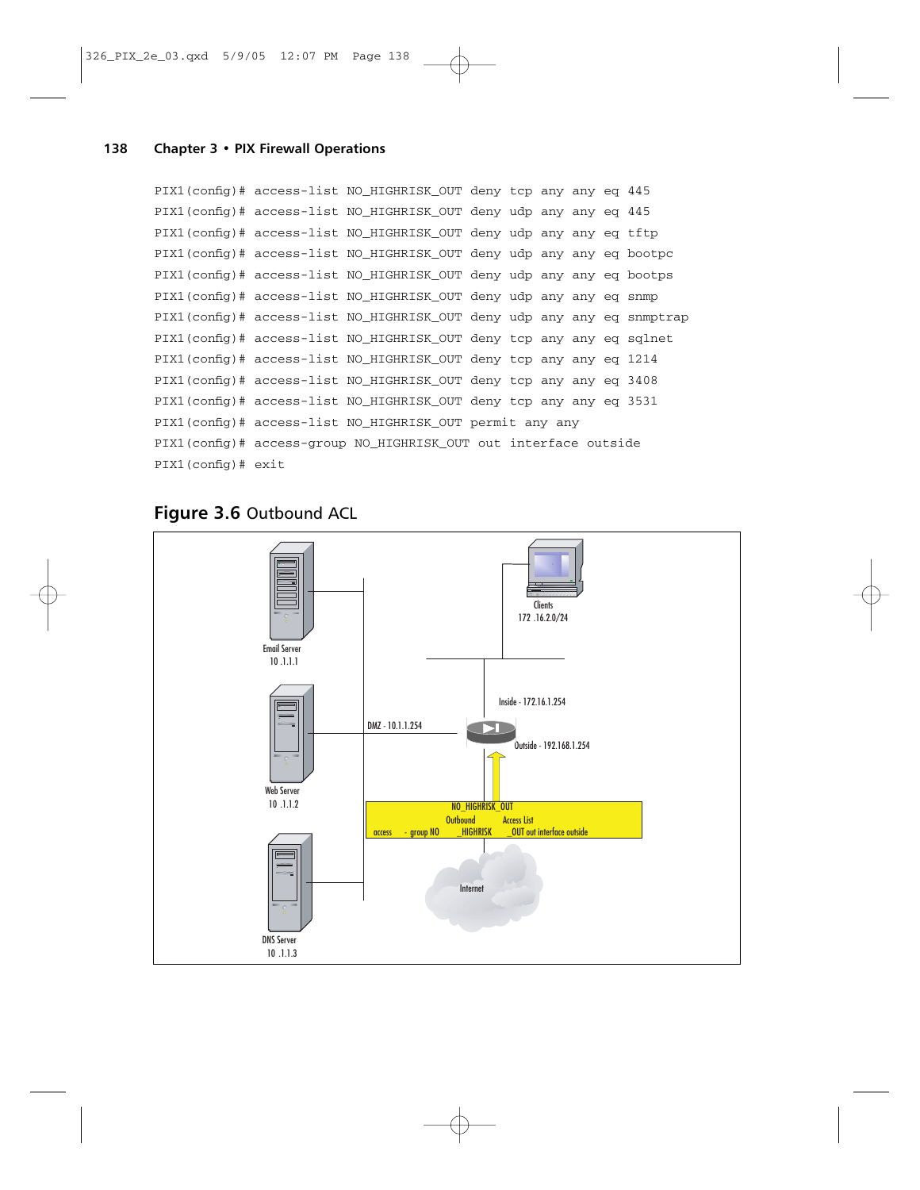```
PIX1(config)# access-list NO_HIGHRISK_OUT deny tcp any any eq 445
PIX1(config)# access-list NO_HIGHRISK_OUT deny udp any any eq 445
PIX1(config)# access-list NO_HIGHRISK_OUT deny udp any any eq tftp
PIX1(config)# access-list NO_HIGHRISK_OUT deny udp any any eq bootpc
PIX1(config)# access-list NO_HIGHRISK_OUT deny udp any any eq bootps
PIX1(config)# access-list NO_HIGHRISK_OUT deny udp any any eq snmp
PIX1(config)# access-list NO_HIGHRISK_OUT deny udp any any eq snmptrap
PIX1(config)# access-list NO_HIGHRISK_OUT deny tcp any any eq sqlnet
PIX1(config)# access-list NO_HIGHRISK_OUT deny tcp any any eq 1214
PIX1(config)# access-list NO_HIGHRISK_OUT deny tcp any any eq 3408
PIX1(config)# access-list NO_HIGHRISK_OUT deny tcp any any eq 3531
PIX1(config)# access-list NO_HIGHRISK_OUT permit any any
PIX1(config)# access-group NO_HIGHRISK_OUT out interface outside
PIX1(config)# exit
```

**Figure 3.6** Outbound ACL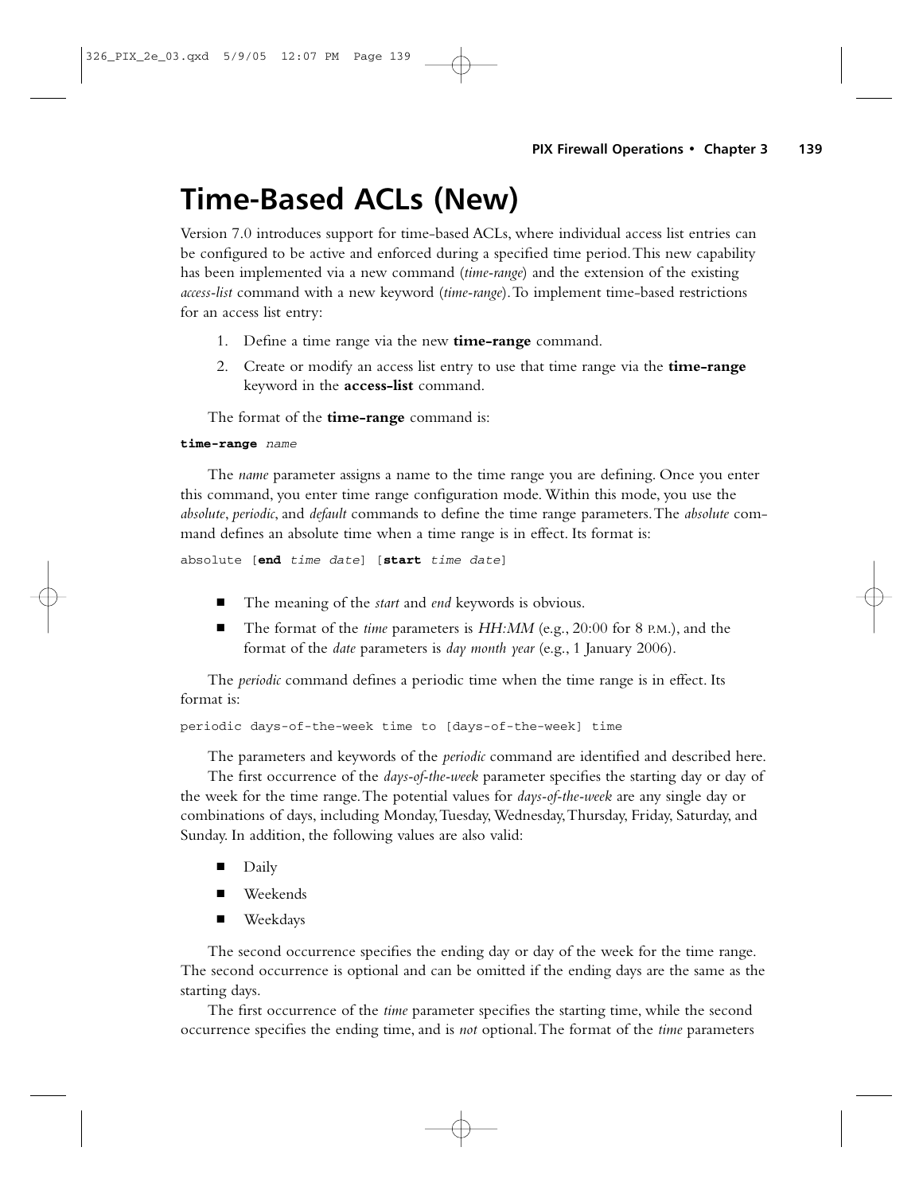# Time-Based ACLs (New)

Version 7.0 introduces support for time-based ACLs, where individual access list entries can be configured to be active and enforced during a specified time period. This new capability has been implemented via a new command (*time-range*) and the extension of the existing *access-list* command with a new keyword (*time-range*). To implement time-based restrictions for an access list entry:

1. Define a time range via the new **time-range** command.
2. Create or modify an access list entry to use that time range via the **time-range** keyword in the **access-list** command.

The format of the **time-range** command is:

```
time-range name
```

The *name* parameter assigns a name to the time range you are defining. Once you enter this command, you enter time range configuration mode. Within this mode, you use the *absolute*, *periodic*, and *default* commands to define the time range parameters. The *absolute* command defines an absolute time when a time range is in effect. Its format is:

```
absolute [end time date] [start time date]
```

- The meaning of the *start* and *end* keywords is obvious.
- The format of the *time* parameters is *HH:MM* (e.g., 20:00 for 8 P.M.), and the format of the *date* parameters is *day month year* (e.g., 1 January 2006).

The *periodic* command defines a periodic time when the time range is in effect. Its format is:

```
periodic days-of-the-week time to [days-of-the-week] time
```

The parameters and keywords of the *periodic* command are identified and described here.

The first occurrence of the *days-of-the-week* parameter specifies the starting day or day of the week for the time range. The potential values for *days-of-the-week* are any single day or combinations of days, including Monday, Tuesday, Wednesday, Thursday, Friday, Saturday, and Sunday. In addition, the following values are also valid:

- Daily
- Weekends
- Weekdays

The second occurrence specifies the ending day or day of the week for the time range. The second occurrence is optional and can be omitted if the ending days are the same as the starting days.

The first occurrence of the *time* parameter specifies the starting time, while the second occurrence specifies the ending time, and is *not* optional. The format of the *time* parameters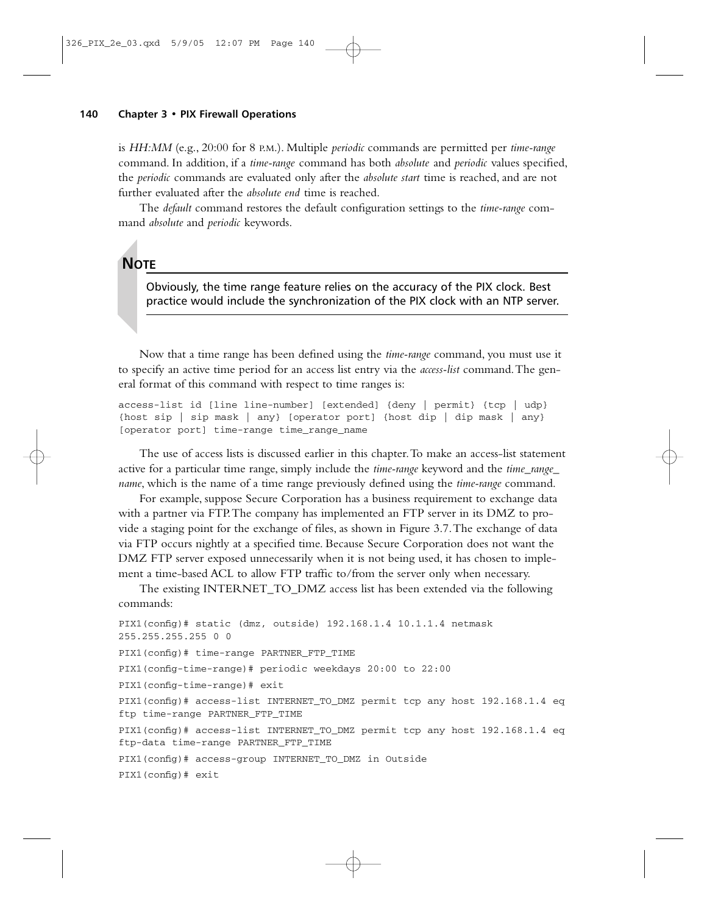is *HH:MM* (e.g., 20:00 for 8 P.M.). Multiple *periodic* commands are permitted per *time-range* command. In addition, if a *time-range* command has both *absolute* and *periodic* values specified, the *periodic* commands are evaluated only after the *absolute start* time is reached, and are not further evaluated after the *absolute end* time is reached.

The *default* command restores the default configuration settings to the *time-range* command *absolute* and *periodic* keywords.

**NOTE**

Obviously, the time range feature relies on the accuracy of the PIX clock. Best practice would include the synchronization of the PIX clock with an NTP server.

Now that a time range has been defined using the *time-range* command, you must use it to specify an active time period for an access list entry via the *access-list* command. The general format of this command with respect to time ranges is:

```
access-list id [line line-number] [extended] {deny | permit} {tcp | udp}
{host sip | sip mask | any} [operator port] {host dip | dip mask | any}
[operator port] time-range time_range_name
```

The use of access lists is discussed earlier in this chapter. To make an access-list statement active for a particular time range, simply include the *time-range* keyword and the *time_range_name*, which is the name of a time range previously defined using the *time-range* command.

For example, suppose Secure Corporation has a business requirement to exchange data with a partner via FTP. The company has implemented an FTP server in its DMZ to provide a staging point for the exchange of files, as shown in Figure 3.7. The exchange of data via FTP occurs nightly at a specified time. Because Secure Corporation does not want the DMZ FTP server exposed unnecessarily when it is not being used, it has chosen to implement a time-based ACL to allow FTP traffic to/from the server only when necessary.

The existing INTERNET_TO_DMZ access list has been extended via the following commands:

```
PIX1(config)# static (dmz, outside) 192.168.1.4 10.1.1.4 netmask
255.255.255.255 0 0
PIX1(config)# time-range PARTNER_FTP_TIME
PIX1(config-time-range)# periodic weekdays 20:00 to 22:00
PIX1(config-time-range)# exit
PIX1(config)# access-list INTERNET_TO_DMZ permit tcp any host 192.168.1.4 eq
ftp time-range PARTNER_FTP_TIME
PIX1(config)# access-list INTERNET_TO_DMZ permit tcp any host 192.168.1.4 eq
ftp-data time-range PARTNER_FTP_TIME
PIX1(config)# access-group INTERNET_TO_DMZ in Outside
PIX1(config)# exit
```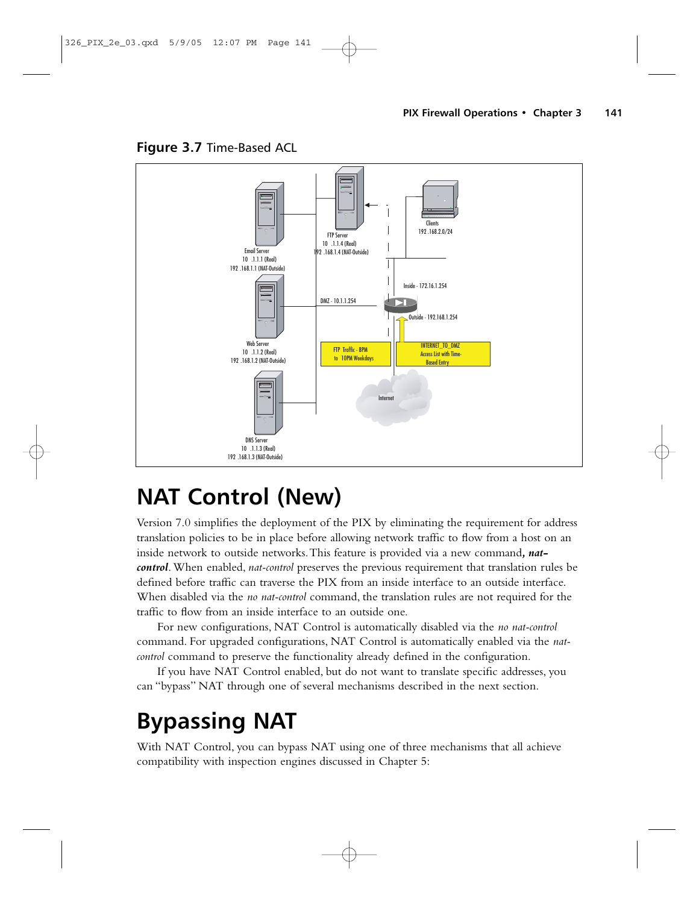**Figure 3.7** Time-Based ACL

# NAT Control (New)

Version 7.0 simplifies the deployment of the PIX by eliminating the requirement for address translation policies to be in place before allowing network traffic to flow from a host on an inside network to outside networks. This feature is provided via a new command***, nat-control***. When enabled, *nat-control* preserves the previous requirement that translation rules be defined before traffic can traverse the PIX from an inside interface to an outside interface. When disabled via the *no nat-control* command, the translation rules are not required for the traffic to flow from an inside interface to an outside one.

For new configurations, NAT Control is automatically disabled via the *no nat-control* command. For upgraded configurations, NAT Control is automatically enabled via the *nat-control* command to preserve the functionality already defined in the configuration.

If you have NAT Control enabled, but do not want to translate specific addresses, you can "bypass" NAT through one of several mechanisms described in the next section.

# Bypassing NAT

With NAT Control, you can bypass NAT using one of three mechanisms that all achieve compatibility with inspection engines discussed in Chapter 5: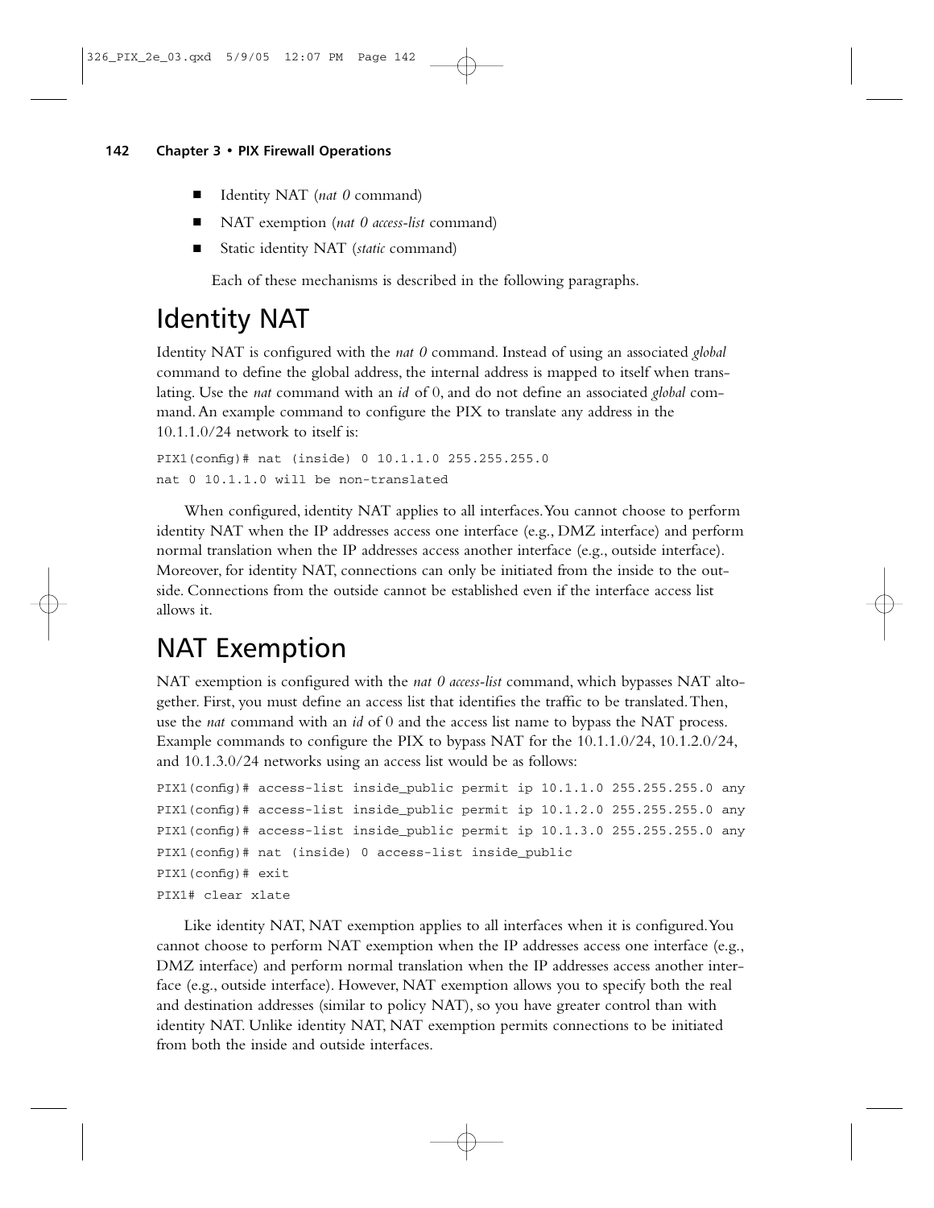- Identity NAT (*nat 0* command)
- NAT exemption (*nat 0 access-list* command)
- Static identity NAT (*static* command)

Each of these mechanisms is described in the following paragraphs.

## Identity NAT

Identity NAT is configured with the *nat 0* command. Instead of using an associated *global* command to define the global address, the internal address is mapped to itself when translating. Use the *nat* command with an *id* of 0, and do not define an associated *global* command. An example command to configure the PIX to translate any address in the 10.1.1.0/24 network to itself is:

```
PIX1(config)# nat (inside) 0 10.1.1.0 255.255.255.0
nat 0 10.1.1.0 will be non-translated
```

When configured, identity NAT applies to all interfaces. You cannot choose to perform identity NAT when the IP addresses access one interface (e.g., DMZ interface) and perform normal translation when the IP addresses access another interface (e.g., outside interface). Moreover, for identity NAT, connections can only be initiated from the inside to the outside. Connections from the outside cannot be established even if the interface access list allows it.

## NAT Exemption

NAT exemption is configured with the *nat 0 access-list* command, which bypasses NAT altogether. First, you must define an access list that identifies the traffic to be translated. Then, use the *nat* command with an *id* of 0 and the access list name to bypass the NAT process. Example commands to configure the PIX to bypass NAT for the 10.1.1.0/24, 10.1.2.0/24, and 10.1.3.0/24 networks using an access list would be as follows:

```
PIX1(config)# access-list inside_public permit ip 10.1.1.0 255.255.255.0 any
PIX1(config)# access-list inside_public permit ip 10.1.2.0 255.255.255.0 any
PIX1(config)# access-list inside_public permit ip 10.1.3.0 255.255.255.0 any
PIX1(config)# nat (inside) 0 access-list inside_public
PIX1(config)# exit
PIX1# clear xlate
```

Like identity NAT, NAT exemption applies to all interfaces when it is configured. You cannot choose to perform NAT exemption when the IP addresses access one interface (e.g., DMZ interface) and perform normal translation when the IP addresses access another interface (e.g., outside interface). However, NAT exemption allows you to specify both the real and destination addresses (similar to policy NAT), so you have greater control than with identity NAT. Unlike identity NAT, NAT exemption permits connections to be initiated from both the inside and outside interfaces.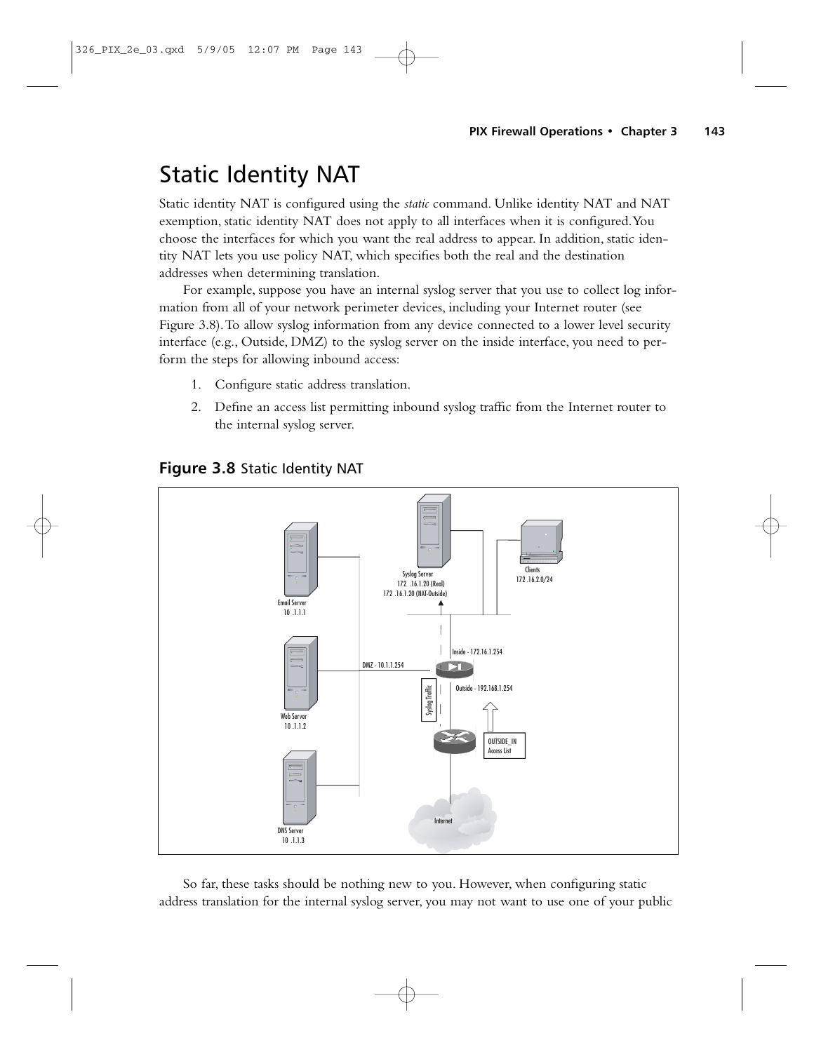# Static Identity NAT

Static identity NAT is configured using the *static* command. Unlike identity NAT and NAT exemption, static identity NAT does not apply to all interfaces when it is configured. You choose the interfaces for which you want the real address to appear. In addition, static identity NAT lets you use policy NAT, which specifies both the real and the destination addresses when determining translation.

For example, suppose you have an internal syslog server that you use to collect log information from all of your network perimeter devices, including your Internet router (see Figure 3.8). To allow syslog information from any device connected to a lower level security interface (e.g., Outside, DMZ) to the syslog server on the inside interface, you need to perform the steps for allowing inbound access:

1. Configure static address translation.
2. Define an access list permitting inbound syslog traffic from the Internet router to the internal syslog server.

**Figure 3.8** Static Identity NAT

So far, these tasks should be nothing new to you. However, when configuring static address translation for the internal syslog server, you may not want to use one of your public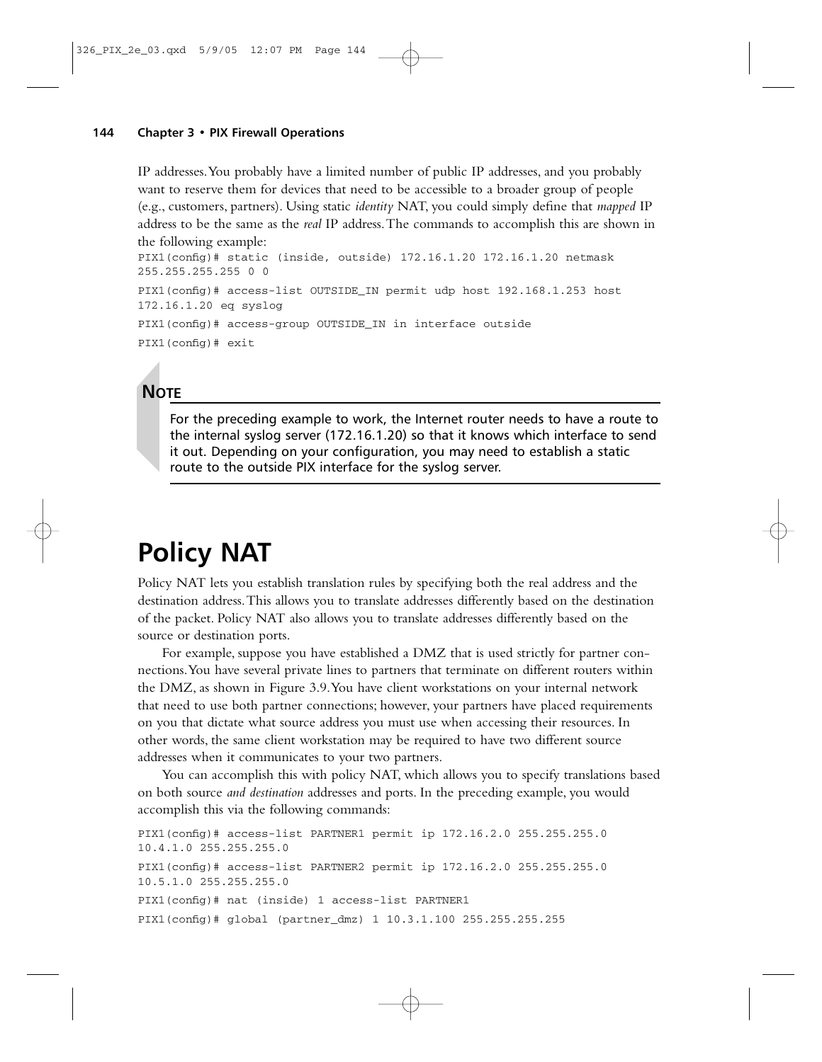IP addresses. You probably have a limited number of public IP addresses, and you probably want to reserve them for devices that need to be accessible to a broader group of people (e.g., customers, partners). Using static *identity* NAT, you could simply define that *mapped* IP address to be the same as the *real* IP address. The commands to accomplish this are shown in the following example:

```
PIX1(config)# static (inside, outside) 172.16.1.20 172.16.1.20 netmask
255.255.255.255 0 0
PIX1(config)# access-list OUTSIDE_IN permit udp host 192.168.1.253 host
172.16.1.20 eq syslog
PIX1(config)# access-group OUTSIDE_IN in interface outside
PIX1(config)# exit
```

**NOTE**

For the preceding example to work, the Internet router needs to have a route to the internal syslog server (172.16.1.20) so that it knows which interface to send it out. Depending on your configuration, you may need to establish a static route to the outside PIX interface for the syslog server.

# Policy NAT

Policy NAT lets you establish translation rules by specifying both the real address and the destination address. This allows you to translate addresses differently based on the destination of the packet. Policy NAT also allows you to translate addresses differently based on the source or destination ports.

For example, suppose you have established a DMZ that is used strictly for partner connections. You have several private lines to partners that terminate on different routers within the DMZ, as shown in Figure 3.9. You have client workstations on your internal network that need to use both partner connections; however, your partners have placed requirements on you that dictate what source address you must use when accessing their resources. In other words, the same client workstation may be required to have two different source addresses when it communicates to your two partners.

You can accomplish this with policy NAT, which allows you to specify translations based on both source *and destination* addresses and ports. In the preceding example, you would accomplish this via the following commands:

```
PIX1(config)# access-list PARTNER1 permit ip 172.16.2.0 255.255.255.0
10.4.1.0 255.255.255.0
PIX1(config)# access-list PARTNER2 permit ip 172.16.2.0 255.255.255.0
10.5.1.0 255.255.255.0
PIX1(config)# nat (inside) 1 access-list PARTNER1
PIX1(config)# global (partner_dmz) 1 10.3.1.100 255.255.255.255
```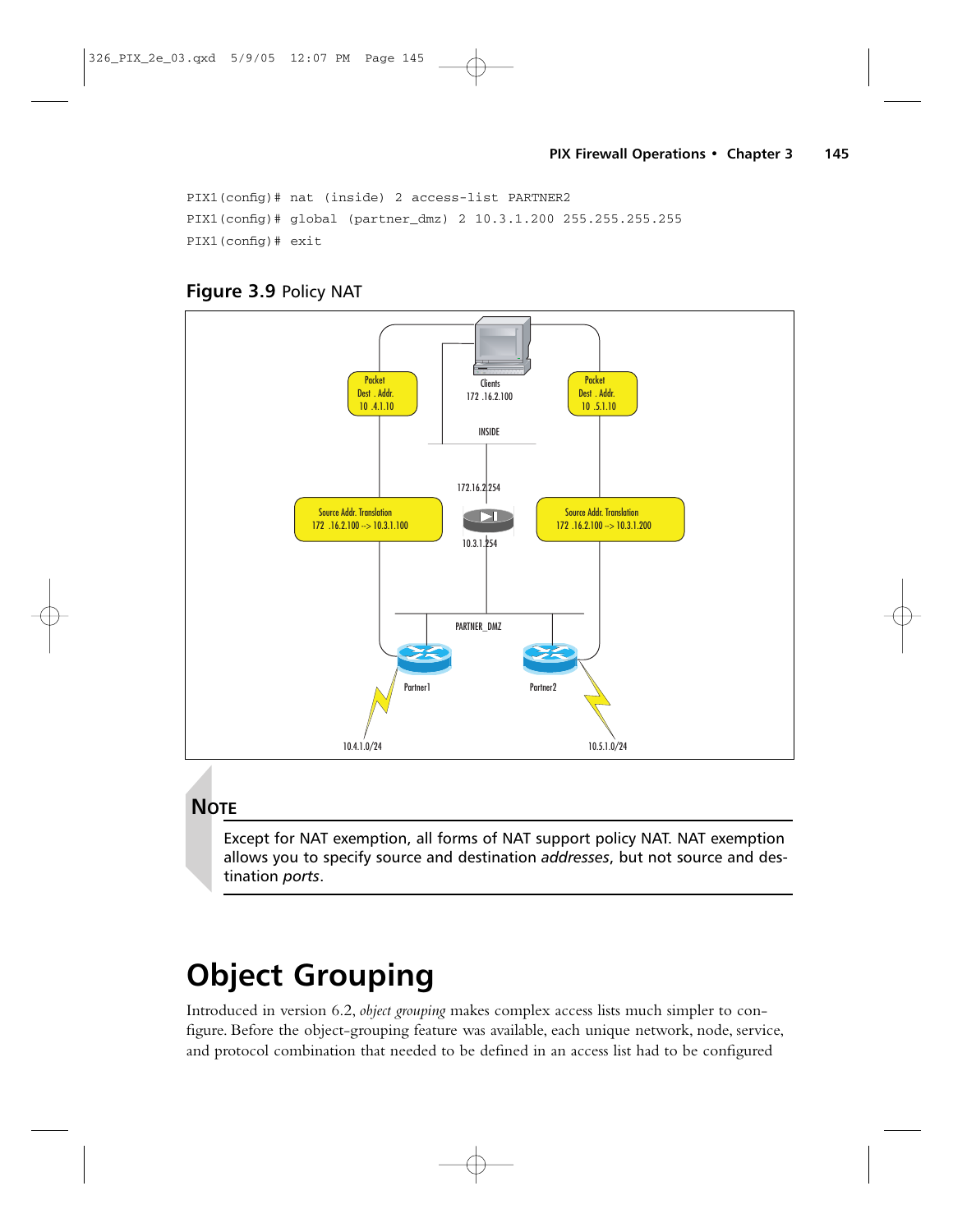```
PIX1(config)# nat (inside) 2 access-list PARTNER2
PIX1(config)# global (partner_dmz) 2 10.3.1.200 255.255.255.255
PIX1(config)# exit
```

**Figure 3.9** Policy NAT

> **NOTE**
>
> Except for NAT exemption, all forms of NAT support policy NAT. NAT exemption allows you to specify source and destination *addresses*, but not source and destination *ports*.

# Object Grouping

Introduced in version 6.2, *object grouping* makes complex access lists much simpler to configure. Before the object-grouping feature was available, each unique network, node, service, and protocol combination that needed to be defined in an access list had to be configured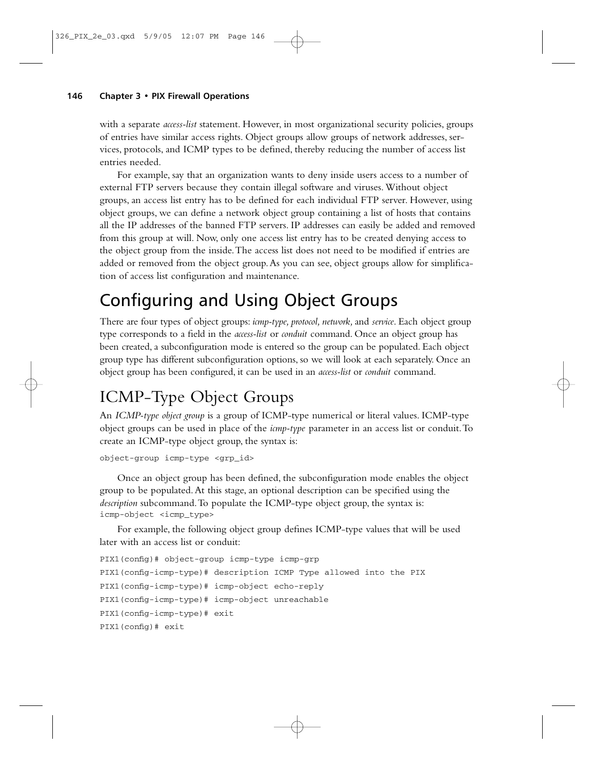with a separate *access-list* statement. However, in most organizational security policies, groups of entries have similar access rights. Object groups allow groups of network addresses, services, protocols, and ICMP types to be defined, thereby reducing the number of access list entries needed.

For example, say that an organization wants to deny inside users access to a number of external FTP servers because they contain illegal software and viruses. Without object groups, an access list entry has to be defined for each individual FTP server. However, using object groups, we can define a network object group containing a list of hosts that contains all the IP addresses of the banned FTP servers. IP addresses can easily be added and removed from this group at will. Now, only one access list entry has to be created denying access to the object group from the inside. The access list does not need to be modified if entries are added or removed from the object group. As you can see, object groups allow for simplification of access list configuration and maintenance.

# Configuring and Using Object Groups

There are four types of object groups: *icmp-type, protocol, network,* and *service*. Each object group type corresponds to a field in the *access-list* or *conduit* command. Once an object group has been created, a subconfiguration mode is entered so the group can be populated. Each object group type has different subconfiguration options, so we will look at each separately. Once an object group has been configured, it can be used in an *access-list* or *conduit* command.

## ICMP-Type Object Groups

An *ICMP-type object group* is a group of ICMP-type numerical or literal values. ICMP-type object groups can be used in place of the *icmp-type* parameter in an access list or conduit. To create an ICMP-type object group, the syntax is:

```
object-group icmp-type <grp_id>
```

Once an object group has been defined, the subconfiguration mode enables the object group to be populated. At this stage, an optional description can be specified using the *description* subcommand. To populate the ICMP-type object group, the syntax is:

```
icmp-object <icmp_type>
```

For example, the following object group defines ICMP-type values that will be used later with an access list or conduit:

```
PIX1(config)# object-group icmp-type icmp-grp
PIX1(config-icmp-type)# description ICMP Type allowed into the PIX
PIX1(config-icmp-type)# icmp-object echo-reply
PIX1(config-icmp-type)# icmp-object unreachable
PIX1(config-icmp-type)# exit
PIX1(config)# exit
```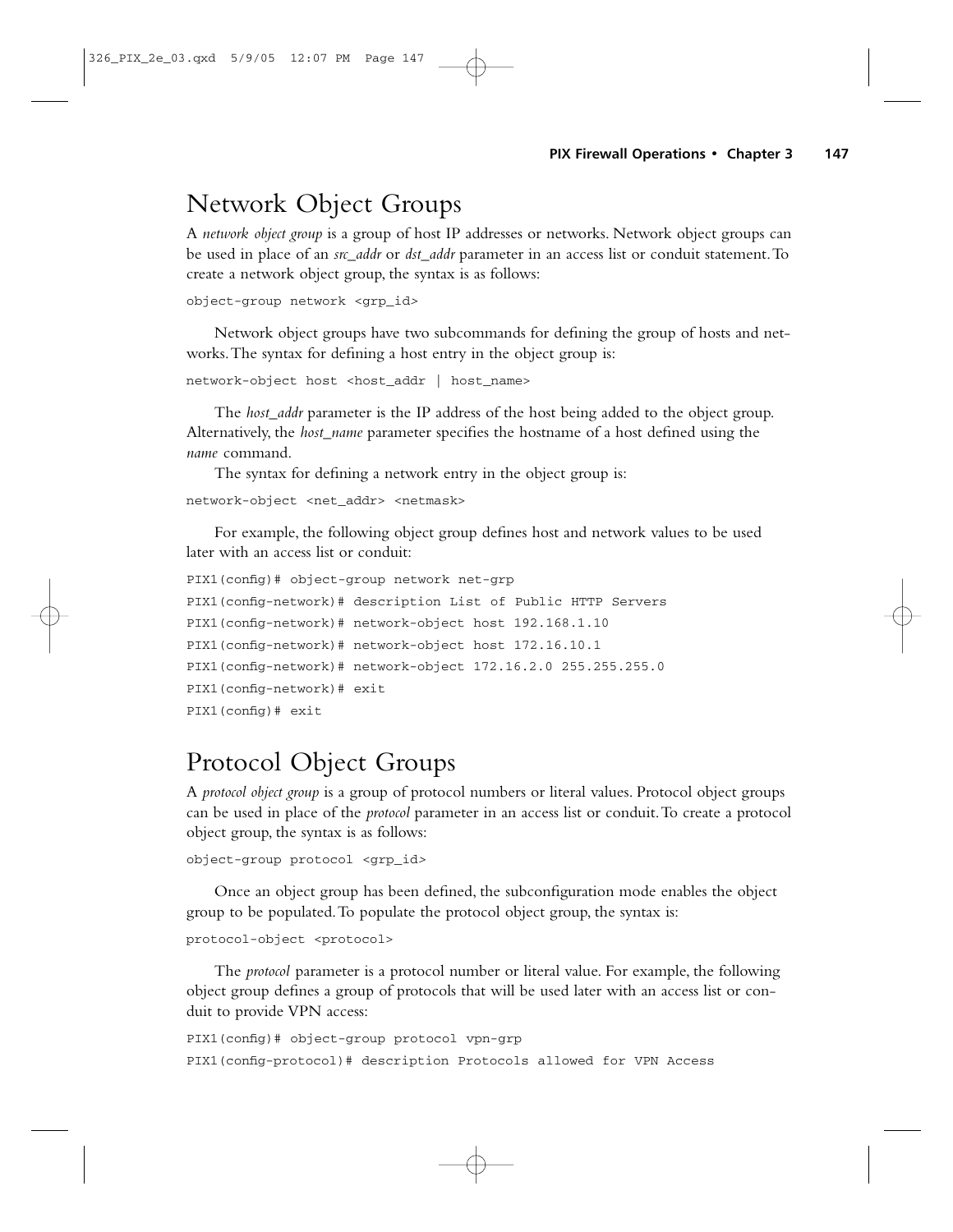## Network Object Groups

A *network object group* is a group of host IP addresses or networks. Network object groups can be used in place of an *src_addr* or *dst_addr* parameter in an access list or conduit statement. To create a network object group, the syntax is as follows:

```
object-group network <grp_id>
```

Network object groups have two subcommands for defining the group of hosts and networks. The syntax for defining a host entry in the object group is:

```
network-object host <host_addr | host_name>
```

The *host_addr* parameter is the IP address of the host being added to the object group. Alternatively, the *host_name* parameter specifies the hostname of a host defined using the *name* command.

The syntax for defining a network entry in the object group is:

```
network-object <net_addr> <netmask>
```

For example, the following object group defines host and network values to be used later with an access list or conduit:

```
PIX1(config)# object-group network net-grp
PIX1(config-network)# description List of Public HTTP Servers
PIX1(config-network)# network-object host 192.168.1.10
PIX1(config-network)# network-object host 172.16.10.1
PIX1(config-network)# network-object 172.16.2.0 255.255.255.0
PIX1(config-network)# exit
PIX1(config)# exit
```

## Protocol Object Groups

A *protocol object group* is a group of protocol numbers or literal values. Protocol object groups can be used in place of the *protocol* parameter in an access list or conduit. To create a protocol object group, the syntax is as follows:

```
object-group protocol <grp_id>
```

Once an object group has been defined, the subconfiguration mode enables the object group to be populated. To populate the protocol object group, the syntax is:

```
protocol-object <protocol>
```

The *protocol* parameter is a protocol number or literal value. For example, the following object group defines a group of protocols that will be used later with an access list or conduit to provide VPN access:

```
PIX1(config)# object-group protocol vpn-grp
PIX1(config-protocol)# description Protocols allowed for VPN Access
```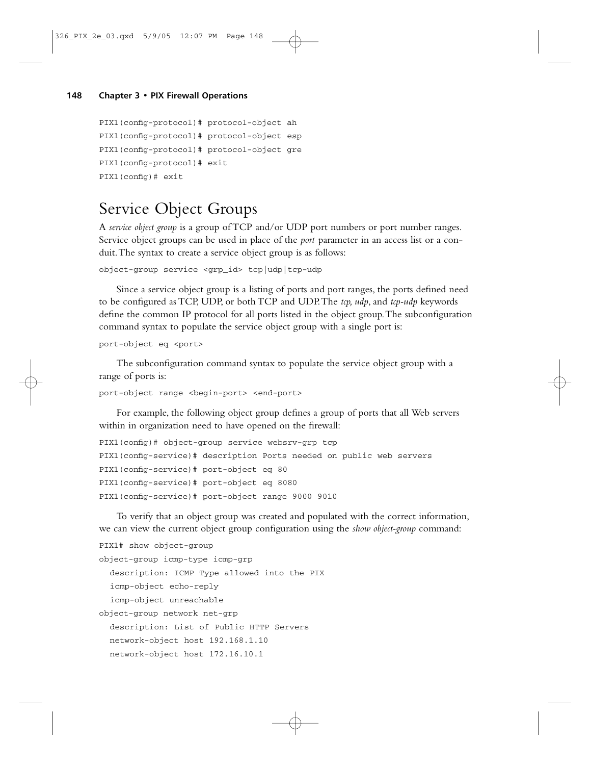```
PIX1(config-protocol)# protocol-object ah
PIX1(config-protocol)# protocol-object esp
PIX1(config-protocol)# protocol-object gre
PIX1(config-protocol)# exit
PIX1(config)# exit
```

## Service Object Groups

A *service object group* is a group of TCP and/or UDP port numbers or port number ranges. Service object groups can be used in place of the *port* parameter in an access list or a conduit. The syntax to create a service object group is as follows:

```
object-group service <grp_id> tcp|udp|tcp-udp
```

Since a service object group is a listing of ports and port ranges, the ports defined need to be configured as TCP, UDP, or both TCP and UDP. The *tcp, udp*, and *tcp-udp* keywords define the common IP protocol for all ports listed in the object group. The subconfiguration command syntax to populate the service object group with a single port is:

```
port-object eq <port>
```

The subconfiguration command syntax to populate the service object group with a range of ports is:

```
port-object range <begin-port> <end-port>
```

For example, the following object group defines a group of ports that all Web servers within in organization need to have opened on the firewall:

```
PIX1(config)# object-group service websrv-grp tcp
PIX1(config-service)# description Ports needed on public web servers
PIX1(config-service)# port-object eq 80
PIX1(config-service)# port-object eq 8080
PIX1(config-service)# port-object range 9000 9010
```

To verify that an object group was created and populated with the correct information, we can view the current object group configuration using the *show object-group* command:

```
PIX1# show object-group
object-group icmp-type icmp-grp
  description: ICMP Type allowed into the PIX
  icmp-object echo-reply
  icmp-object unreachable
object-group network net-grp
  description: List of Public HTTP Servers
  network-object host 192.168.1.10
  network-object host 172.16.10.1
```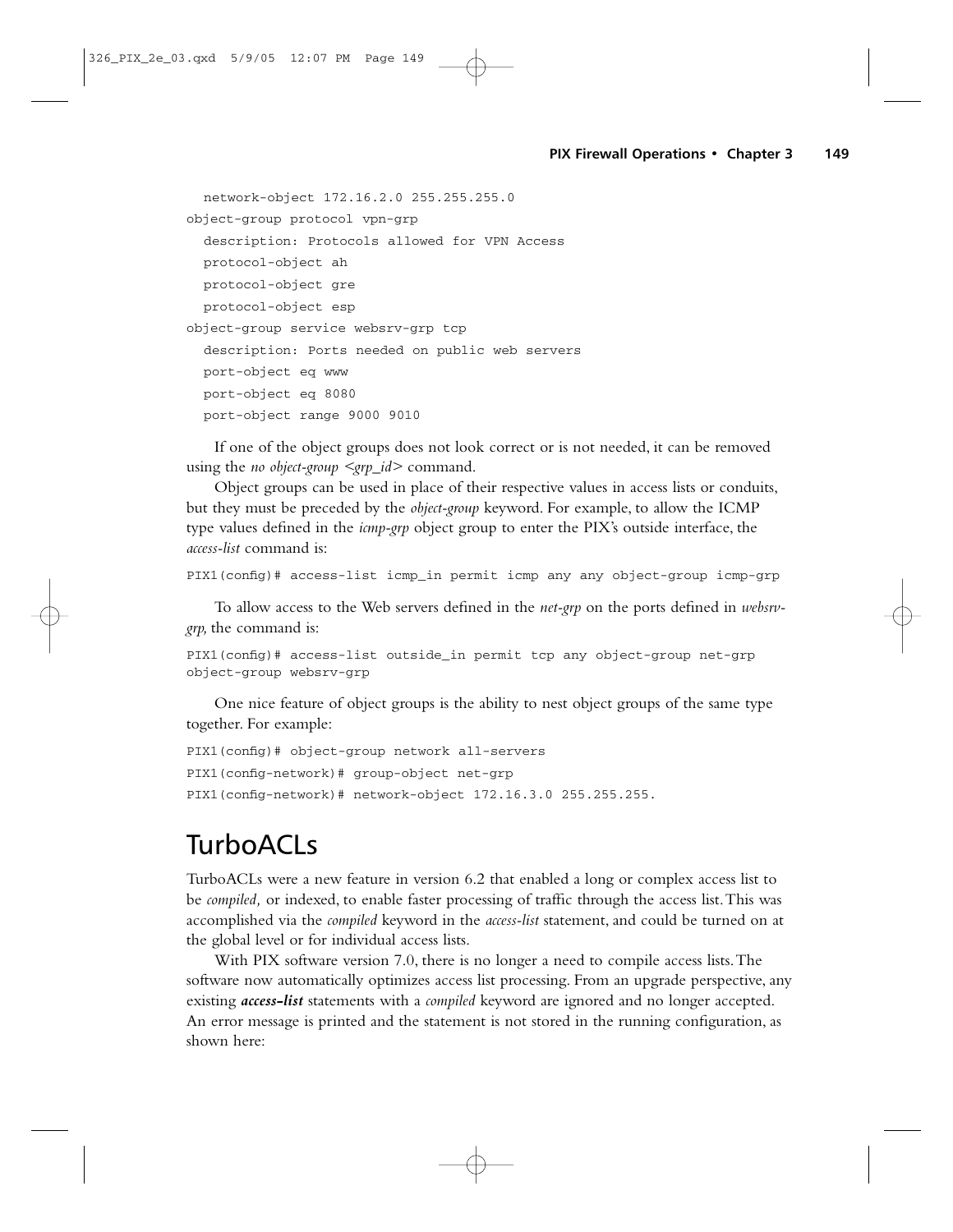```
  network-object 172.16.2.0 255.255.255.0
object-group protocol vpn-grp
  description: Protocols allowed for VPN Access
  protocol-object ah
  protocol-object gre
  protocol-object esp
object-group service websrv-grp tcp
  description: Ports needed on public web servers
  port-object eq www
  port-object eq 8080
  port-object range 9000 9010
```

If one of the object groups does not look correct or is not needed, it can be removed using the *no object-group <grp_id>* command.

Object groups can be used in place of their respective values in access lists or conduits, but they must be preceded by the *object-group* keyword. For example, to allow the ICMP type values defined in the *icmp-grp* object group to enter the PIX's outside interface, the *access-list* command is:

```
PIX1(config)# access-list icmp_in permit icmp any any object-group icmp-grp
```

To allow access to the Web servers defined in the *net-grp* on the ports defined in *websrv-grp,* the command is:

```
PIX1(config)# access-list outside_in permit tcp any object-group net-grp
object-group websrv-grp
```

One nice feature of object groups is the ability to nest object groups of the same type together. For example:

```
PIX1(config)# object-group network all-servers
PIX1(config-network)# group-object net-grp
PIX1(config-network)# network-object 172.16.3.0 255.255.255.
```

## TurboACLs

TurboACLs were a new feature in version 6.2 that enabled a long or complex access list to be *compiled,* or indexed, to enable faster processing of traffic through the access list. This was accomplished via the *compiled* keyword in the *access-list* statement, and could be turned on at the global level or for individual access lists.

With PIX software version 7.0, there is no longer a need to compile access lists. The software now automatically optimizes access list processing. From an upgrade perspective, any existing ***access-list*** statements with a *compiled* keyword are ignored and no longer accepted. An error message is printed and the statement is not stored in the running configuration, as shown here: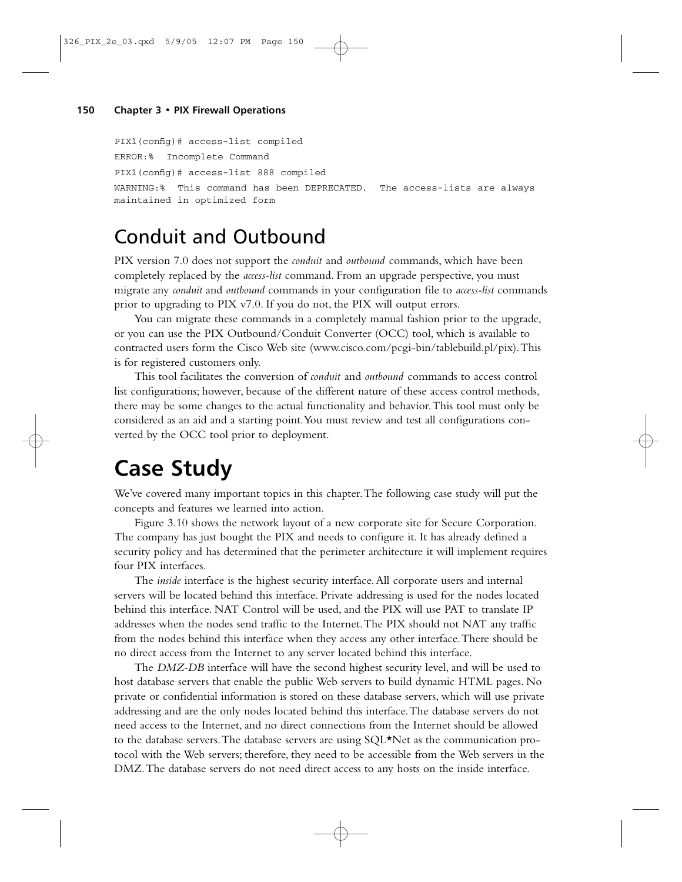```
PIX1(config)# access-list compiled
ERROR:%  Incomplete Command
PIX1(config)# access-list 888 compiled
WARNING:%  This command has been DEPRECATED.  The access-lists are always
maintained in optimized form
```

## Conduit and Outbound

PIX version 7.0 does not support the *conduit* and *outbound* commands, which have been completely replaced by the *access-list* command. From an upgrade perspective, you must migrate any *conduit* and *outbound* commands in your configuration file to *access-list* commands prior to upgrading to PIX v7.0. If you do not, the PIX will output errors.

You can migrate these commands in a completely manual fashion prior to the upgrade, or you can use the PIX Outbound/Conduit Converter (OCC) tool, which is available to contracted users form the Cisco Web site (www.cisco.com/pcgi-bin/tablebuild.pl/pix). This is for registered customers only.

This tool facilitates the conversion of *conduit* and *outbound* commands to access control list configurations; however, because of the different nature of these access control methods, there may be some changes to the actual functionality and behavior. This tool must only be considered as an aid and a starting point. You must review and test all configurations converted by the OCC tool prior to deployment.

# Case Study

We've covered many important topics in this chapter. The following case study will put the concepts and features we learned into action.

Figure 3.10 shows the network layout of a new corporate site for Secure Corporation. The company has just bought the PIX and needs to configure it. It has already defined a security policy and has determined that the perimeter architecture it will implement requires four PIX interfaces.

The *inside* interface is the highest security interface. All corporate users and internal servers will be located behind this interface. Private addressing is used for the nodes located behind this interface. NAT Control will be used, and the PIX will use PAT to translate IP addresses when the nodes send traffic to the Internet. The PIX should not NAT any traffic from the nodes behind this interface when they access any other interface. There should be no direct access from the Internet to any server located behind this interface.

The *DMZ-DB* interface will have the second highest security level, and will be used to host database servers that enable the public Web servers to build dynamic HTML pages. No private or confidential information is stored on these database servers, which will use private addressing and are the only nodes located behind this interface. The database servers do not need access to the Internet, and no direct connections from the Internet should be allowed to the database servers. The database servers are using SQL*Net as the communication protocol with the Web servers; therefore, they need to be accessible from the Web servers in the DMZ. The database servers do not need direct access to any hosts on the inside interface.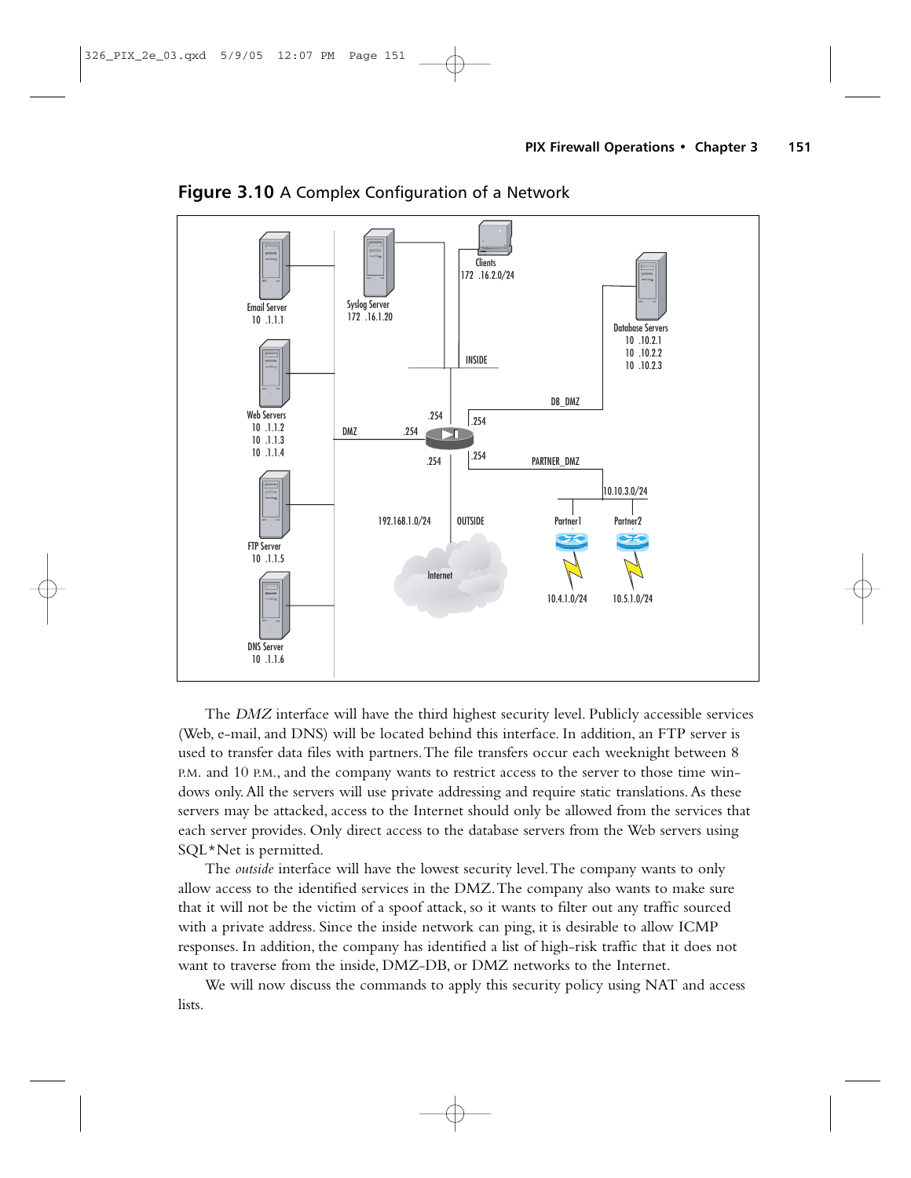**Figure 3.10** A Complex Configuration of a Network

The *DMZ* interface will have the third highest security level. Publicly accessible services (Web, e-mail, and DNS) will be located behind this interface. In addition, an FTP server is used to transfer data files with partners. The file transfers occur each weeknight between 8 P.M. and 10 P.M., and the company wants to restrict access to the server to those time windows only. All the servers will use private addressing and require static translations. As these servers may be attacked, access to the Internet should only be allowed from the services that each server provides. Only direct access to the database servers from the Web servers using SQL*Net is permitted.

The *outside* interface will have the lowest security level. The company wants to only allow access to the identified services in the DMZ. The company also wants to make sure that it will not be the victim of a spoof attack, so it wants to filter out any traffic sourced with a private address. Since the inside network can ping, it is desirable to allow ICMP responses. In addition, the company has identified a list of high-risk traffic that it does not want to traverse from the inside, DMZ-DB, or DMZ networks to the Internet.

We will now discuss the commands to apply this security policy using NAT and access lists.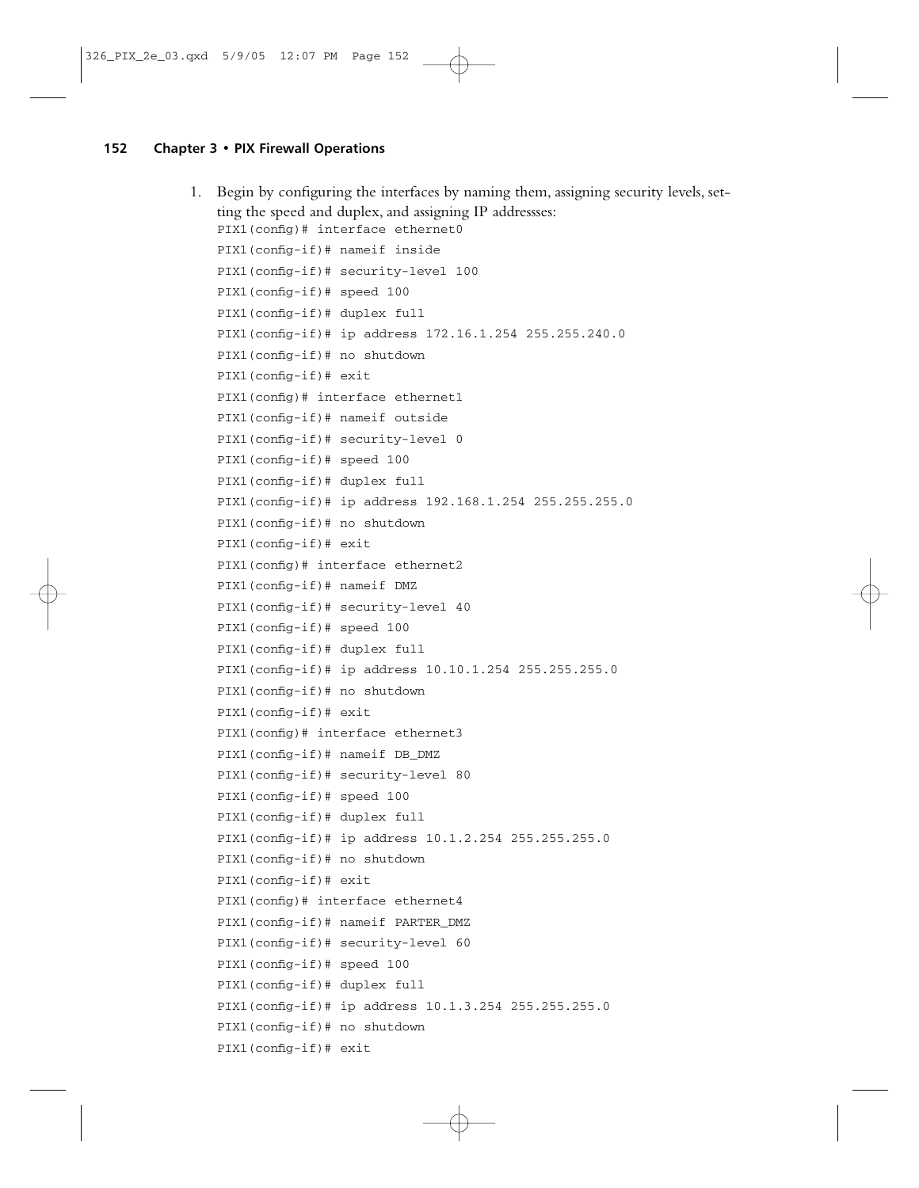1. Begin by configuring the interfaces by naming them, assigning security levels, setting the speed and duplex, and assigning IP addressses:

```
PIX1(config)# interface ethernet0
PIX1(config-if)# nameif inside
PIX1(config-if)# security-level 100
PIX1(config-if)# speed 100
PIX1(config-if)# duplex full
PIX1(config-if)# ip address 172.16.1.254 255.255.240.0
PIX1(config-if)# no shutdown
PIX1(config-if)# exit
PIX1(config)# interface ethernet1
PIX1(config-if)# nameif outside
PIX1(config-if)# security-level 0
PIX1(config-if)# speed 100
PIX1(config-if)# duplex full
PIX1(config-if)# ip address 192.168.1.254 255.255.255.0
PIX1(config-if)# no shutdown
PIX1(config-if)# exit
PIX1(config)# interface ethernet2
PIX1(config-if)# nameif DMZ
PIX1(config-if)# security-level 40
PIX1(config-if)# speed 100
PIX1(config-if)# duplex full
PIX1(config-if)# ip address 10.10.1.254 255.255.255.0
PIX1(config-if)# no shutdown
PIX1(config-if)# exit
PIX1(config)# interface ethernet3
PIX1(config-if)# nameif DB_DMZ
PIX1(config-if)# security-level 80
PIX1(config-if)# speed 100
PIX1(config-if)# duplex full
PIX1(config-if)# ip address 10.1.2.254 255.255.255.0
PIX1(config-if)# no shutdown
PIX1(config-if)# exit
PIX1(config)# interface ethernet4
PIX1(config-if)# nameif PARTER_DMZ
PIX1(config-if)# security-level 60
PIX1(config-if)# speed 100
PIX1(config-if)# duplex full
PIX1(config-if)# ip address 10.1.3.254 255.255.255.0
PIX1(config-if)# no shutdown
PIX1(config-if)# exit
```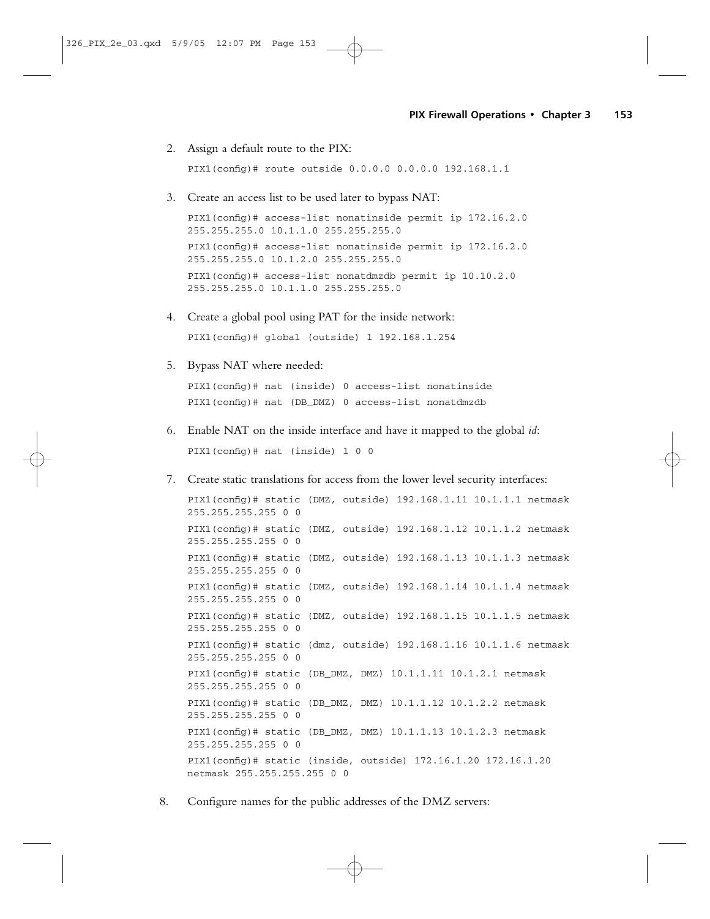2. Assign a default route to the PIX:

```
PIX1(config)# route outside 0.0.0.0 0.0.0.0 192.168.1.1
```

3. Create an access list to be used later to bypass NAT:

```
PIX1(config)# access-list nonatinside permit ip 172.16.2.0
255.255.255.0 10.1.1.0 255.255.255.0
PIX1(config)# access-list nonatinside permit ip 172.16.2.0
255.255.255.0 10.1.2.0 255.255.255.0
PIX1(config)# access-list nonatdmzdb permit ip 10.10.2.0
255.255.255.0 10.1.1.0 255.255.255.0
```

4. Create a global pool using PAT for the inside network:

```
PIX1(config)# global (outside) 1 192.168.1.254
```

5. Bypass NAT where needed:

```
PIX1(config)# nat (inside) 0 access-list nonatinside
PIX1(config)# nat (DB_DMZ) 0 access-list nonatdmzdb
```

6. Enable NAT on the inside interface and have it mapped to the global *id*:

```
PIX1(config)# nat (inside) 1 0 0
```

7. Create static translations for access from the lower level security interfaces:

```
PIX1(config)# static (DMZ, outside) 192.168.1.11 10.1.1.1 netmask
255.255.255.255 0 0
PIX1(config)# static (DMZ, outside) 192.168.1.12 10.1.1.2 netmask
255.255.255.255 0 0
PIX1(config)# static (DMZ, outside) 192.168.1.13 10.1.1.3 netmask
255.255.255.255 0 0
PIX1(config)# static (DMZ, outside) 192.168.1.14 10.1.1.4 netmask
255.255.255.255 0 0
PIX1(config)# static (DMZ, outside) 192.168.1.15 10.1.1.5 netmask
255.255.255.255 0 0
PIX1(config)# static (dmz, outside) 192.168.1.16 10.1.1.6 netmask
255.255.255.255 0 0
PIX1(config)# static (DB_DMZ, DMZ) 10.1.1.11 10.1.2.1 netmask
255.255.255.255 0 0
PIX1(config)# static (DB_DMZ, DMZ) 10.1.1.12 10.1.2.2 netmask
255.255.255.255 0 0
PIX1(config)# static (DB_DMZ, DMZ) 10.1.1.13 10.1.2.3 netmask
255.255.255.255 0 0
PIX1(config)# static (inside, outside) 172.16.1.20 172.16.1.20
netmask 255.255.255.255 0 0
```

8. Configure names for the public addresses of the DMZ servers: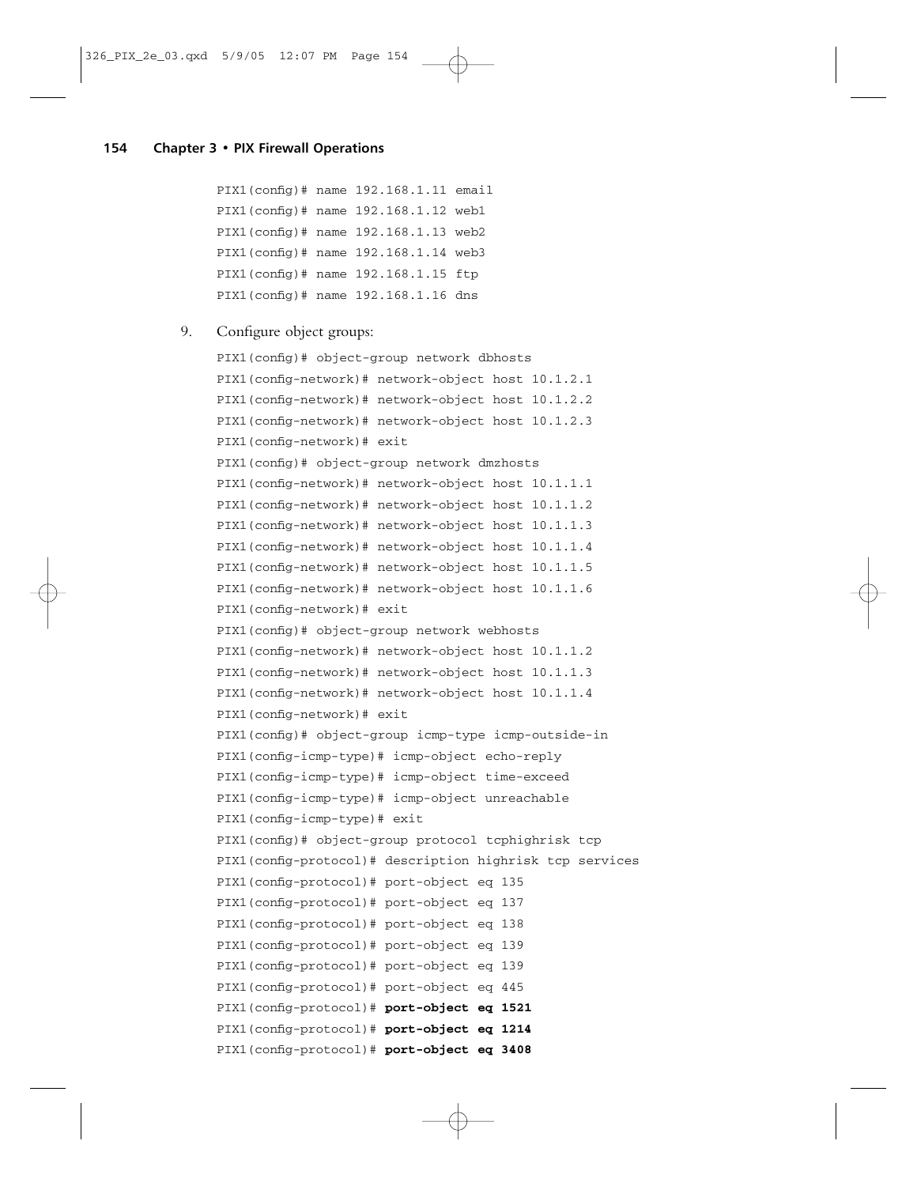```
PIX1(config)# name 192.168.1.11 email
PIX1(config)# name 192.168.1.12 web1
PIX1(config)# name 192.168.1.13 web2
PIX1(config)# name 192.168.1.14 web3
PIX1(config)# name 192.168.1.15 ftp
PIX1(config)# name 192.168.1.16 dns
```

9. Configure object groups:

```
PIX1(config)# object-group network dbhosts
PIX1(config-network)# network-object host 10.1.2.1
PIX1(config-network)# network-object host 10.1.2.2
PIX1(config-network)# network-object host 10.1.2.3
PIX1(config-network)# exit
PIX1(config)# object-group network dmzhosts
PIX1(config-network)# network-object host 10.1.1.1
PIX1(config-network)# network-object host 10.1.1.2
PIX1(config-network)# network-object host 10.1.1.3
PIX1(config-network)# network-object host 10.1.1.4
PIX1(config-network)# network-object host 10.1.1.5
PIX1(config-network)# network-object host 10.1.1.6
PIX1(config-network)# exit
PIX1(config)# object-group network webhosts
PIX1(config-network)# network-object host 10.1.1.2
PIX1(config-network)# network-object host 10.1.1.3
PIX1(config-network)# network-object host 10.1.1.4
PIX1(config-network)# exit
PIX1(config)# object-group icmp-type icmp-outside-in
PIX1(config-icmp-type)# icmp-object echo-reply
PIX1(config-icmp-type)# icmp-object time-exceed
PIX1(config-icmp-type)# icmp-object unreachable
PIX1(config-icmp-type)# exit
PIX1(config)# object-group protocol tcphighrisk tcp
PIX1(config-protocol)# description highrisk tcp services
PIX1(config-protocol)# port-object eq 135
PIX1(config-protocol)# port-object eq 137
PIX1(config-protocol)# port-object eq 138
PIX1(config-protocol)# port-object eq 139
PIX1(config-protocol)# port-object eq 139
PIX1(config-protocol)# port-object eq 445
PIX1(config-protocol)# port-object eq 1521
PIX1(config-protocol)# port-object eq 1214
PIX1(config-protocol)# port-object eq 3408
```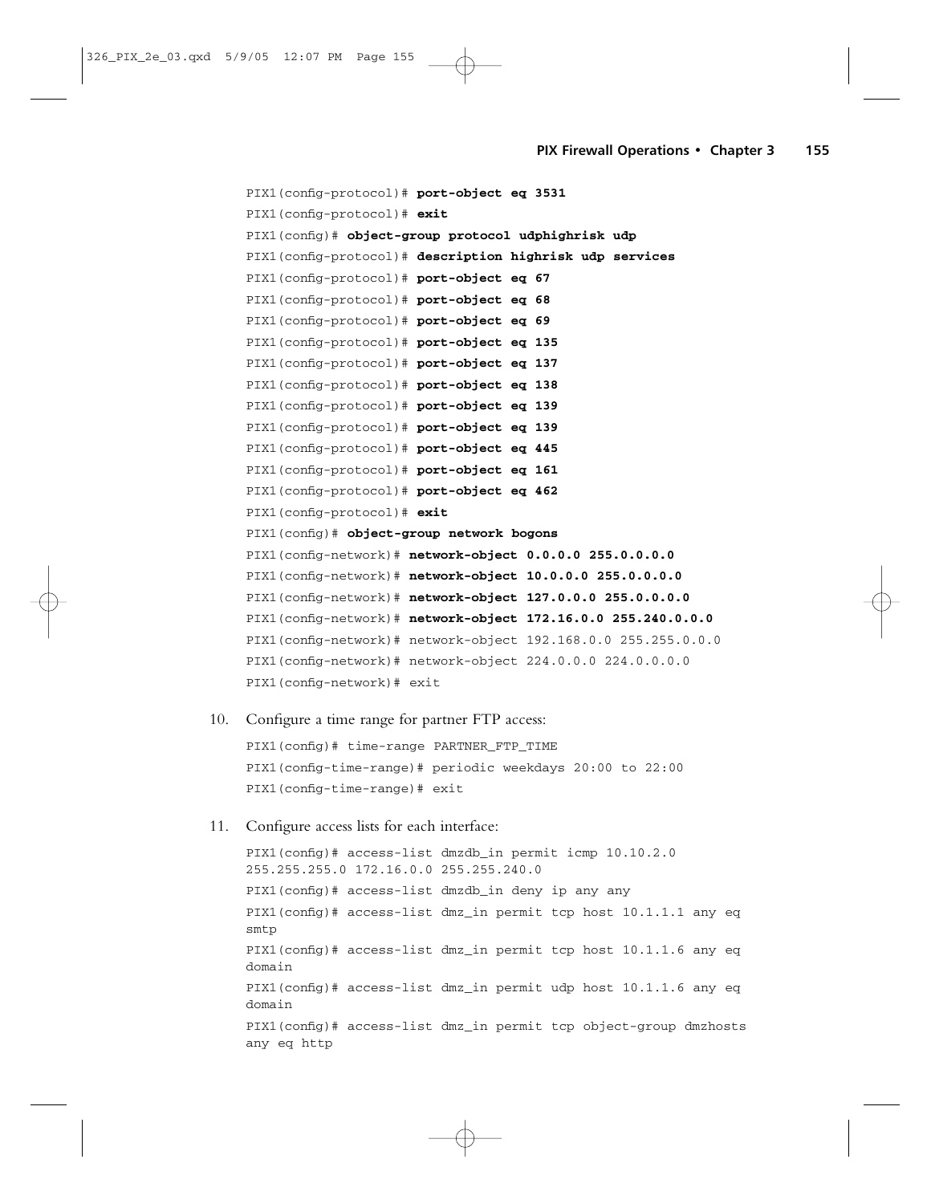```
PIX1(config-protocol)# port-object eq 3531
PIX1(config-protocol)# exit
PIX1(config)# object-group protocol udphighrisk udp
PIX1(config-protocol)# description highrisk udp services
PIX1(config-protocol)# port-object eq 67
PIX1(config-protocol)# port-object eq 68
PIX1(config-protocol)# port-object eq 69
PIX1(config-protocol)# port-object eq 135
PIX1(config-protocol)# port-object eq 137
PIX1(config-protocol)# port-object eq 138
PIX1(config-protocol)# port-object eq 139
PIX1(config-protocol)# port-object eq 139
PIX1(config-protocol)# port-object eq 445
PIX1(config-protocol)# port-object eq 161
PIX1(config-protocol)# port-object eq 462
PIX1(config-protocol)# exit
PIX1(config)# object-group network bogons
PIX1(config-network)# network-object 0.0.0.0 255.0.0.0.0
PIX1(config-network)# network-object 10.0.0.0 255.0.0.0.0
PIX1(config-network)# network-object 127.0.0.0 255.0.0.0.0
PIX1(config-network)# network-object 172.16.0.0 255.240.0.0.0
PIX1(config-network)# network-object 192.168.0.0 255.255.0.0.0
PIX1(config-network)# network-object 224.0.0.0 224.0.0.0.0
PIX1(config-network)# exit
```

10. Configure a time range for partner FTP access:

```
PIX1(config)# time-range PARTNER_FTP_TIME
PIX1(config-time-range)# periodic weekdays 20:00 to 22:00
PIX1(config-time-range)# exit
```

11. Configure access lists for each interface:

```
PIX1(config)# access-list dmzdb_in permit icmp 10.10.2.0
255.255.255.0 172.16.0.0 255.255.240.0
PIX1(config)# access-list dmzdb_in deny ip any any
PIX1(config)# access-list dmz_in permit tcp host 10.1.1.1 any eq
smtp
PIX1(config)# access-list dmz_in permit tcp host 10.1.1.6 any eq
domain
PIX1(config)# access-list dmz_in permit udp host 10.1.1.6 any eq
domain
PIX1(config)# access-list dmz_in permit tcp object-group dmzhosts
any eq http
```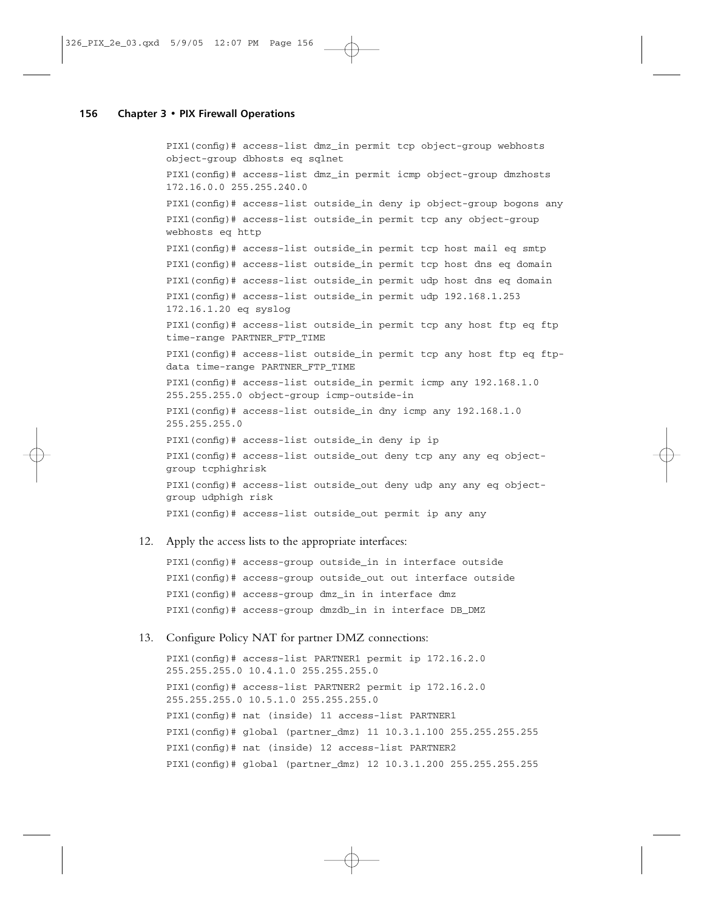```
PIX1(config)# access-list dmz_in permit tcp object-group webhosts
object-group dbhosts eq sqlnet
PIX1(config)# access-list dmz_in permit icmp object-group dmzhosts
172.16.0.0 255.255.240.0
PIX1(config)# access-list outside_in deny ip object-group bogons any
PIX1(config)# access-list outside_in permit tcp any object-group
webhosts eq http
PIX1(config)# access-list outside_in permit tcp host mail eq smtp
PIX1(config)# access-list outside_in permit tcp host dns eq domain
PIX1(config)# access-list outside_in permit udp host dns eq domain
PIX1(config)# access-list outside_in permit udp 192.168.1.253
172.16.1.20 eq syslog
PIX1(config)# access-list outside_in permit tcp any host ftp eq ftp
time-range PARTNER_FTP_TIME
PIX1(config)# access-list outside_in permit tcp any host ftp eq ftp-
data time-range PARTNER_FTP_TIME
PIX1(config)# access-list outside_in permit icmp any 192.168.1.0
255.255.255.0 object-group icmp-outside-in
PIX1(config)# access-list outside_in dny icmp any 192.168.1.0
255.255.255.0
PIX1(config)# access-list outside_in deny ip ip
PIX1(config)# access-list outside_out deny tcp any any eq object-
group tcphighrisk
PIX1(config)# access-list outside_out deny udp any any eq object-
group udphigh risk
PIX1(config)# access-list outside_out permit ip any any
```

12. Apply the access lists to the appropriate interfaces:

```
PIX1(config)# access-group outside_in in interface outside
PIX1(config)# access-group outside_out out interface outside
PIX1(config)# access-group dmz_in in interface dmz
PIX1(config)# access-group dmzdb_in in interface DB_DMZ
```

13. Configure Policy NAT for partner DMZ connections:

```
PIX1(config)# access-list PARTNER1 permit ip 172.16.2.0
255.255.255.0 10.4.1.0 255.255.255.0
PIX1(config)# access-list PARTNER2 permit ip 172.16.2.0
255.255.255.0 10.5.1.0 255.255.255.0
PIX1(config)# nat (inside) 11 access-list PARTNER1
PIX1(config)# global (partner_dmz) 11 10.3.1.100 255.255.255.255
PIX1(config)# nat (inside) 12 access-list PARTNER2
PIX1(config)# global (partner_dmz) 12 10.3.1.200 255.255.255.255
```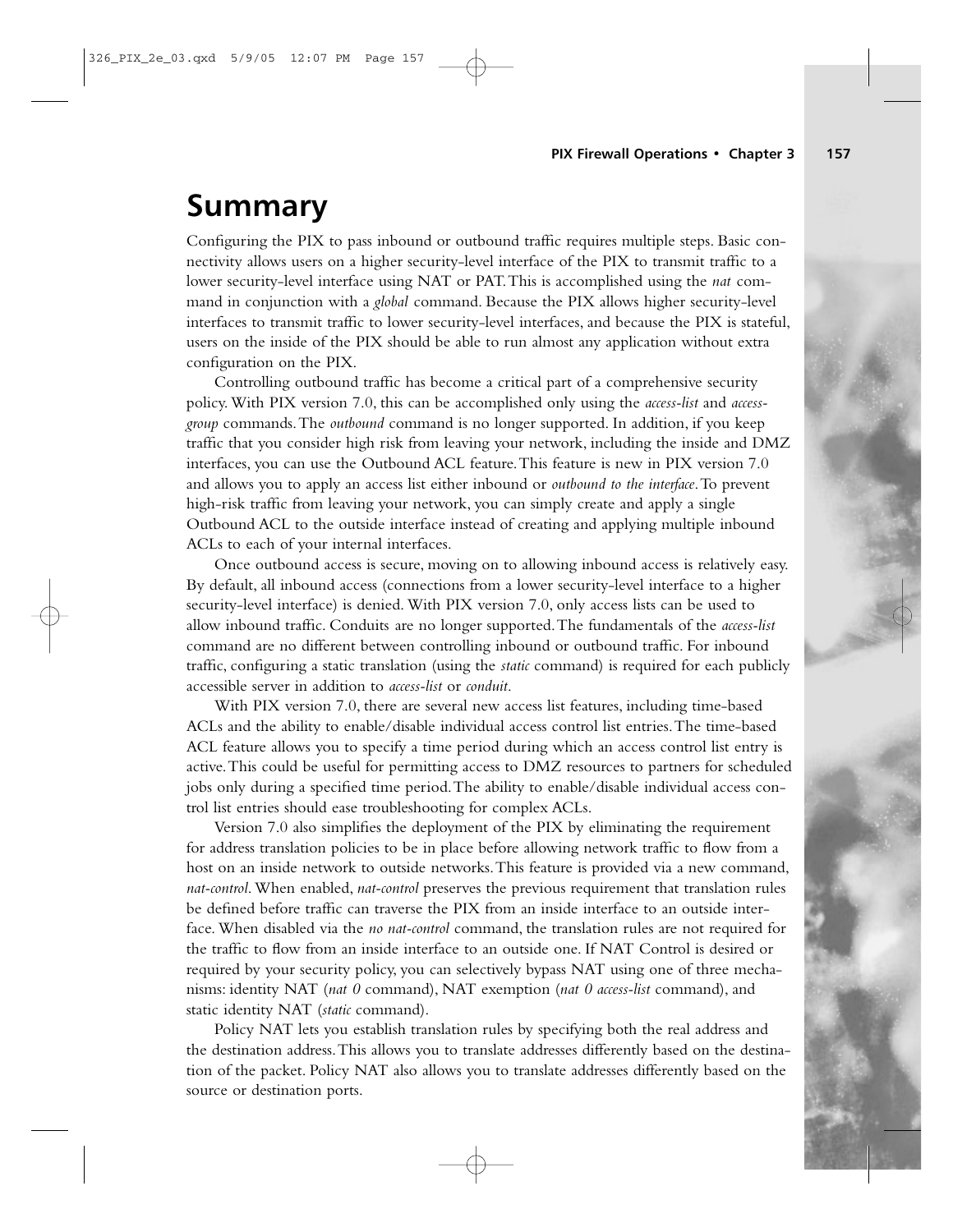# Summary

Configuring the PIX to pass inbound or outbound traffic requires multiple steps. Basic connectivity allows users on a higher security-level interface of the PIX to transmit traffic to a lower security-level interface using NAT or PAT. This is accomplished using the *nat* command in conjunction with a *global* command. Because the PIX allows higher security-level interfaces to transmit traffic to lower security-level interfaces, and because the PIX is stateful, users on the inside of the PIX should be able to run almost any application without extra configuration on the PIX.

Controlling outbound traffic has become a critical part of a comprehensive security policy. With PIX version 7.0, this can be accomplished only using the *access-list* and *access-group* commands. The *outbound* command is no longer supported. In addition, if you keep traffic that you consider high risk from leaving your network, including the inside and DMZ interfaces, you can use the Outbound ACL feature. This feature is new in PIX version 7.0 and allows you to apply an access list either inbound or *outbound to the interface*. To prevent high-risk traffic from leaving your network, you can simply create and apply a single Outbound ACL to the outside interface instead of creating and applying multiple inbound ACLs to each of your internal interfaces.

Once outbound access is secure, moving on to allowing inbound access is relatively easy. By default, all inbound access (connections from a lower security-level interface to a higher security-level interface) is denied. With PIX version 7.0, only access lists can be used to allow inbound traffic. Conduits are no longer supported. The fundamentals of the *access-list* command are no different between controlling inbound or outbound traffic. For inbound traffic, configuring a static translation (using the *static* command) is required for each publicly accessible server in addition to *access-list* or *conduit*.

With PIX version 7.0, there are several new access list features, including time-based ACLs and the ability to enable/disable individual access control list entries. The time-based ACL feature allows you to specify a time period during which an access control list entry is active. This could be useful for permitting access to DMZ resources to partners for scheduled jobs only during a specified time period. The ability to enable/disable individual access control list entries should ease troubleshooting for complex ACLs.

Version 7.0 also simplifies the deployment of the PIX by eliminating the requirement for address translation policies to be in place before allowing network traffic to flow from a host on an inside network to outside networks. This feature is provided via a new command, *nat-control*. When enabled, *nat-control* preserves the previous requirement that translation rules be defined before traffic can traverse the PIX from an inside interface to an outside interface. When disabled via the *no nat-control* command, the translation rules are not required for the traffic to flow from an inside interface to an outside one. If NAT Control is desired or required by your security policy, you can selectively bypass NAT using one of three mechanisms: identity NAT (*nat 0* command), NAT exemption (*nat 0 access-list* command), and static identity NAT (*static* command).

Policy NAT lets you establish translation rules by specifying both the real address and the destination address. This allows you to translate addresses differently based on the destination of the packet. Policy NAT also allows you to translate addresses differently based on the source or destination ports.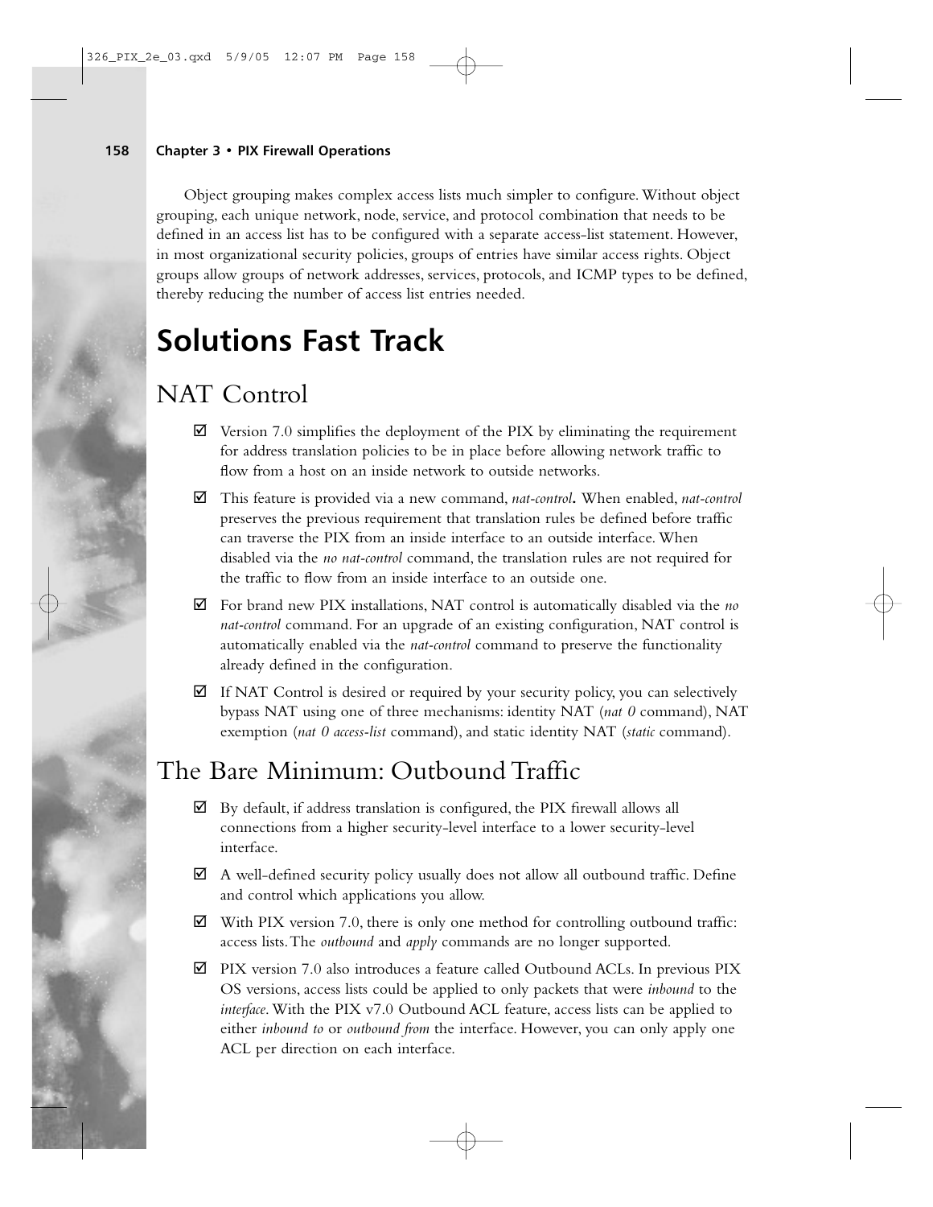Object grouping makes complex access lists much simpler to configure. Without object grouping, each unique network, node, service, and protocol combination that needs to be defined in an access list has to be configured with a separate access-list statement. However, in most organizational security policies, groups of entries have similar access rights. Object groups allow groups of network addresses, services, protocols, and ICMP types to be defined, thereby reducing the number of access list entries needed.

# Solutions Fast Track

## NAT Control

- ☑ Version 7.0 simplifies the deployment of the PIX by eliminating the requirement for address translation policies to be in place before allowing network traffic to flow from a host on an inside network to outside networks.
- ☑ This feature is provided via a new command, *nat-control*. When enabled, *nat-control* preserves the previous requirement that translation rules be defined before traffic can traverse the PIX from an inside interface to an outside interface. When disabled via the *no nat-control* command, the translation rules are not required for the traffic to flow from an inside interface to an outside one.
- ☑ For brand new PIX installations, NAT control is automatically disabled via the *no nat-control* command. For an upgrade of an existing configuration, NAT control is automatically enabled via the *nat-control* command to preserve the functionality already defined in the configuration.
- ☑ If NAT Control is desired or required by your security policy, you can selectively bypass NAT using one of three mechanisms: identity NAT (*nat 0* command), NAT exemption (*nat 0 access-list* command), and static identity NAT (*static* command).

## The Bare Minimum: Outbound Traffic

- ☑ By default, if address translation is configured, the PIX firewall allows all connections from a higher security-level interface to a lower security-level interface.
- ☑ A well-defined security policy usually does not allow all outbound traffic. Define and control which applications you allow.
- ☑ With PIX version 7.0, there is only one method for controlling outbound traffic: access lists. The *outbound* and *apply* commands are no longer supported.
- ☑ PIX version 7.0 also introduces a feature called Outbound ACLs. In previous PIX OS versions, access lists could be applied to only packets that were *inbound* to the *interface*. With the PIX v7.0 Outbound ACL feature, access lists can be applied to either *inbound to* or *outbound from* the interface. However, you can only apply one ACL per direction on each interface.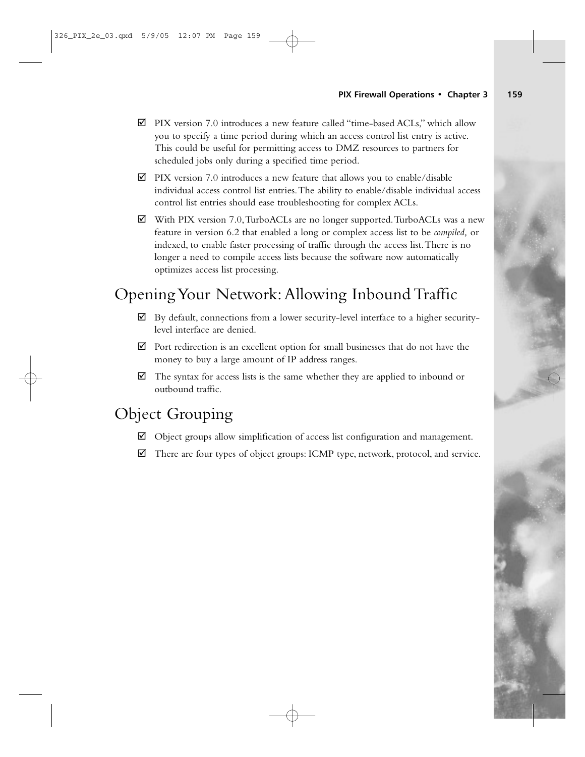- ☑ PIX version 7.0 introduces a new feature called "time-based ACLs," which allow you to specify a time period during which an access control list entry is active. This could be useful for permitting access to DMZ resources to partners for scheduled jobs only during a specified time period.
- ☑ PIX version 7.0 introduces a new feature that allows you to enable/disable individual access control list entries. The ability to enable/disable individual access control list entries should ease troubleshooting for complex ACLs.
- ☑ With PIX version 7.0, TurboACLs are no longer supported. TurboACLs was a new feature in version 6.2 that enabled a long or complex access list to be *compiled,* or indexed, to enable faster processing of traffic through the access list. There is no longer a need to compile access lists because the software now automatically optimizes access list processing.

## Opening Your Network: Allowing Inbound Traffic

- ☑ By default, connections from a lower security-level interface to a higher security-level interface are denied.
- ☑ Port redirection is an excellent option for small businesses that do not have the money to buy a large amount of IP address ranges.
- ☑ The syntax for access lists is the same whether they are applied to inbound or outbound traffic.

## Object Grouping

- ☑ Object groups allow simplification of access list configuration and management.
- ☑ There are four types of object groups: ICMP type, network, protocol, and service.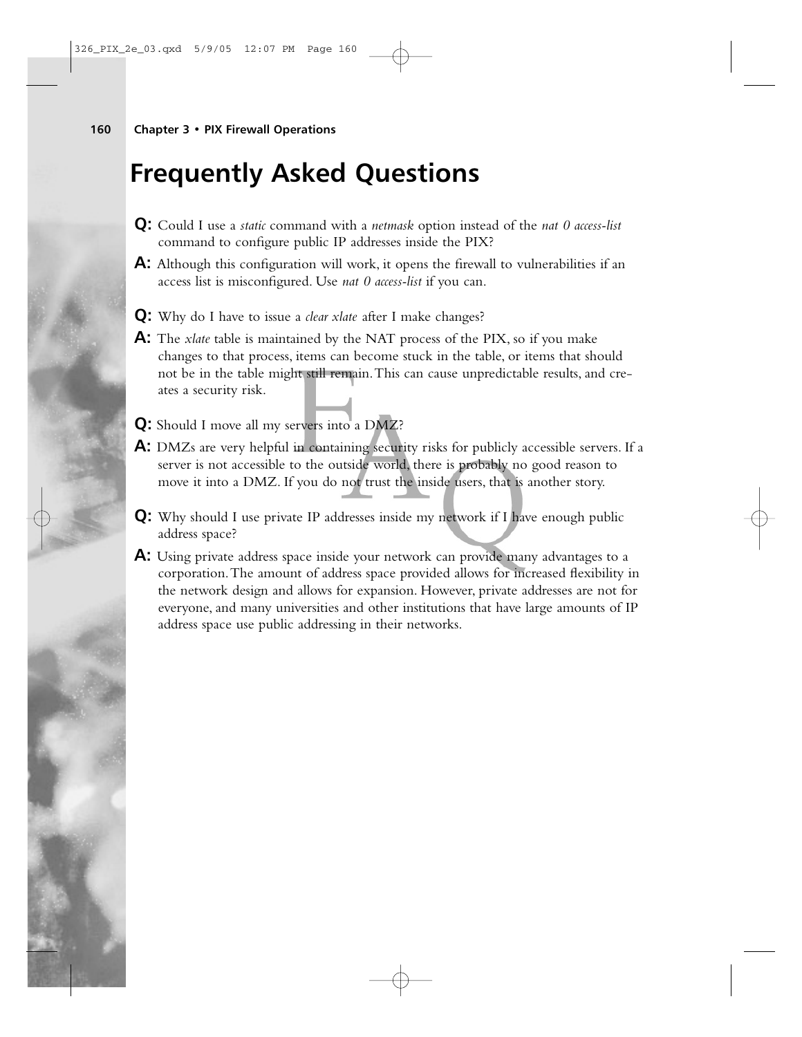# Frequently Asked Questions

**Q:** Could I use a *static* command with a *netmask* option instead of the *nat 0 access-list* command to configure public IP addresses inside the PIX?

**A:** Although this configuration will work, it opens the firewall to vulnerabilities if an access list is misconfigured. Use *nat 0 access-list* if you can.

**Q:** Why do I have to issue a *clear xlate* after I make changes?

**A:** The *xlate* table is maintained by the NAT process of the PIX, so if you make changes to that process, items can become stuck in the table, or items that should not be in the table might still remain. This can cause unpredictable results, and creates a security risk.

**Q:** Should I move all my servers into a DMZ?

**A:** DMZs are very helpful in containing security risks for publicly accessible servers. If a server is not accessible to the outside world, there is probably no good reason to move it into a DMZ. If you do not trust the inside users, that is another story.

**Q:** Why should I use private IP addresses inside my network if I have enough public address space?

**A:** Using private address space inside your network can provide many advantages to a corporation. The amount of address space provided allows for increased flexibility in the network design and allows for expansion. However, private addresses are not for everyone, and many universities and other institutions that have large amounts of IP address space use public addressing in their networks.